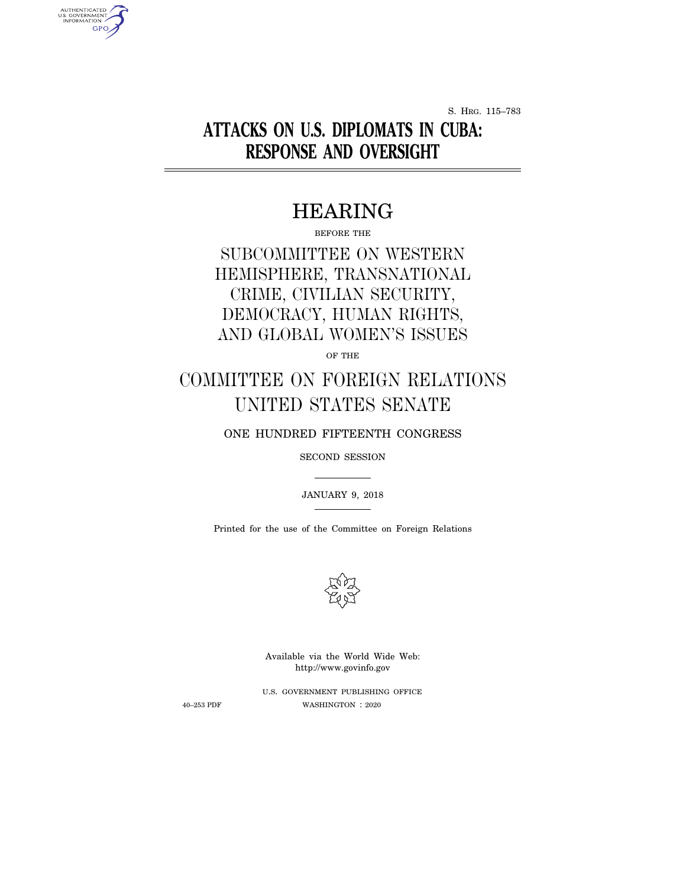S. Hrg. 115–783

# ATTACKS ON U.S. DIPLOMATS IN CUBA: RESPONSE AND OVERSIGHT

## HEARING

BEFORE THE

SUBCOMMITTEE ON WESTERN HEMISPHERE, TRANSNATIONAL CRIME, CIVILIAN SECURITY, DEMOCRACY, HUMAN RIGHTS, AND GLOBAL WOMEN'S ISSUES

OF THE

COMMITTEE ON FOREIGN RELATIONS UNITED STATES SENATE

ONE HUNDRED FIFTEENTH CONGRESS

SECOND SESSION

JANUARY 9, 2018

Printed for the use of the Committee on Foreign Relations

Available via the World Wide Web: http://www.govinfo.gov

U.S. GOVERNMENT PUBLISHING OFFICE

40–253 PDF WASHINGTON : 2020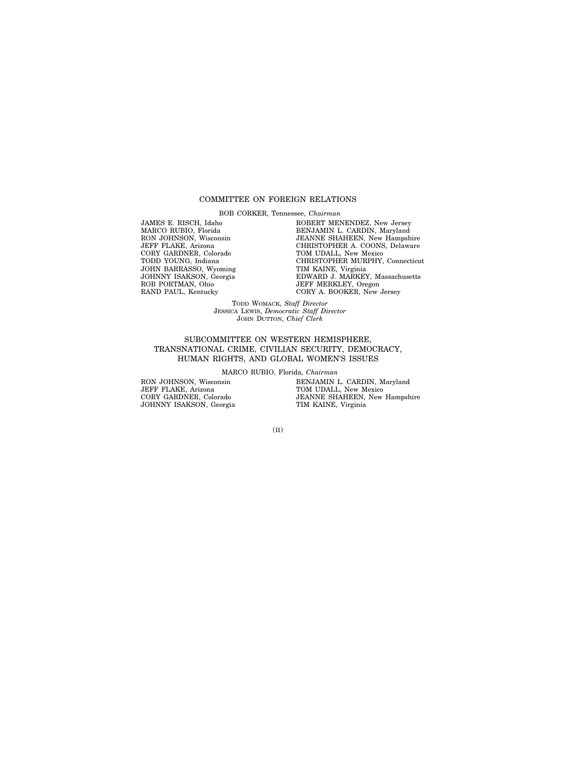## COMMITTEE ON FOREIGN RELATIONS

BOB CORKER, Tennessee, *Chairman*

JAMES E. RISCH, Idaho
MARCO RUBIO, Florida
RON JOHNSON, Wisconsin
JEFF FLAKE, Arizona
CORY GARDNER, Colorado
TODD YOUNG, Indiana
JOHN BARRASSO, Wyoming
JOHNNY ISAKSON, Georgia
ROB PORTMAN, Ohio
RAND PAUL, Kentucky

ROBERT MENENDEZ, New Jersey
BENJAMIN L. CARDIN, Maryland
JEANNE SHAHEEN, New Hampshire
CHRISTOPHER A. COONS, Delaware
TOM UDALL, New Mexico
CHRISTOPHER MURPHY, Connecticut
TIM KAINE, Virginia
EDWARD J. MARKEY, Massachusetts
JEFF MERKLEY, Oregon
CORY A. BOOKER, New Jersey

TODD WOMACK, *Staff Director*
JESSICA LEWIS, *Democratic Staff Director*
JOHN DUTTON, *Chief Clerk*

## SUBCOMMITTEE ON WESTERN HEMISPHERE, TRANSNATIONAL CRIME, CIVILIAN SECURITY, DEMOCRACY, HUMAN RIGHTS, AND GLOBAL WOMEN'S ISSUES

MARCO RUBIO, Florida, *Chairman*

RON JOHNSON, Wisconsin
JEFF FLAKE, Arizona
CORY GARDNER, Colorado
JOHNNY ISAKSON, Georgia

BENJAMIN L. CARDIN, Maryland
TOM UDALL, New Mexico
JEANNE SHAHEEN, New Hampshire
TIM KAINE, Virginia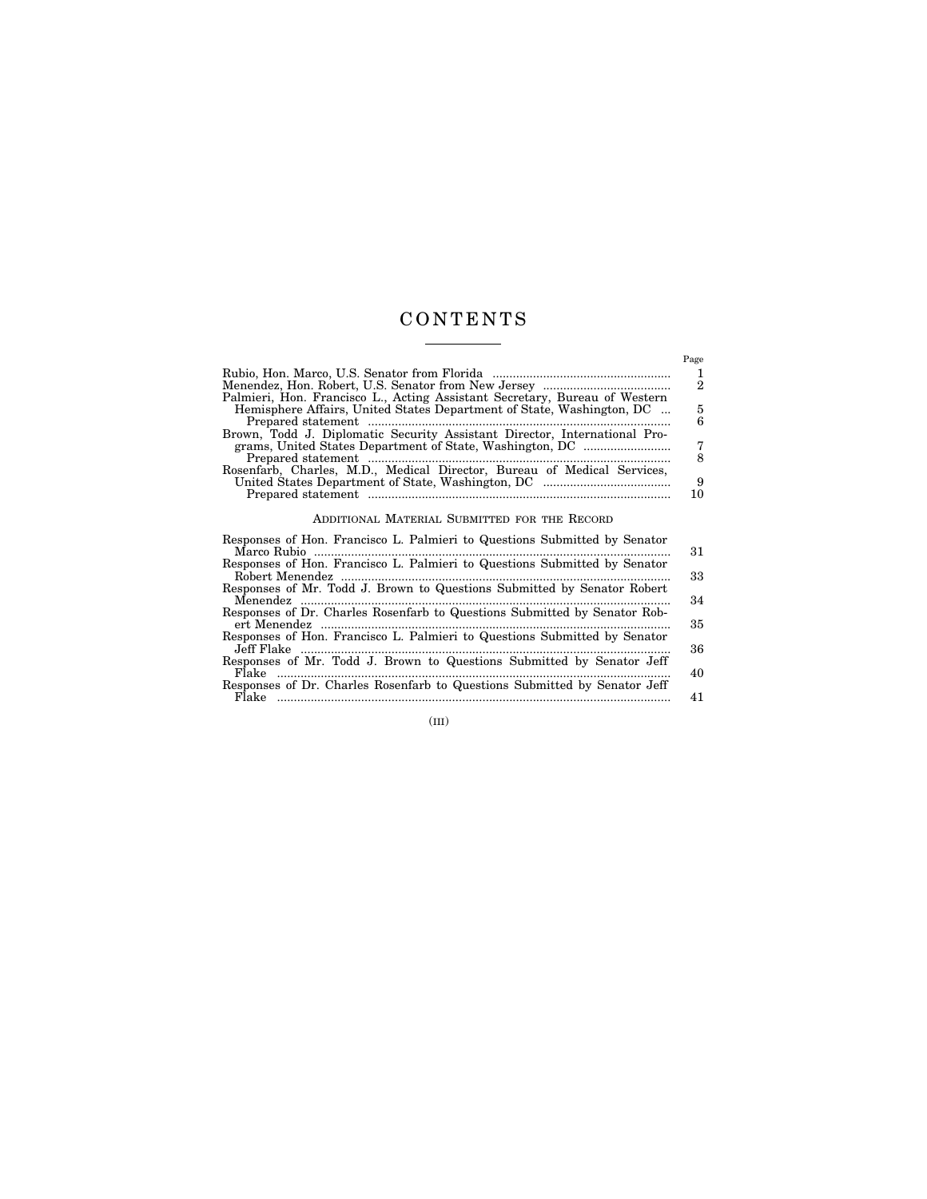# CONTENTS

| | Page |
|---|---|
| Rubio, Hon. Marco, U.S. Senator from Florida | 1 |
| Menendez, Hon. Robert, U.S. Senator from New Jersey | 2 |
| Palmieri, Hon. Francisco L., Acting Assistant Secretary, Bureau of Western Hemisphere Affairs, United States Department of State, Washington, DC | 5 |
| Prepared statement | 6 |
| Brown, Todd J. Diplomatic Security Assistant Director, International Programs, United States Department of State, Washington, DC | 7 |
| Prepared statement | 8 |
| Rosenfarb, Charles, M.D., Medical Director, Bureau of Medical Services, United States Department of State, Washington, DC | 9 |
| Prepared statement | 10 |

## Additional Material Submitted for the Record

| | |
|---|---|
| Responses of Hon. Francisco L. Palmieri to Questions Submitted by Senator Marco Rubio | 31 |
| Responses of Hon. Francisco L. Palmieri to Questions Submitted by Senator Robert Menendez | 33 |
| Responses of Mr. Todd J. Brown to Questions Submitted by Senator Robert Menendez | 34 |
| Responses of Dr. Charles Rosenfarb to Questions Submitted by Senator Robert Menendez | 35 |
| Responses of Hon. Francisco L. Palmieri to Questions Submitted by Senator Jeff Flake | 36 |
| Responses of Mr. Todd J. Brown to Questions Submitted by Senator Jeff Flake | 40 |
| Responses of Dr. Charles Rosenfarb to Questions Submitted by Senator Jeff Flake | 41 |

(III)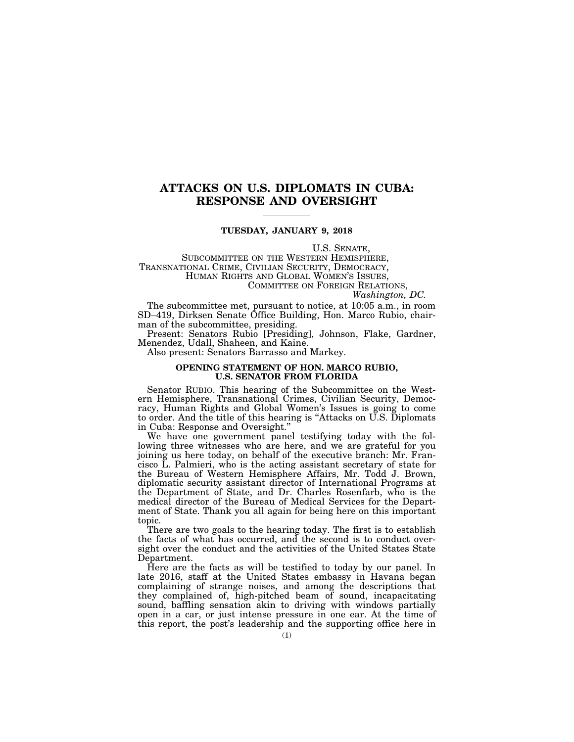# ATTACKS ON U.S. DIPLOMATS IN CUBA: RESPONSE AND OVERSIGHT

**TUESDAY, JANUARY 9, 2018**

U.S. SENATE,
SUBCOMMITTEE ON THE WESTERN HEMISPHERE,
TRANSNATIONAL CRIME, CIVILIAN SECURITY, DEMOCRACY,
HUMAN RIGHTS AND GLOBAL WOMEN'S ISSUES,
COMMITTEE ON FOREIGN RELATIONS,
*Washington, DC.*

The subcommittee met, pursuant to notice, at 10:05 a.m., in room SD–419, Dirksen Senate Office Building, Hon. Marco Rubio, chairman of the subcommittee, presiding.

Present: Senators Rubio [Presiding], Johnson, Flake, Gardner, Menendez, Udall, Shaheen, and Kaine.

Also present: Senators Barrasso and Markey.

## OPENING STATEMENT OF HON. MARCO RUBIO, U.S. SENATOR FROM FLORIDA

Senator RUBIO. This hearing of the Subcommittee on the Western Hemisphere, Transnational Crimes, Civilian Security, Democracy, Human Rights and Global Women's Issues is going to come to order. And the title of this hearing is "Attacks on U.S. Diplomats in Cuba: Response and Oversight."

We have one government panel testifying today with the following three witnesses who are here, and we are grateful for you joining us here today, on behalf of the executive branch: Mr. Francisco L. Palmieri, who is the acting assistant secretary of state for the Bureau of Western Hemisphere Affairs, Mr. Todd J. Brown, diplomatic security assistant director of International Programs at the Department of State, and Dr. Charles Rosenfarb, who is the medical director of the Bureau of Medical Services for the Department of State. Thank you all again for being here on this important topic.

There are two goals to the hearing today. The first is to establish the facts of what has occurred, and the second is to conduct oversight over the conduct and the activities of the United States State Department.

Here are the facts as will be testified to today by our panel. In late 2016, staff at the United States embassy in Havana began complaining of strange noises, and among the descriptions that they complained of, high-pitched beam of sound, incapacitating sound, baffling sensation akin to driving with windows partially open in a car, or just intense pressure in one ear. At the time of this report, the post's leadership and the supporting office here in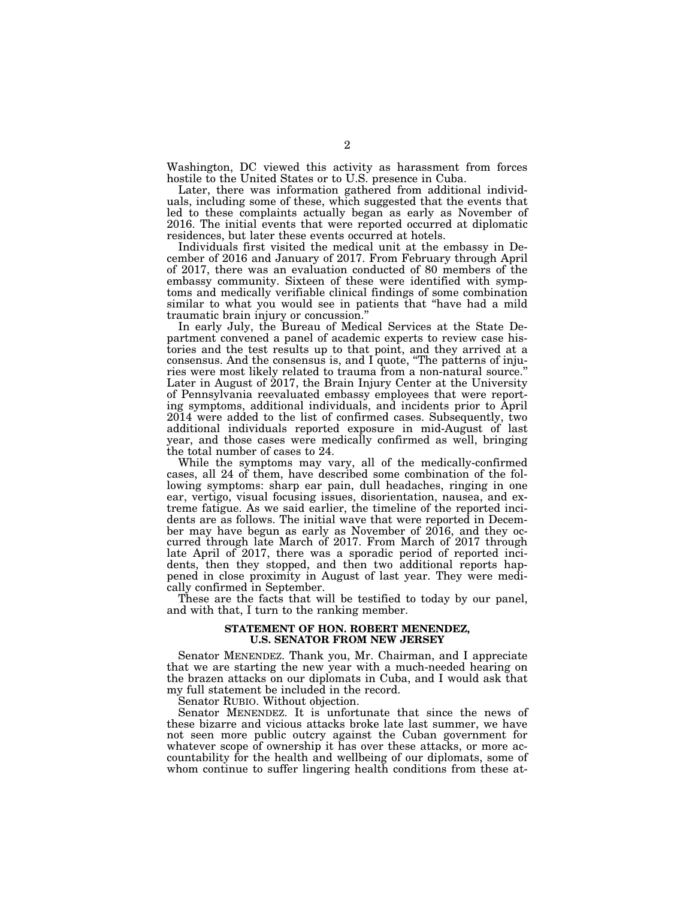Washington, DC viewed this activity as harassment from forces hostile to the United States or to U.S. presence in Cuba.

Later, there was information gathered from additional individuals, including some of these, which suggested that the events that led to these complaints actually began as early as November of 2016. The initial events that were reported occurred at diplomatic residences, but later these events occurred at hotels.

Individuals first visited the medical unit at the embassy in December of 2016 and January of 2017. From February through April of 2017, there was an evaluation conducted of 80 members of the embassy community. Sixteen of these were identified with symptoms and medically verifiable clinical findings of some combination similar to what you would see in patients that "have had a mild traumatic brain injury or concussion."

In early July, the Bureau of Medical Services at the State Department convened a panel of academic experts to review case histories and the test results up to that point, and they arrived at a consensus. And the consensus is, and I quote, "The patterns of injuries were most likely related to trauma from a non-natural source." Later in August of 2017, the Brain Injury Center at the University of Pennsylvania reevaluated embassy employees that were reporting symptoms, additional individuals, and incidents prior to April 2014 were added to the list of confirmed cases. Subsequently, two additional individuals reported exposure in mid-August of last year, and those cases were medically confirmed as well, bringing the total number of cases to 24.

While the symptoms may vary, all of the medically-confirmed cases, all 24 of them, have described some combination of the following symptoms: sharp ear pain, dull headaches, ringing in one ear, vertigo, visual focusing issues, disorientation, nausea, and extreme fatigue. As we said earlier, the timeline of the reported incidents are as follows. The initial wave that were reported in December may have begun as early as November of 2016, and they occurred through late March of 2017. From March of 2017 through late April of 2017, there was a sporadic period of reported incidents, then they stopped, and then two additional reports happened in close proximity in August of last year. They were medically confirmed in September.

These are the facts that will be testified to today by our panel, and with that, I turn to the ranking member.

## STATEMENT OF HON. ROBERT MENENDEZ, U.S. SENATOR FROM NEW JERSEY

Senator MENENDEZ. Thank you, Mr. Chairman, and I appreciate that we are starting the new year with a much-needed hearing on the brazen attacks on our diplomats in Cuba, and I would ask that my full statement be included in the record.

Senator RUBIO. Without objection.

Senator MENENDEZ. It is unfortunate that since the news of these bizarre and vicious attacks broke late last summer, we have not seen more public outcry against the Cuban government for whatever scope of ownership it has over these attacks, or more accountability for the health and wellbeing of our diplomats, some of whom continue to suffer lingering health conditions from these at-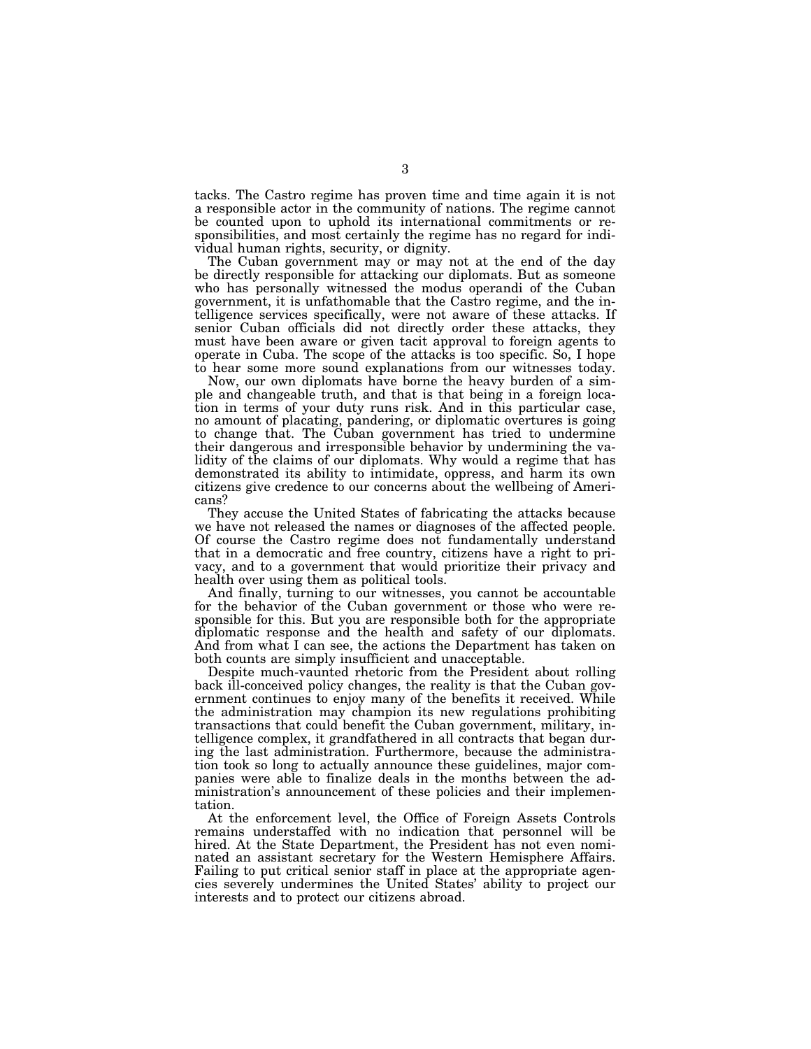tacks. The Castro regime has proven time and time again it is not a responsible actor in the community of nations. The regime cannot be counted upon to uphold its international commitments or responsibilities, and most certainly the regime has no regard for individual human rights, security, or dignity.

The Cuban government may or may not at the end of the day be directly responsible for attacking our diplomats. But as someone who has personally witnessed the modus operandi of the Cuban government, it is unfathomable that the Castro regime, and the intelligence services specifically, were not aware of these attacks. If senior Cuban officials did not directly order these attacks, they must have been aware or given tacit approval to foreign agents to operate in Cuba. The scope of the attacks is too specific. So, I hope to hear some more sound explanations from our witnesses today.

Now, our own diplomats have borne the heavy burden of a simple and changeable truth, and that is that being in a foreign location in terms of your duty runs risk. And in this particular case, no amount of placating, pandering, or diplomatic overtures is going to change that. The Cuban government has tried to undermine their dangerous and irresponsible behavior by undermining the validity of the claims of our diplomats. Why would a regime that has demonstrated its ability to intimidate, oppress, and harm its own citizens give credence to our concerns about the wellbeing of Americans?

They accuse the United States of fabricating the attacks because we have not released the names or diagnoses of the affected people. Of course the Castro regime does not fundamentally understand that in a democratic and free country, citizens have a right to privacy, and to a government that would prioritize their privacy and health over using them as political tools.

And finally, turning to our witnesses, you cannot be accountable for the behavior of the Cuban government or those who were responsible for this. But you are responsible both for the appropriate diplomatic response and the health and safety of our diplomats. And from what I can see, the actions the Department has taken on both counts are simply insufficient and unacceptable.

Despite much-vaunted rhetoric from the President about rolling back ill-conceived policy changes, the reality is that the Cuban government continues to enjoy many of the benefits it received. While the administration may champion its new regulations prohibiting transactions that could benefit the Cuban government, military, intelligence complex, it grandfathered in all contracts that began during the last administration. Furthermore, because the administration took so long to actually announce these guidelines, major companies were able to finalize deals in the months between the administration's announcement of these policies and their implementation.

At the enforcement level, the Office of Foreign Assets Controls remains understaffed with no indication that personnel will be hired. At the State Department, the President has not even nominated an assistant secretary for the Western Hemisphere Affairs. Failing to put critical senior staff in place at the appropriate agencies severely undermines the United States' ability to project our interests and to protect our citizens abroad.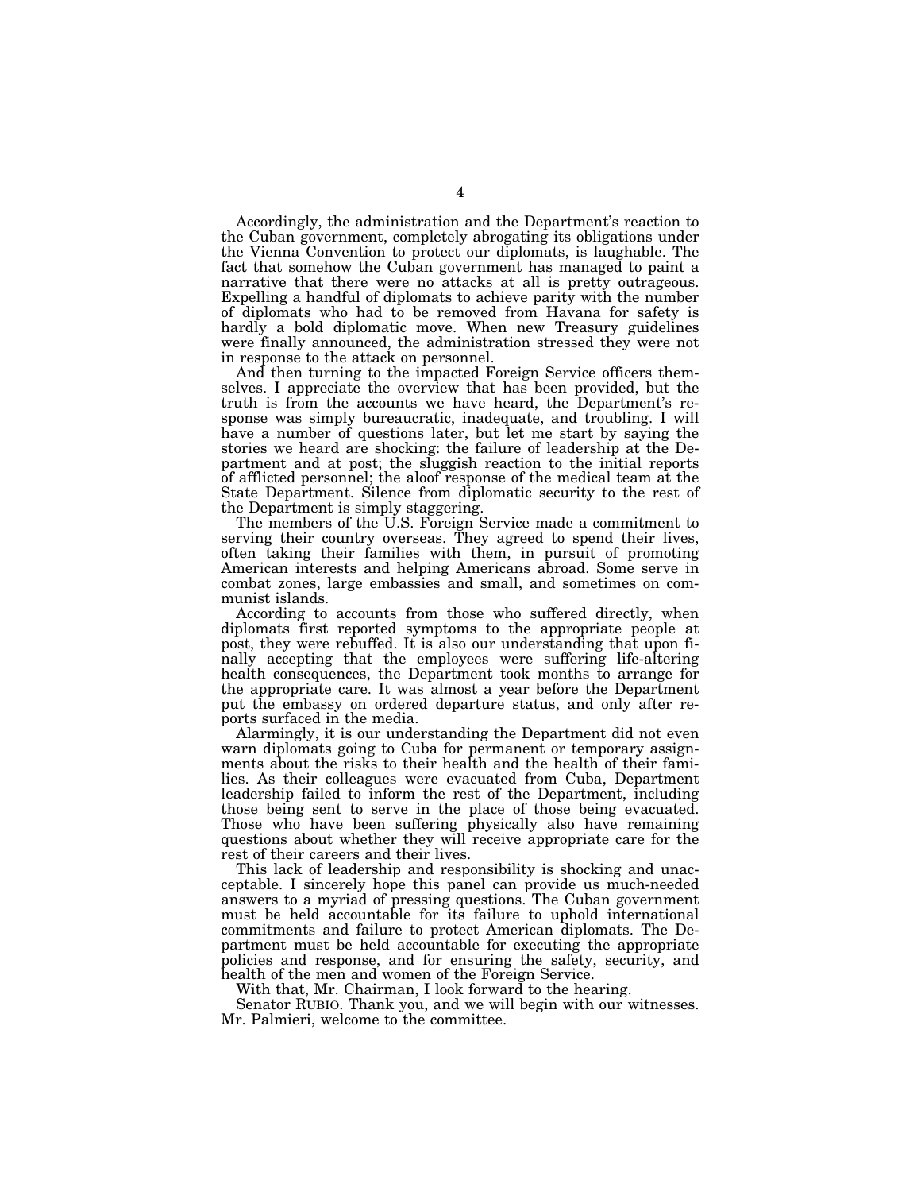Accordingly, the administration and the Department's reaction to the Cuban government, completely abrogating its obligations under the Vienna Convention to protect our diplomats, is laughable. The fact that somehow the Cuban government has managed to paint a narrative that there were no attacks at all is pretty outrageous. Expelling a handful of diplomats to achieve parity with the number of diplomats who had to be removed from Havana for safety is hardly a bold diplomatic move. When new Treasury guidelines were finally announced, the administration stressed they were not in response to the attack on personnel.

And then turning to the impacted Foreign Service officers themselves. I appreciate the overview that has been provided, but the truth is from the accounts we have heard, the Department's response was simply bureaucratic, inadequate, and troubling. I will have a number of questions later, but let me start by saying the stories we heard are shocking: the failure of leadership at the Department and at post; the sluggish reaction to the initial reports of afflicted personnel; the aloof response of the medical team at the State Department. Silence from diplomatic security to the rest of the Department is simply staggering.

The members of the U.S. Foreign Service made a commitment to serving their country overseas. They agreed to spend their lives, often taking their families with them, in pursuit of promoting American interests and helping Americans abroad. Some serve in combat zones, large embassies and small, and sometimes on communist islands.

According to accounts from those who suffered directly, when diplomats first reported symptoms to the appropriate people at post, they were rebuffed. It is also our understanding that upon finally accepting that the employees were suffering life-altering health consequences, the Department took months to arrange for the appropriate care. It was almost a year before the Department put the embassy on ordered departure status, and only after reports surfaced in the media.

Alarmingly, it is our understanding the Department did not even warn diplomats going to Cuba for permanent or temporary assignments about the risks to their health and the health of their families. As their colleagues were evacuated from Cuba, Department leadership failed to inform the rest of the Department, including those being sent to serve in the place of those being evacuated. Those who have been suffering physically also have remaining questions about whether they will receive appropriate care for the rest of their careers and their lives.

This lack of leadership and responsibility is shocking and unacceptable. I sincerely hope this panel can provide us much-needed answers to a myriad of pressing questions. The Cuban government must be held accountable for its failure to uphold international commitments and failure to protect American diplomats. The Department must be held accountable for executing the appropriate policies and response, and for ensuring the safety, security, and health of the men and women of the Foreign Service.

With that, Mr. Chairman, I look forward to the hearing.

Senator RUBIO. Thank you, and we will begin with our witnesses. Mr. Palmieri, welcome to the committee.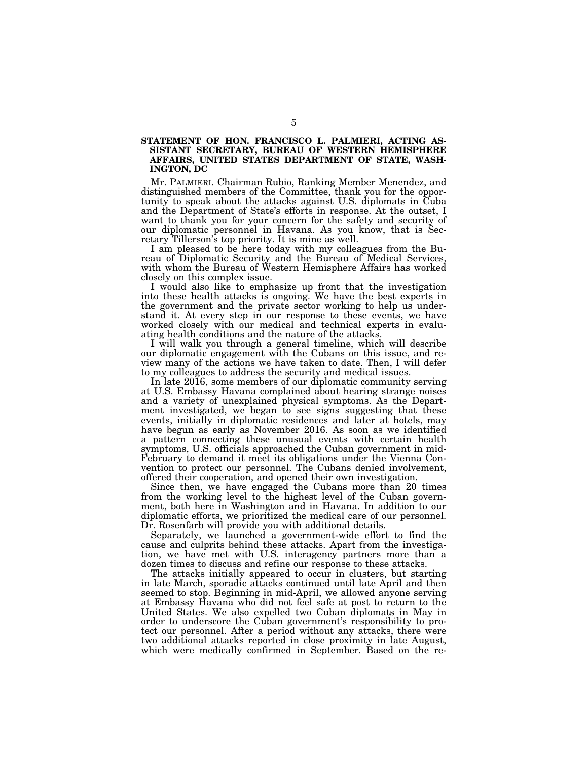**STATEMENT OF HON. FRANCISCO L. PALMIERI, ACTING ASSISTANT SECRETARY, BUREAU OF WESTERN HEMISPHERE AFFAIRS, UNITED STATES DEPARTMENT OF STATE, WASHINGTON, DC**

Mr. PALMIERI. Chairman Rubio, Ranking Member Menendez, and distinguished members of the Committee, thank you for the opportunity to speak about the attacks against U.S. diplomats in Cuba and the Department of State's efforts in response. At the outset, I want to thank you for your concern for the safety and security of our diplomatic personnel in Havana. As you know, that is Secretary Tillerson's top priority. It is mine as well.

I am pleased to be here today with my colleagues from the Bureau of Diplomatic Security and the Bureau of Medical Services, with whom the Bureau of Western Hemisphere Affairs has worked closely on this complex issue.

I would also like to emphasize up front that the investigation into these health attacks is ongoing. We have the best experts in the government and the private sector working to help us understand it. At every step in our response to these events, we have worked closely with our medical and technical experts in evaluating health conditions and the nature of the attacks.

I will walk you through a general timeline, which will describe our diplomatic engagement with the Cubans on this issue, and review many of the actions we have taken to date. Then, I will defer to my colleagues to address the security and medical issues.

In late 2016, some members of our diplomatic community serving at U.S. Embassy Havana complained about hearing strange noises and a variety of unexplained physical symptoms. As the Department investigated, we began to see signs suggesting that these events, initially in diplomatic residences and later at hotels, may have begun as early as November 2016. As soon as we identified a pattern connecting these unusual events with certain health symptoms, U.S. officials approached the Cuban government in mid-February to demand it meet its obligations under the Vienna Convention to protect our personnel. The Cubans denied involvement, offered their cooperation, and opened their own investigation.

Since then, we have engaged the Cubans more than 20 times from the working level to the highest level of the Cuban government, both here in Washington and in Havana. In addition to our diplomatic efforts, we prioritized the medical care of our personnel. Dr. Rosenfarb will provide you with additional details.

Separately, we launched a government-wide effort to find the cause and culprits behind these attacks. Apart from the investigation, we have met with U.S. interagency partners more than a dozen times to discuss and refine our response to these attacks.

The attacks initially appeared to occur in clusters, but starting in late March, sporadic attacks continued until late April and then seemed to stop. Beginning in mid-April, we allowed anyone serving at Embassy Havana who did not feel safe at post to return to the United States. We also expelled two Cuban diplomats in May in order to underscore the Cuban government's responsibility to protect our personnel. After a period without any attacks, there were two additional attacks reported in close proximity in late August, which were medically confirmed in September. Based on the re-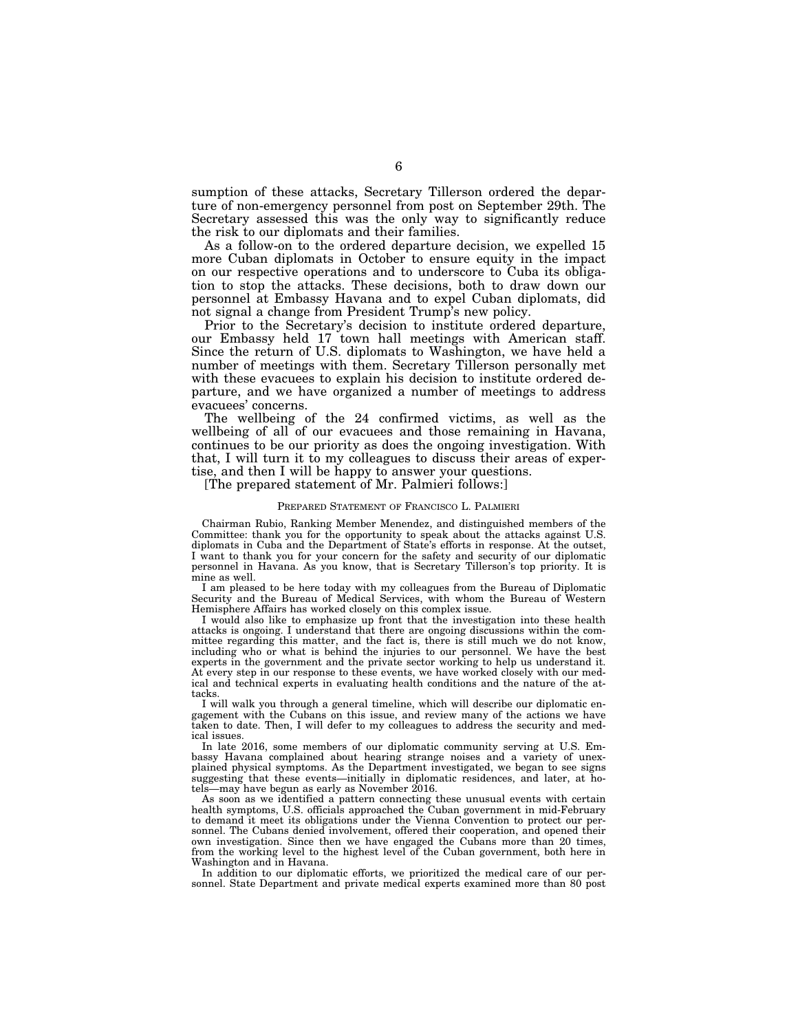sumption of these attacks, Secretary Tillerson ordered the departure of non-emergency personnel from post on September 29th. The Secretary assessed this was the only way to significantly reduce the risk to our diplomats and their families.

As a follow-on to the ordered departure decision, we expelled 15 more Cuban diplomats in October to ensure equity in the impact on our respective operations and to underscore to Cuba its obligation to stop the attacks. These decisions, both to draw down our personnel at Embassy Havana and to expel Cuban diplomats, did not signal a change from President Trump's new policy.

Prior to the Secretary's decision to institute ordered departure, our Embassy held 17 town hall meetings with American staff. Since the return of U.S. diplomats to Washington, we have held a number of meetings with them. Secretary Tillerson personally met with these evacuees to explain his decision to institute ordered departure, and we have organized a number of meetings to address evacuees' concerns.

The wellbeing of the 24 confirmed victims, as well as the wellbeing of all of our evacuees and those remaining in Havana, continues to be our priority as does the ongoing investigation. With that, I will turn it to my colleagues to discuss their areas of expertise, and then I will be happy to answer your questions.

[The prepared statement of Mr. Palmieri follows:]

PREPARED STATEMENT OF FRANCISCO L. PALMIERI

Chairman Rubio, Ranking Member Menendez, and distinguished members of the Committee: thank you for the opportunity to speak about the attacks against U.S. diplomats in Cuba and the Department of State's efforts in response. At the outset, I want to thank you for your concern for the safety and security of our diplomatic personnel in Havana. As you know, that is Secretary Tillerson's top priority. It is mine as well.

I am pleased to be here today with my colleagues from the Bureau of Diplomatic Security and the Bureau of Medical Services, with whom the Bureau of Western Hemisphere Affairs has worked closely on this complex issue.

I would also like to emphasize up front that the investigation into these health attacks is ongoing. I understand that there are ongoing discussions within the committee regarding this matter, and the fact is, there is still much we do not know, including who or what is behind the injuries to our personnel. We have the best experts in the government and the private sector working to help us understand it. At every step in our response to these events, we have worked closely with our medical and technical experts in evaluating health conditions and the nature of the attacks.

I will walk you through a general timeline, which will describe our diplomatic engagement with the Cubans on this issue, and review many of the actions we have taken to date. Then, I will defer to my colleagues to address the security and medical issues.

In late 2016, some members of our diplomatic community serving at U.S. Embassy Havana complained about hearing strange noises and a variety of unexplained physical symptoms. As the Department investigated, we began to see signs suggesting that these events—initially in diplomatic residences, and later, at hotels—may have begun as early as November 2016.

As soon as we identified a pattern connecting these unusual events with certain health symptoms, U.S. officials approached the Cuban government in mid-February to demand it meet its obligations under the Vienna Convention to protect our personnel. The Cubans denied involvement, offered their cooperation, and opened their own investigation. Since then we have engaged the Cubans more than 20 times, from the working level to the highest level of the Cuban government, both here in Washington and in Havana.

In addition to our diplomatic efforts, we prioritized the medical care of our personnel. State Department and private medical experts examined more than 80 post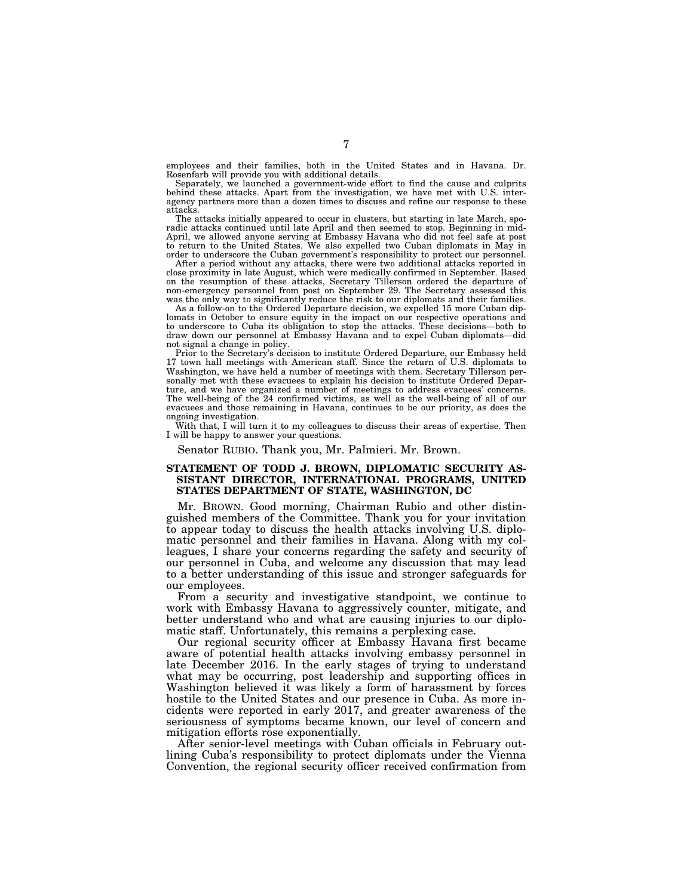employees and their families, both in the United States and in Havana. Dr. Rosenfarb will provide you with additional details.

Separately, we launched a government-wide effort to find the cause and culprits behind these attacks. Apart from the investigation, we have met with U.S. interagency partners more than a dozen times to discuss and refine our response to these attacks.

The attacks initially appeared to occur in clusters, but starting in late March, sporadic attacks continued until late April and then seemed to stop. Beginning in mid-April, we allowed anyone serving at Embassy Havana who did not feel safe at post to return to the United States. We also expelled two Cuban diplomats in May in order to underscore the Cuban government's responsibility to protect our personnel.

After a period without any attacks, there were two additional attacks reported in close proximity in late August, which were medically confirmed in September. Based on the resumption of these attacks, Secretary Tillerson ordered the departure of non-emergency personnel from post on September 29. The Secretary assessed this was the only way to significantly reduce the risk to our diplomats and their families.

As a follow-on to the Ordered Departure decision, we expelled 15 more Cuban diplomats in October to ensure equity in the impact on our respective operations and to underscore to Cuba its obligation to stop the attacks. These decisions—both to draw down our personnel at Embassy Havana and to expel Cuban diplomats—did not signal a change in policy.

Prior to the Secretary's decision to institute Ordered Departure, our Embassy held 17 town hall meetings with American staff. Since the return of U.S. diplomats to Washington, we have held a number of meetings with them. Secretary Tillerson personally met with these evacuees to explain his decision to institute Ordered Departure, and we have organized a number of meetings to address evacuees' concerns. The well-being of the 24 confirmed victims, as well as the well-being of all of our evacuees and those remaining in Havana, continues to be our priority, as does the ongoing investigation.

With that, I will turn it to my colleagues to discuss their areas of expertise. Then I will be happy to answer your questions.

Senator RUBIO. Thank you, Mr. Palmieri. Mr. Brown.

## STATEMENT OF TODD J. BROWN, DIPLOMATIC SECURITY ASSISTANT DIRECTOR, INTERNATIONAL PROGRAMS, UNITED STATES DEPARTMENT OF STATE, WASHINGTON, DC

Mr. BROWN. Good morning, Chairman Rubio and other distinguished members of the Committee. Thank you for your invitation to appear today to discuss the health attacks involving U.S. diplomatic personnel and their families in Havana. Along with my colleagues, I share your concerns regarding the safety and security of our personnel in Cuba, and welcome any discussion that may lead to a better understanding of this issue and stronger safeguards for our employees.

From a security and investigative standpoint, we continue to work with Embassy Havana to aggressively counter, mitigate, and better understand who and what are causing injuries to our diplomatic staff. Unfortunately, this remains a perplexing case.

Our regional security officer at Embassy Havana first became aware of potential health attacks involving embassy personnel in late December 2016. In the early stages of trying to understand what may be occurring, post leadership and supporting offices in Washington believed it was likely a form of harassment by forces hostile to the United States and our presence in Cuba. As more incidents were reported in early 2017, and greater awareness of the seriousness of symptoms became known, our level of concern and mitigation efforts rose exponentially.

After senior-level meetings with Cuban officials in February outlining Cuba's responsibility to protect diplomats under the Vienna Convention, the regional security officer received confirmation from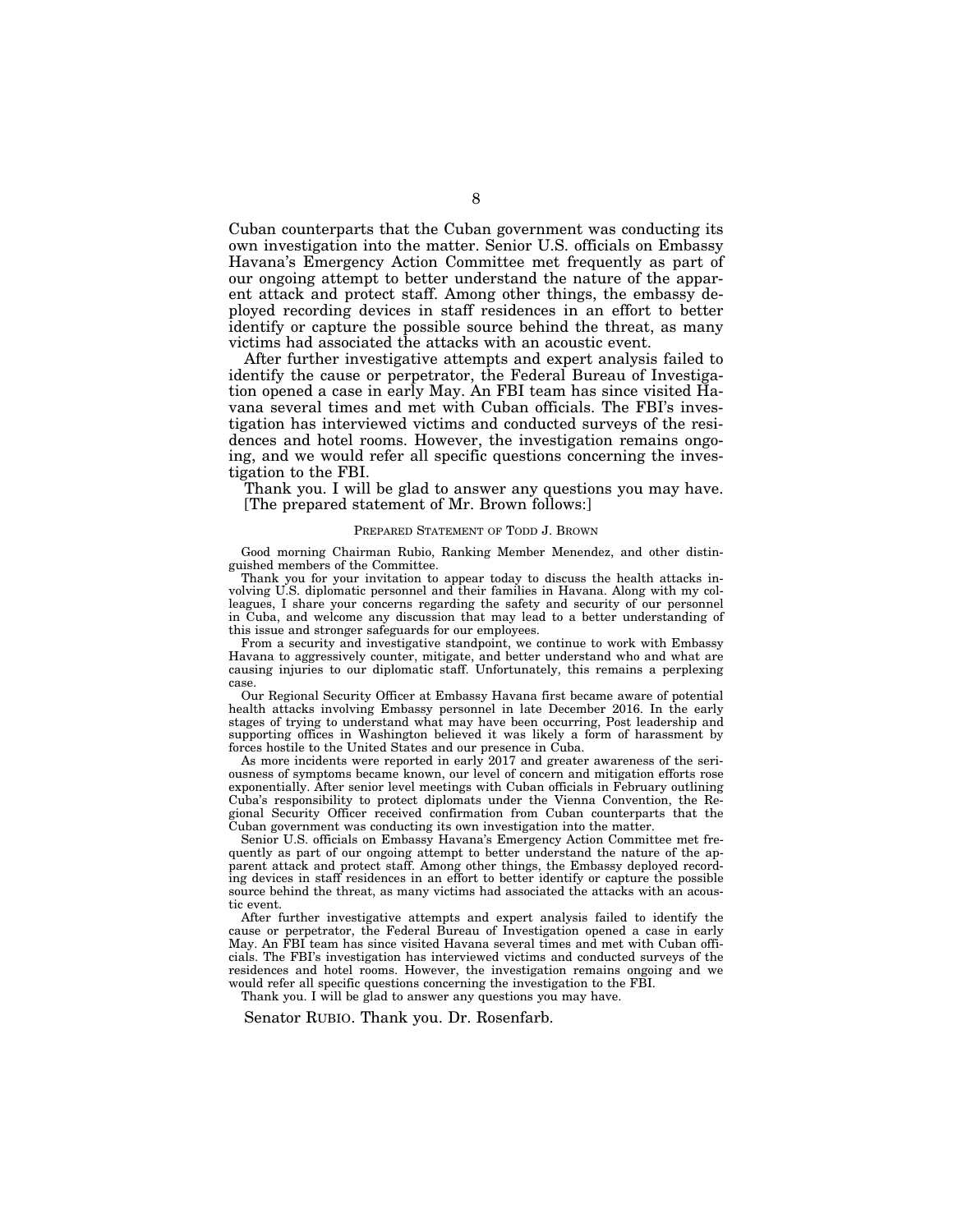Cuban counterparts that the Cuban government was conducting its own investigation into the matter. Senior U.S. officials on Embassy Havana's Emergency Action Committee met frequently as part of our ongoing attempt to better understand the nature of the apparent attack and protect staff. Among other things, the embassy deployed recording devices in staff residences in an effort to better identify or capture the possible source behind the threat, as many victims had associated the attacks with an acoustic event.

After further investigative attempts and expert analysis failed to identify the cause or perpetrator, the Federal Bureau of Investigation opened a case in early May. An FBI team has since visited Havana several times and met with Cuban officials. The FBI's investigation has interviewed victims and conducted surveys of the residences and hotel rooms. However, the investigation remains ongoing, and we would refer all specific questions concerning the investigation to the FBI.

Thank you. I will be glad to answer any questions you may have.

[The prepared statement of Mr. Brown follows:]

PREPARED STATEMENT OF TODD J. BROWN

Good morning Chairman Rubio, Ranking Member Menendez, and other distinguished members of the Committee.

Thank you for your invitation to appear today to discuss the health attacks involving U.S. diplomatic personnel and their families in Havana. Along with my colleagues, I share your concerns regarding the safety and security of our personnel in Cuba, and welcome any discussion that may lead to a better understanding of this issue and stronger safeguards for our employees.

From a security and investigative standpoint, we continue to work with Embassy Havana to aggressively counter, mitigate, and better understand who and what are causing injuries to our diplomatic staff. Unfortunately, this remains a perplexing case.

Our Regional Security Officer at Embassy Havana first became aware of potential health attacks involving Embassy personnel in late December 2016. In the early stages of trying to understand what may have been occurring, Post leadership and supporting offices in Washington believed it was likely a form of harassment by forces hostile to the United States and our presence in Cuba.

As more incidents were reported in early 2017 and greater awareness of the seriousness of symptoms became known, our level of concern and mitigation efforts rose exponentially. After senior level meetings with Cuban officials in February outlining Cuba's responsibility to protect diplomats under the Vienna Convention, the Regional Security Officer received confirmation from Cuban counterparts that the Cuban government was conducting its own investigation into the matter.

Senior U.S. officials on Embassy Havana's Emergency Action Committee met frequently as part of our ongoing attempt to better understand the nature of the apparent attack and protect staff. Among other things, the Embassy deployed recording devices in staff residences in an effort to better identify or capture the possible source behind the threat, as many victims had associated the attacks with an acoustic event.

After further investigative attempts and expert analysis failed to identify the cause or perpetrator, the Federal Bureau of Investigation opened a case in early May. An FBI team has since visited Havana several times and met with Cuban officials. The FBI's investigation has interviewed victims and conducted surveys of the residences and hotel rooms. However, the investigation remains ongoing and we would refer all specific questions concerning the investigation to the FBI.

Thank you. I will be glad to answer any questions you may have.

Senator RUBIO. Thank you. Dr. Rosenfarb.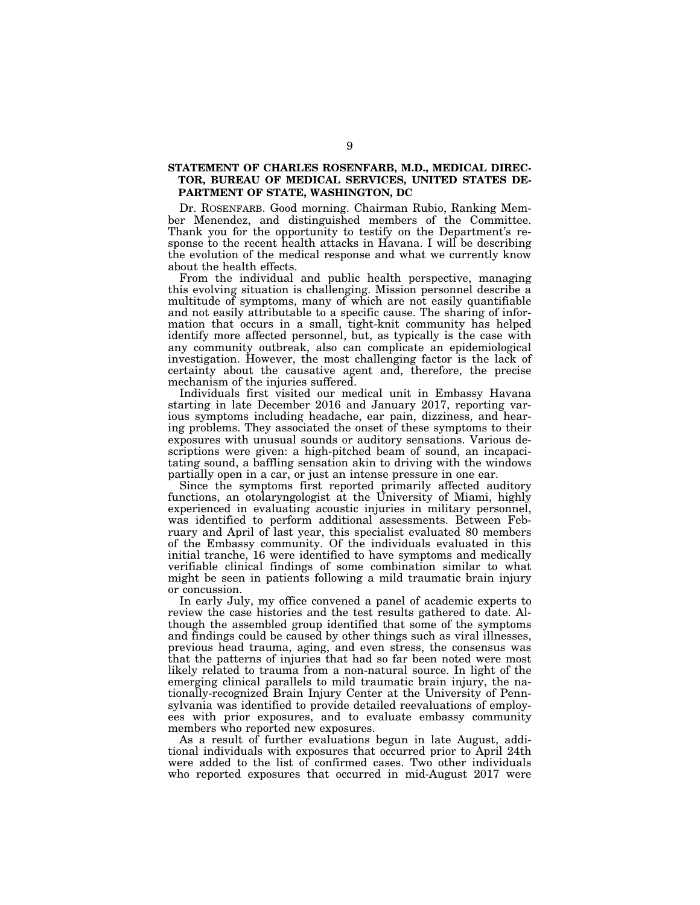**STATEMENT OF CHARLES ROSENFARB, M.D., MEDICAL DIRECTOR, BUREAU OF MEDICAL SERVICES, UNITED STATES DEPARTMENT OF STATE, WASHINGTON, DC**

Dr. ROSENFARB. Good morning. Chairman Rubio, Ranking Member Menendez, and distinguished members of the Committee. Thank you for the opportunity to testify on the Department's response to the recent health attacks in Havana. I will be describing the evolution of the medical response and what we currently know about the health effects.

From the individual and public health perspective, managing this evolving situation is challenging. Mission personnel describe a multitude of symptoms, many of which are not easily quantifiable and not easily attributable to a specific cause. The sharing of information that occurs in a small, tight-knit community has helped identify more affected personnel, but, as typically is the case with any community outbreak, also can complicate an epidemiological investigation. However, the most challenging factor is the lack of certainty about the causative agent and, therefore, the precise mechanism of the injuries suffered.

Individuals first visited our medical unit in Embassy Havana starting in late December 2016 and January 2017, reporting various symptoms including headache, ear pain, dizziness, and hearing problems. They associated the onset of these symptoms to their exposures with unusual sounds or auditory sensations. Various descriptions were given: a high-pitched beam of sound, an incapacitating sound, a baffling sensation akin to driving with the windows partially open in a car, or just an intense pressure in one ear.

Since the symptoms first reported primarily affected auditory functions, an otolaryngologist at the University of Miami, highly experienced in evaluating acoustic injuries in military personnel, was identified to perform additional assessments. Between February and April of last year, this specialist evaluated 80 members of the Embassy community. Of the individuals evaluated in this initial tranche, 16 were identified to have symptoms and medically verifiable clinical findings of some combination similar to what might be seen in patients following a mild traumatic brain injury or concussion.

In early July, my office convened a panel of academic experts to review the case histories and the test results gathered to date. Although the assembled group identified that some of the symptoms and findings could be caused by other things such as viral illnesses, previous head trauma, aging, and even stress, the consensus was that the patterns of injuries that had so far been noted were most likely related to trauma from a non-natural source. In light of the emerging clinical parallels to mild traumatic brain injury, the nationally-recognized Brain Injury Center at the University of Pennsylvania was identified to provide detailed reevaluations of employees with prior exposures, and to evaluate embassy community members who reported new exposures.

As a result of further evaluations begun in late August, additional individuals with exposures that occurred prior to April 24th were added to the list of confirmed cases. Two other individuals who reported exposures that occurred in mid-August 2017 were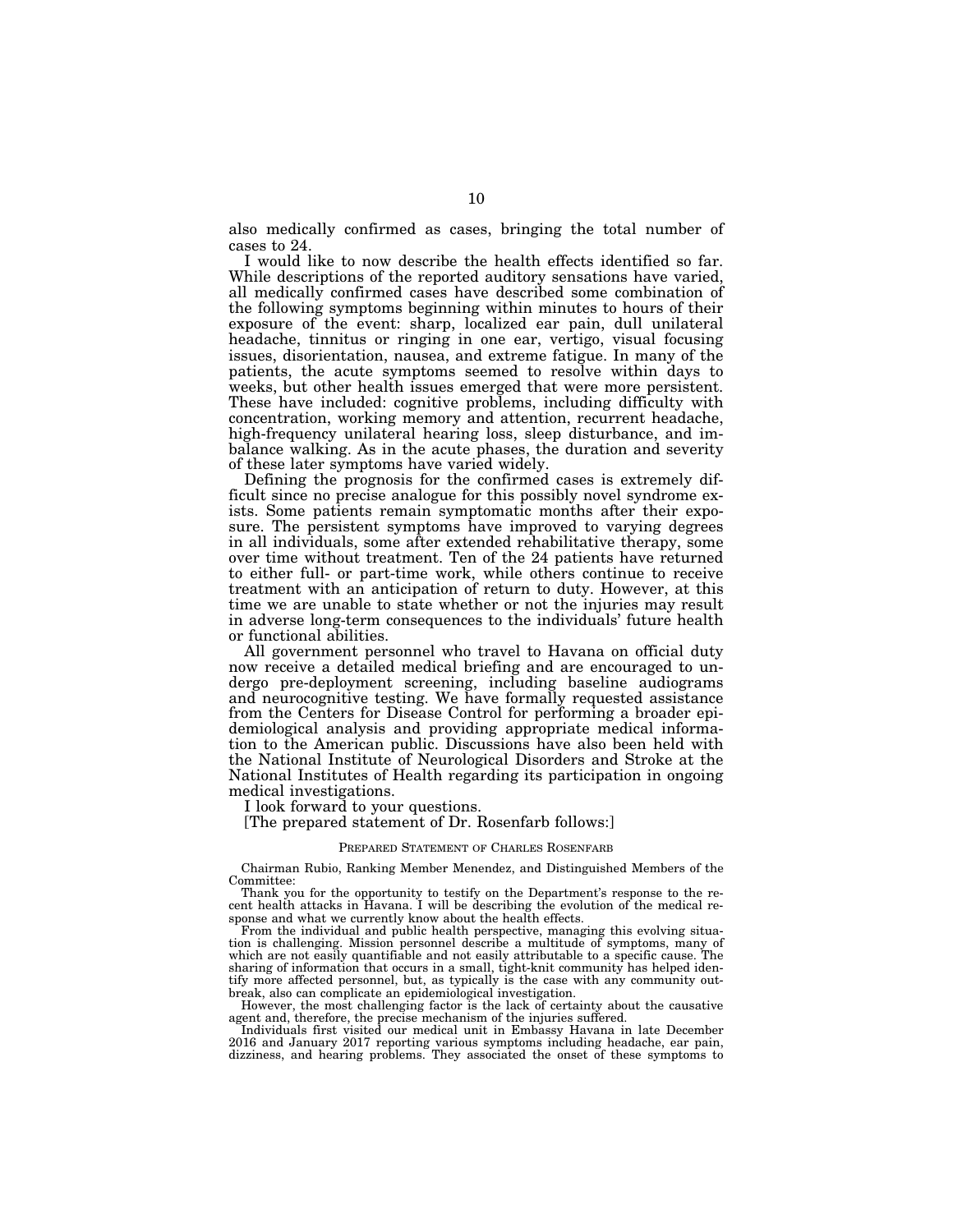also medically confirmed as cases, bringing the total number of cases to 24.

I would like to now describe the health effects identified so far. While descriptions of the reported auditory sensations have varied, all medically confirmed cases have described some combination of the following symptoms beginning within minutes to hours of their exposure of the event: sharp, localized ear pain, dull unilateral headache, tinnitus or ringing in one ear, vertigo, visual focusing issues, disorientation, nausea, and extreme fatigue. In many of the patients, the acute symptoms seemed to resolve within days to weeks, but other health issues emerged that were more persistent. These have included: cognitive problems, including difficulty with concentration, working memory and attention, recurrent headache, high-frequency unilateral hearing loss, sleep disturbance, and imbalance walking. As in the acute phases, the duration and severity of these later symptoms have varied widely.

Defining the prognosis for the confirmed cases is extremely difficult since no precise analogue for this possibly novel syndrome exists. Some patients remain symptomatic months after their exposure. The persistent symptoms have improved to varying degrees in all individuals, some after extended rehabilitative therapy, some over time without treatment. Ten of the 24 patients have returned to either full- or part-time work, while others continue to receive treatment with an anticipation of return to duty. However, at this time we are unable to state whether or not the injuries may result in adverse long-term consequences to the individuals' future health or functional abilities.

All government personnel who travel to Havana on official duty now receive a detailed medical briefing and are encouraged to undergo pre-deployment screening, including baseline audiograms and neurocognitive testing. We have formally requested assistance from the Centers for Disease Control for performing a broader epidemiological analysis and providing appropriate medical information to the American public. Discussions have also been held with the National Institute of Neurological Disorders and Stroke at the National Institutes of Health regarding its participation in ongoing medical investigations.

I look forward to your questions.

[The prepared statement of Dr. Rosenfarb follows:]

PREPARED STATEMENT OF CHARLES ROSENFARB

Chairman Rubio, Ranking Member Menendez, and Distinguished Members of the Committee:

Thank you for the opportunity to testify on the Department's response to the recent health attacks in Havana. I will be describing the evolution of the medical response and what we currently know about the health effects.

From the individual and public health perspective, managing this evolving situation is challenging. Mission personnel describe a multitude of symptoms, many of which are not easily quantifiable and not easily attributable to a specific cause. The sharing of information that occurs in a small, tight-knit community has helped identify more affected personnel, but, as typically is the case with any community outbreak, also can complicate an epidemiological investigation.

However, the most challenging factor is the lack of certainty about the causative agent and, therefore, the precise mechanism of the injuries suffered.

Individuals first visited our medical unit in Embassy Havana in late December 2016 and January 2017 reporting various symptoms including headache, ear pain, dizziness, and hearing problems. They associated the onset of these symptoms to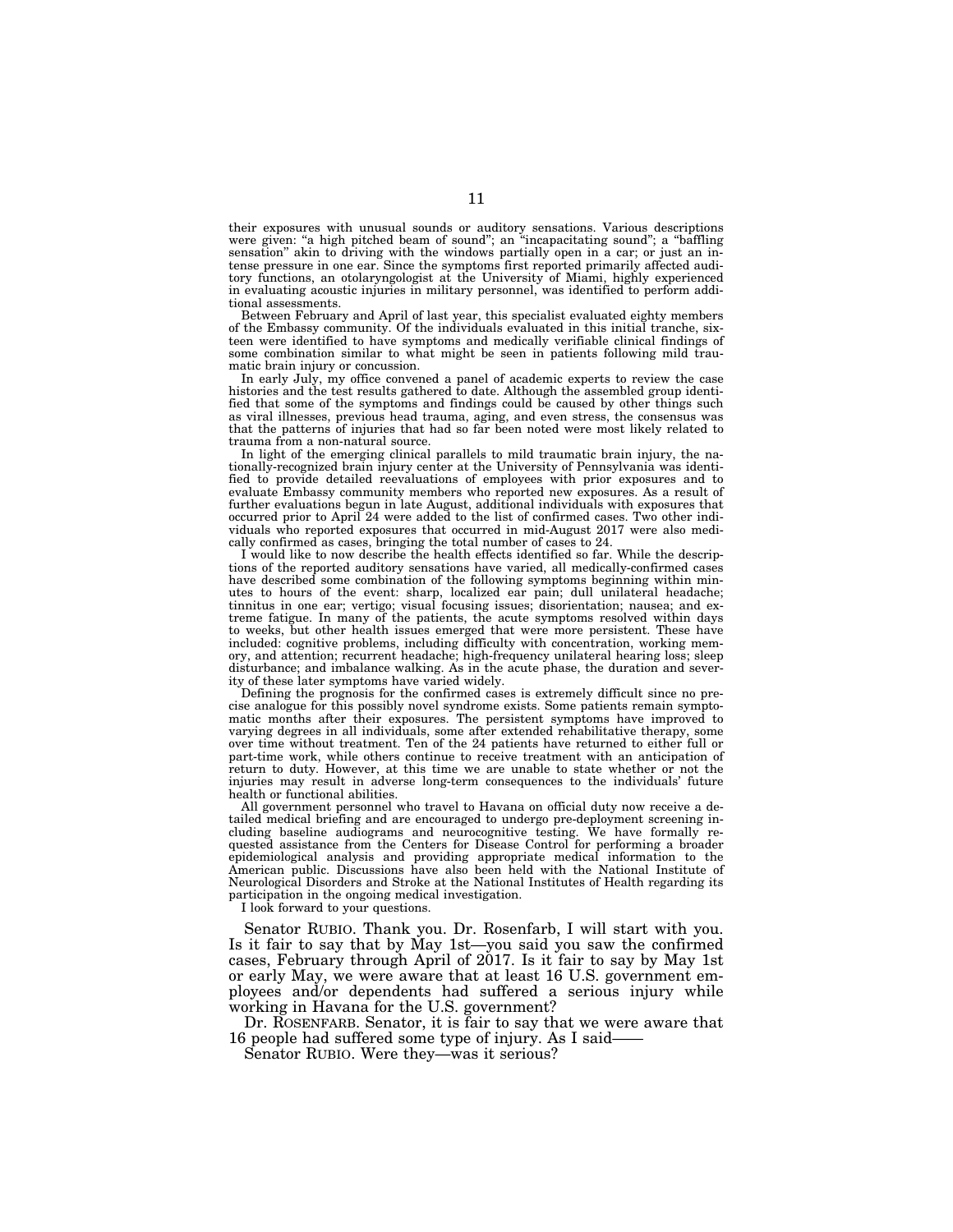their exposures with unusual sounds or auditory sensations. Various descriptions were given: "a high pitched beam of sound"; an "incapacitating sound"; a "baffling sensation" akin to driving with the windows partially open in a car; or just an intense pressure in one ear. Since the symptoms first reported primarily affected auditory functions, an otolaryngologist at the University of Miami, highly experienced in evaluating acoustic injuries in military personnel, was identified to perform additional assessments.

Between February and April of last year, this specialist evaluated eighty members of the Embassy community. Of the individuals evaluated in this initial tranche, sixteen were identified to have symptoms and medically verifiable clinical findings of some combination similar to what might be seen in patients following mild traumatic brain injury or concussion.

In early July, my office convened a panel of academic experts to review the case histories and the test results gathered to date. Although the assembled group identified that some of the symptoms and findings could be caused by other things such as viral illnesses, previous head trauma, aging, and even stress, the consensus was that the patterns of injuries that had so far been noted were most likely related to trauma from a non-natural source.

In light of the emerging clinical parallels to mild traumatic brain injury, the nationally-recognized brain injury center at the University of Pennsylvania was identified to provide detailed reevaluations of employees with prior exposures and to evaluate Embassy community members who reported new exposures. As a result of further evaluations begun in late August, additional individuals with exposures that occurred prior to April 24 were added to the list of confirmed cases. Two other individuals who reported exposures that occurred in mid-August 2017 were also medically confirmed as cases, bringing the total number of cases to 24.

I would like to now describe the health effects identified so far. While the descriptions of the reported auditory sensations have varied, all medically-confirmed cases have described some combination of the following symptoms beginning within minutes to hours of the event: sharp, localized ear pain; dull unilateral headache; tinnitus in one ear; vertigo; visual focusing issues; disorientation; nausea; and extreme fatigue. In many of the patients, the acute symptoms resolved within days to weeks, but other health issues emerged that were more persistent. These have included: cognitive problems, including difficulty with concentration, working memory, and attention; recurrent headache; high-frequency unilateral hearing loss; sleep disturbance; and imbalance walking. As in the acute phase, the duration and severity of these later symptoms have varied widely.

Defining the prognosis for the confirmed cases is extremely difficult since no precise analogue for this possibly novel syndrome exists. Some patients remain symptomatic months after their exposures. The persistent symptoms have improved to varying degrees in all individuals, some after extended rehabilitative therapy, some over time without treatment. Ten of the 24 patients have returned to either full or part-time work, while others continue to receive treatment with an anticipation of return to duty. However, at this time we are unable to state whether or not the injuries may result in adverse long-term consequences to the individuals' future health or functional abilities.

All government personnel who travel to Havana on official duty now receive a detailed medical briefing and are encouraged to undergo pre-deployment screening including baseline audiograms and neurocognitive testing. We have formally requested assistance from the Centers for Disease Control for performing a broader epidemiological analysis and providing appropriate medical information to the American public. Discussions have also been held with the National Institute of Neurological Disorders and Stroke at the National Institutes of Health regarding its participation in the ongoing medical investigation.

I look forward to your questions.

Senator RUBIO. Thank you. Dr. Rosenfarb, I will start with you. Is it fair to say that by May 1st—you said you saw the confirmed cases, February through April of 2017. Is it fair to say by May 1st or early May, we were aware that at least 16 U.S. government employees and/or dependents had suffered a serious injury while working in Havana for the U.S. government?

Dr. ROSENFARB. Senator, it is fair to say that we were aware that 16 people had suffered some type of injury. As I said——

Senator RUBIO. Were they—was it serious?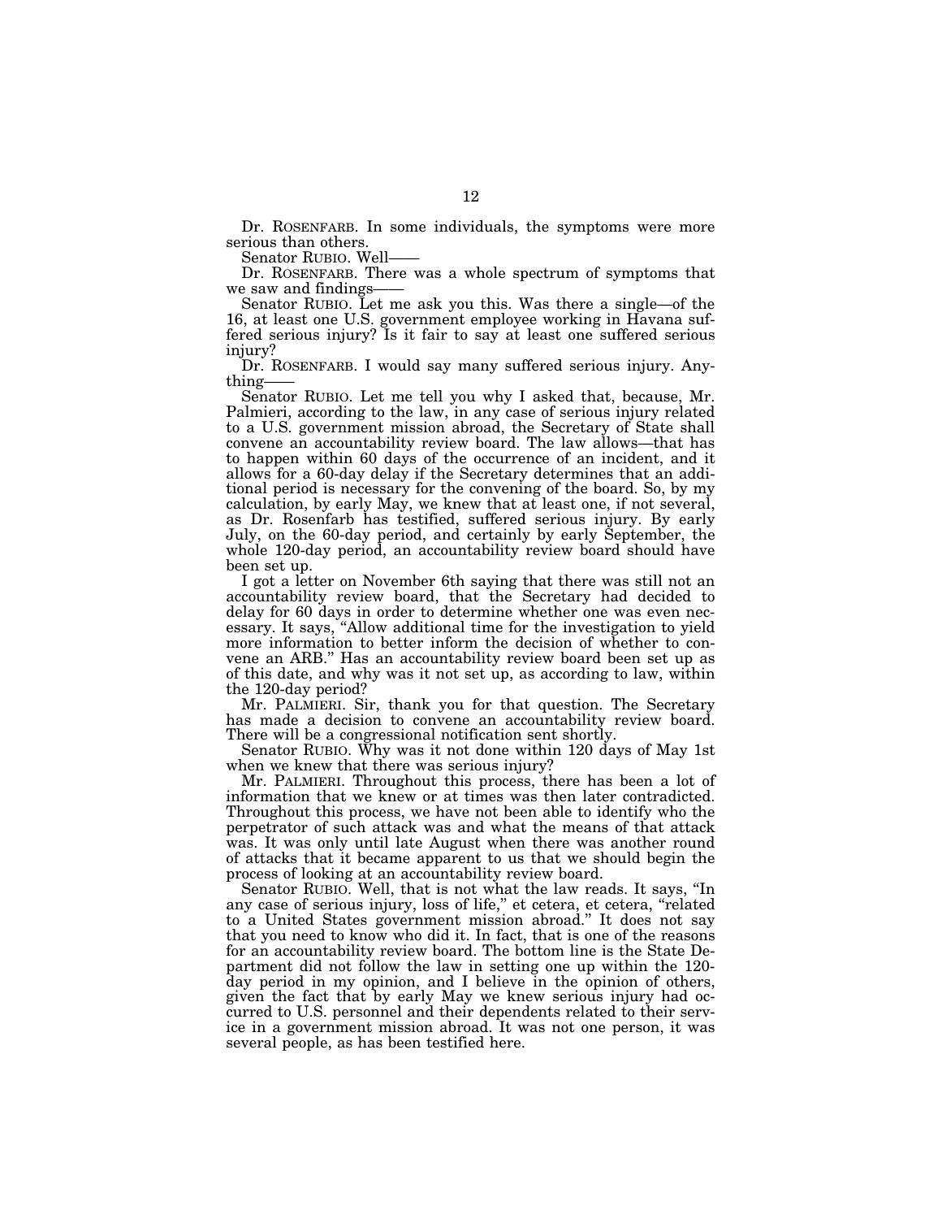Dr. ROSENFARB. In some individuals, the symptoms were more serious than others.

Senator RUBIO. Well——

Dr. ROSENFARB. There was a whole spectrum of symptoms that we saw and findings——

Senator RUBIO. Let me ask you this. Was there a single—of the 16, at least one U.S. government employee working in Havana suffered serious injury? Is it fair to say at least one suffered serious injury?

Dr. ROSENFARB. I would say many suffered serious injury. Anything——

Senator RUBIO. Let me tell you why I asked that, because, Mr. Palmieri, according to the law, in any case of serious injury related to a U.S. government mission abroad, the Secretary of State shall convene an accountability review board. The law allows—that has to happen within 60 days of the occurrence of an incident, and it allows for a 60-day delay if the Secretary determines that an additional period is necessary for the convening of the board. So, by my calculation, by early May, we knew that at least one, if not several, as Dr. Rosenfarb has testified, suffered serious injury. By early July, on the 60-day period, and certainly by early September, the whole 120-day period, an accountability review board should have been set up.

I got a letter on November 6th saying that there was still not an accountability review board, that the Secretary had decided to delay for 60 days in order to determine whether one was even necessary. It says, "Allow additional time for the investigation to yield more information to better inform the decision of whether to convene an ARB." Has an accountability review board been set up as of this date, and why was it not set up, as according to law, within the 120-day period?

Mr. PALMIERI. Sir, thank you for that question. The Secretary has made a decision to convene an accountability review board. There will be a congressional notification sent shortly.

Senator RUBIO. Why was it not done within 120 days of May 1st when we knew that there was serious injury?

Mr. PALMIERI. Throughout this process, there has been a lot of information that we knew or at times was then later contradicted. Throughout this process, we have not been able to identify who the perpetrator of such attack was and what the means of that attack was. It was only until late August when there was another round of attacks that it became apparent to us that we should begin the process of looking at an accountability review board.

Senator RUBIO. Well, that is not what the law reads. It says, "In any case of serious injury, loss of life," et cetera, et cetera, "related to a United States government mission abroad." It does not say that you need to know who did it. In fact, that is one of the reasons for an accountability review board. The bottom line is the State Department did not follow the law in setting one up within the 120-day period in my opinion, and I believe in the opinion of others, given the fact that by early May we knew serious injury had occurred to U.S. personnel and their dependents related to their service in a government mission abroad. It was not one person, it was several people, as has been testified here.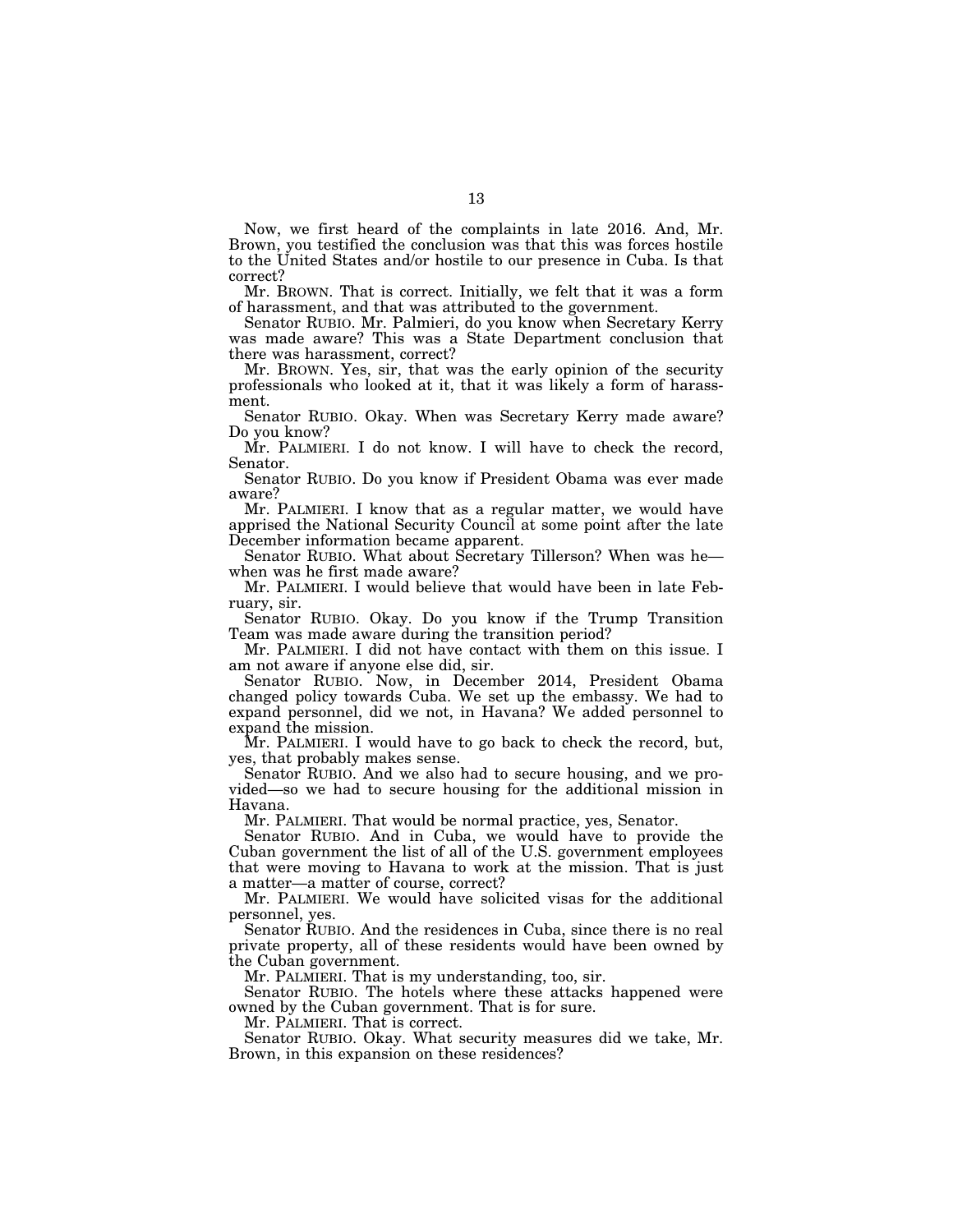Now, we first heard of the complaints in late 2016. And, Mr. Brown, you testified the conclusion was that this was forces hostile to the United States and/or hostile to our presence in Cuba. Is that correct?

Mr. BROWN. That is correct. Initially, we felt that it was a form of harassment, and that was attributed to the government.

Senator RUBIO. Mr. Palmieri, do you know when Secretary Kerry was made aware? This was a State Department conclusion that there was harassment, correct?

Mr. BROWN. Yes, sir, that was the early opinion of the security professionals who looked at it, that it was likely a form of harassment.

Senator RUBIO. Okay. When was Secretary Kerry made aware? Do you know?

Mr. PALMIERI. I do not know. I will have to check the record, Senator.

Senator RUBIO. Do you know if President Obama was ever made aware?

Mr. PALMIERI. I know that as a regular matter, we would have apprised the National Security Council at some point after the late December information became apparent.

Senator RUBIO. What about Secretary Tillerson? When was he—when was he first made aware?

Mr. PALMIERI. I would believe that would have been in late February, sir.

Senator RUBIO. Okay. Do you know if the Trump Transition Team was made aware during the transition period?

Mr. PALMIERI. I did not have contact with them on this issue. I am not aware if anyone else did, sir.

Senator RUBIO. Now, in December 2014, President Obama changed policy towards Cuba. We set up the embassy. We had to expand personnel, did we not, in Havana? We added personnel to expand the mission.

Mr. PALMIERI. I would have to go back to check the record, but, yes, that probably makes sense.

Senator RUBIO. And we also had to secure housing, and we provided—so we had to secure housing for the additional mission in Havana.

Mr. PALMIERI. That would be normal practice, yes, Senator.

Senator RUBIO. And in Cuba, we would have to provide the Cuban government the list of all of the U.S. government employees that were moving to Havana to work at the mission. That is just a matter—a matter of course, correct?

Mr. PALMIERI. We would have solicited visas for the additional personnel, yes.

Senator RUBIO. And the residences in Cuba, since there is no real private property, all of these residents would have been owned by the Cuban government.

Mr. PALMIERI. That is my understanding, too, sir.

Senator RUBIO. The hotels where these attacks happened were owned by the Cuban government. That is for sure.

Mr. PALMIERI. That is correct.

Senator RUBIO. Okay. What security measures did we take, Mr. Brown, in this expansion on these residences?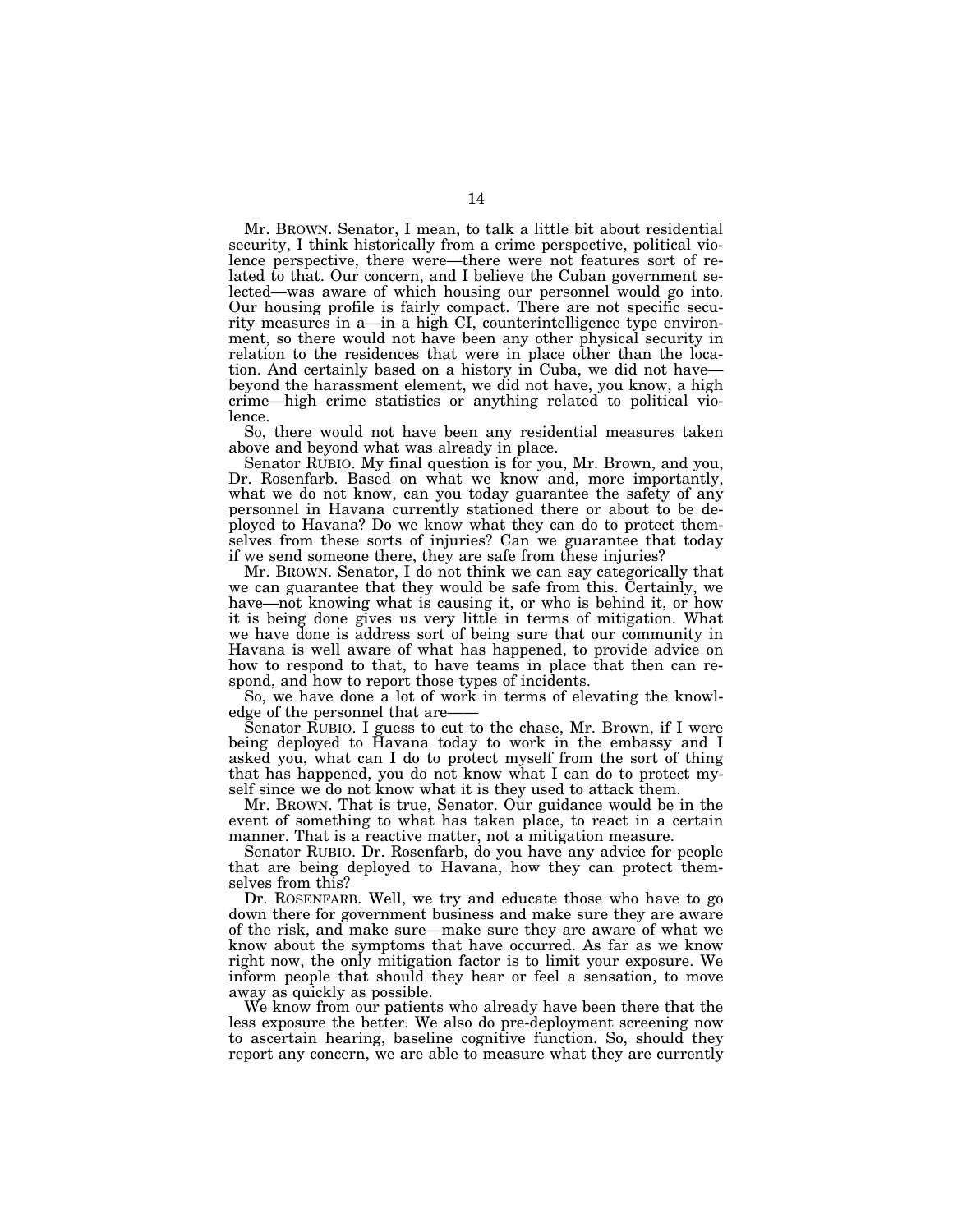Mr. BROWN. Senator, I mean, to talk a little bit about residential security, I think historically from a crime perspective, political violence perspective, there were—there were not features sort of related to that. Our concern, and I believe the Cuban government selected—was aware of which housing our personnel would go into. Our housing profile is fairly compact. There are not specific security measures in a—in a high CI, counterintelligence type environment, so there would not have been any other physical security in relation to the residences that were in place other than the location. And certainly based on a history in Cuba, we did not have—beyond the harassment element, we did not have, you know, a high crime—high crime statistics or anything related to political violence.

So, there would not have been any residential measures taken above and beyond what was already in place.

Senator RUBIO. My final question is for you, Mr. Brown, and you, Dr. Rosenfarb. Based on what we know and, more importantly, what we do not know, can you today guarantee the safety of any personnel in Havana currently stationed there or about to be deployed to Havana? Do we know what they can do to protect themselves from these sorts of injuries? Can we guarantee that today if we send someone there, they are safe from these injuries?

Mr. BROWN. Senator, I do not think we can say categorically that we can guarantee that they would be safe from this. Certainly, we have—not knowing what is causing it, or who is behind it, or how it is being done gives us very little in terms of mitigation. What we have done is address sort of being sure that our community in Havana is well aware of what has happened, to provide advice on how to respond to that, to have teams in place that then can respond, and how to report those types of incidents.

So, we have done a lot of work in terms of elevating the knowledge of the personnel that are——

Senator RUBIO. I guess to cut to the chase, Mr. Brown, if I were being deployed to Havana today to work in the embassy and I asked you, what can I do to protect myself from the sort of thing that has happened, you do not know what I can do to protect myself since we do not know what it is they used to attack them.

Mr. BROWN. That is true, Senator. Our guidance would be in the event of something to what has taken place, to react in a certain manner. That is a reactive matter, not a mitigation measure.

Senator RUBIO. Dr. Rosenfarb, do you have any advice for people that are being deployed to Havana, how they can protect themselves from this?

Dr. ROSENFARB. Well, we try and educate those who have to go down there for government business and make sure they are aware of the risk, and make sure—make sure they are aware of what we know about the symptoms that have occurred. As far as we know right now, the only mitigation factor is to limit your exposure. We inform people that should they hear or feel a sensation, to move away as quickly as possible.

We know from our patients who already have been there that the less exposure the better. We also do pre-deployment screening now to ascertain hearing, baseline cognitive function. So, should they report any concern, we are able to measure what they are currently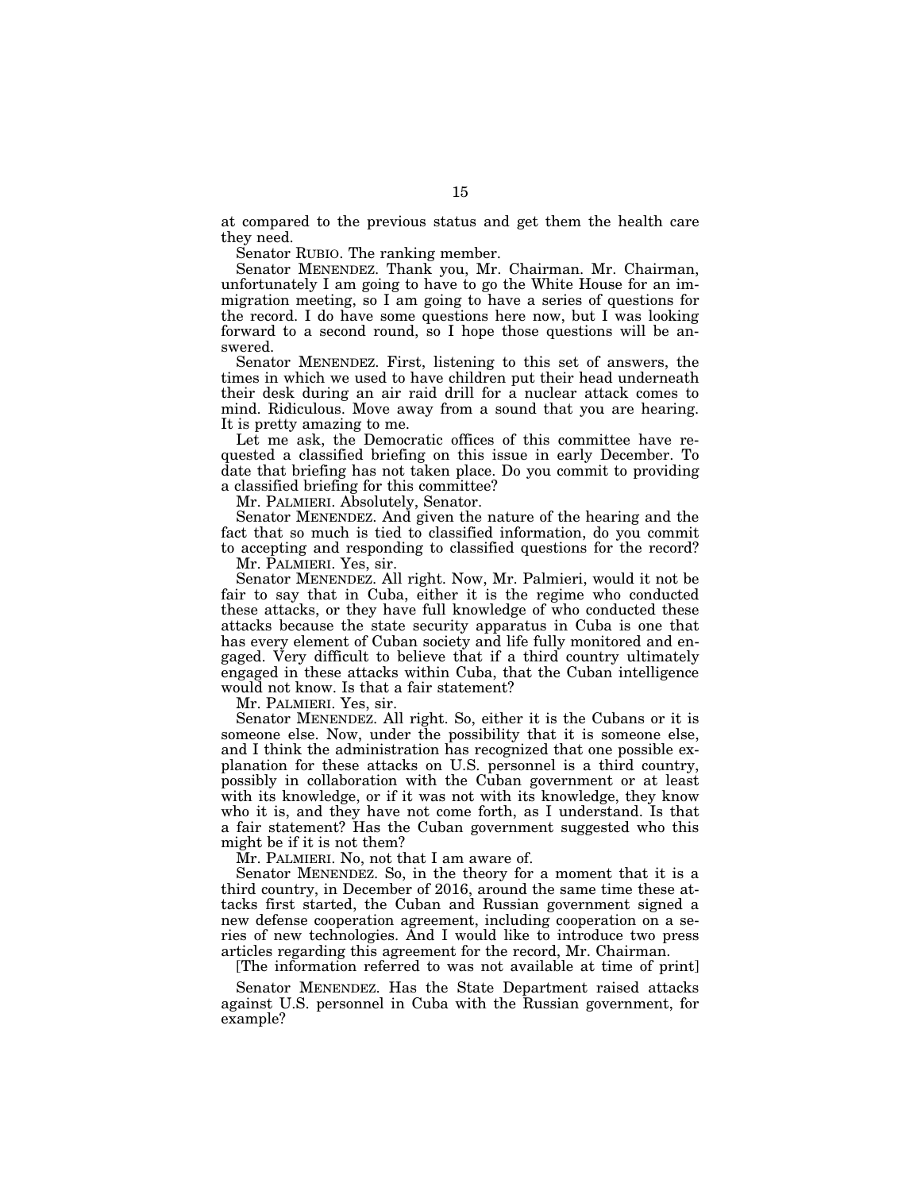at compared to the previous status and get them the health care they need.

Senator RUBIO. The ranking member.

Senator MENENDEZ. Thank you, Mr. Chairman. Mr. Chairman, unfortunately I am going to have to go the White House for an immigration meeting, so I am going to have a series of questions for the record. I do have some questions here now, but I was looking forward to a second round, so I hope those questions will be answered.

Senator MENENDEZ. First, listening to this set of answers, the times in which we used to have children put their head underneath their desk during an air raid drill for a nuclear attack comes to mind. Ridiculous. Move away from a sound that you are hearing. It is pretty amazing to me.

Let me ask, the Democratic offices of this committee have requested a classified briefing on this issue in early December. To date that briefing has not taken place. Do you commit to providing a classified briefing for this committee?

Mr. PALMIERI. Absolutely, Senator.

Senator MENENDEZ. And given the nature of the hearing and the fact that so much is tied to classified information, do you commit to accepting and responding to classified questions for the record?

Mr. PALMIERI. Yes, sir.

Senator MENENDEZ. All right. Now, Mr. Palmieri, would it not be fair to say that in Cuba, either it is the regime who conducted these attacks, or they have full knowledge of who conducted these attacks because the state security apparatus in Cuba is one that has every element of Cuban society and life fully monitored and engaged. Very difficult to believe that if a third country ultimately engaged in these attacks within Cuba, that the Cuban intelligence would not know. Is that a fair statement?

Mr. PALMIERI. Yes, sir.

Senator MENENDEZ. All right. So, either it is the Cubans or it is someone else. Now, under the possibility that it is someone else, and I think the administration has recognized that one possible explanation for these attacks on U.S. personnel is a third country, possibly in collaboration with the Cuban government or at least with its knowledge, or if it was not with its knowledge, they know who it is, and they have not come forth, as I understand. Is that a fair statement? Has the Cuban government suggested who this might be if it is not them?

Mr. PALMIERI. No, not that I am aware of.

Senator MENENDEZ. So, in the theory for a moment that it is a third country, in December of 2016, around the same time these attacks first started, the Cuban and Russian government signed a new defense cooperation agreement, including cooperation on a series of new technologies. And I would like to introduce two press articles regarding this agreement for the record, Mr. Chairman.

[The information referred to was not available at time of print]

Senator MENENDEZ. Has the State Department raised attacks against U.S. personnel in Cuba with the Russian government, for example?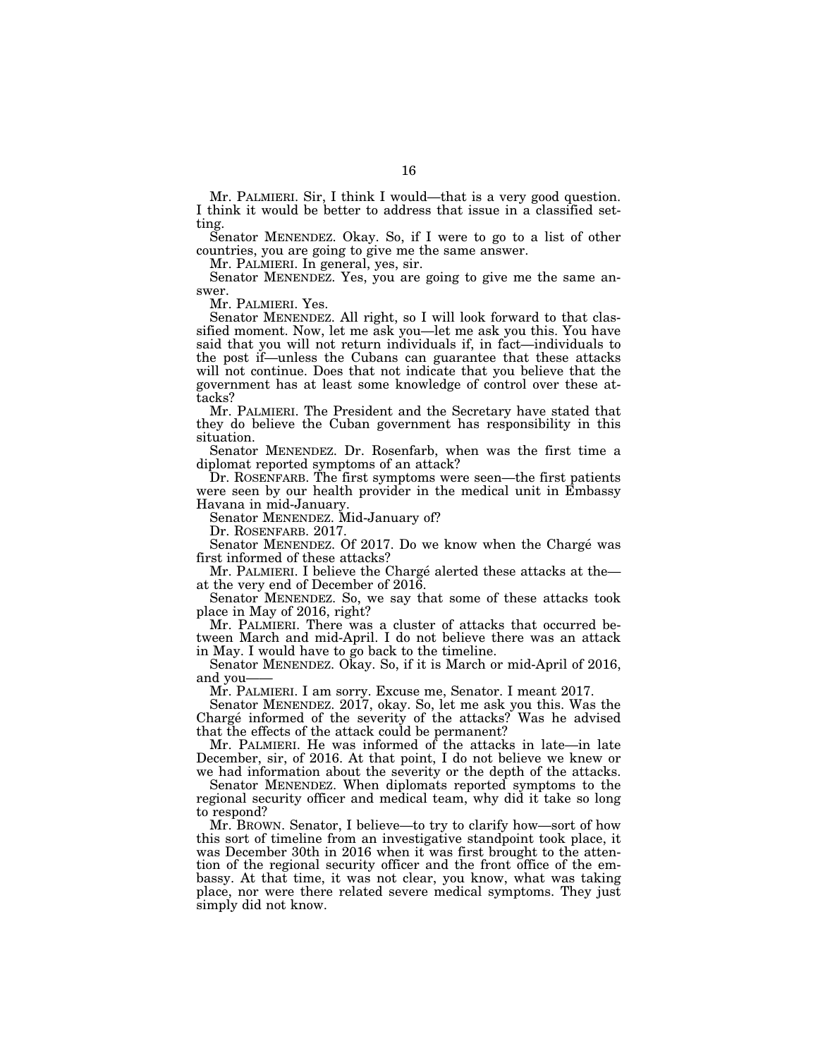Mr. PALMIERI. Sir, I think I would—that is a very good question. I think it would be better to address that issue in a classified setting.

Senator MENENDEZ. Okay. So, if I were to go to a list of other countries, you are going to give me the same answer.

Mr. PALMIERI. In general, yes, sir.

Senator MENENDEZ. Yes, you are going to give me the same answer.

Mr. PALMIERI. Yes.

Senator MENENDEZ. All right, so I will look forward to that classified moment. Now, let me ask you—let me ask you this. You have said that you will not return individuals if, in fact—individuals to the post if—unless the Cubans can guarantee that these attacks will not continue. Does that not indicate that you believe that the government has at least some knowledge of control over these attacks?

Mr. PALMIERI. The President and the Secretary have stated that they do believe the Cuban government has responsibility in this situation.

Senator MENENDEZ. Dr. Rosenfarb, when was the first time a diplomat reported symptoms of an attack?

Dr. ROSENFARB. The first symptoms were seen—the first patients were seen by our health provider in the medical unit in Embassy Havana in mid-January.

Senator MENENDEZ. Mid-January of?

Dr. ROSENFARB. 2017.

Senator MENENDEZ. Of 2017. Do we know when the Chargé was first informed of these attacks?

Mr. PALMIERI. I believe the Chargé alerted these attacks at the—at the very end of December of 2016.

Senator MENENDEZ. So, we say that some of these attacks took place in May of 2016, right?

Mr. PALMIERI. There was a cluster of attacks that occurred between March and mid-April. I do not believe there was an attack in May. I would have to go back to the timeline.

Senator MENENDEZ. Okay. So, if it is March or mid-April of 2016, and you——

Mr. PALMIERI. I am sorry. Excuse me, Senator. I meant 2017.

Senator MENENDEZ. 2017, okay. So, let me ask you this. Was the Chargé informed of the severity of the attacks? Was he advised that the effects of the attack could be permanent?

Mr. PALMIERI. He was informed of the attacks in late—in late December, sir, of 2016. At that point, I do not believe we knew or we had information about the severity or the depth of the attacks.

Senator MENENDEZ. When diplomats reported symptoms to the regional security officer and medical team, why did it take so long to respond?

Mr. BROWN. Senator, I believe—to try to clarify how—sort of how this sort of timeline from an investigative standpoint took place, it was December 30th in 2016 when it was first brought to the attention of the regional security officer and the front office of the embassy. At that time, it was not clear, you know, what was taking place, nor were there related severe medical symptoms. They just simply did not know.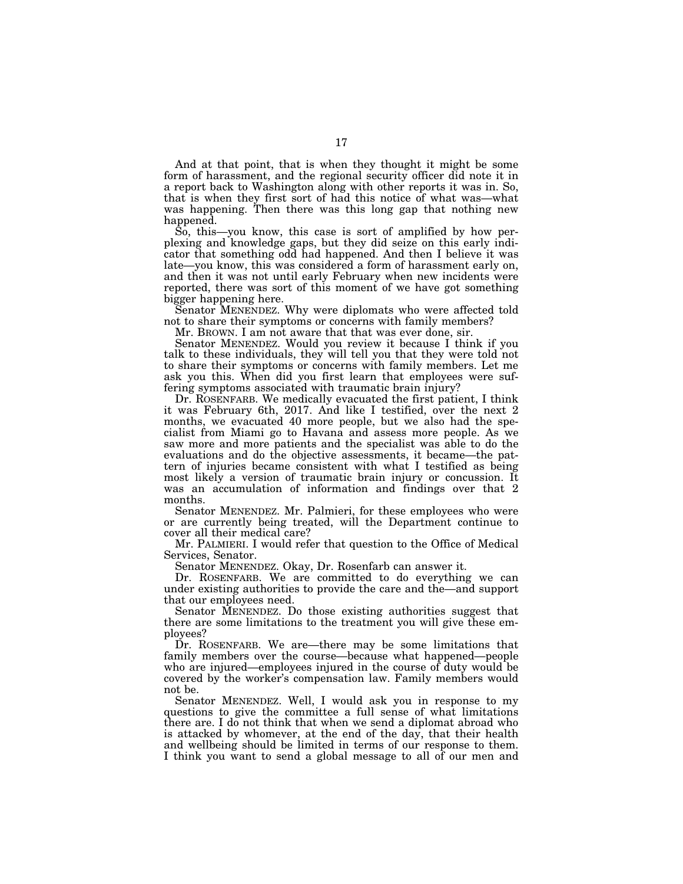And at that point, that is when they thought it might be some form of harassment, and the regional security officer did note it in a report back to Washington along with other reports it was in. So, that is when they first sort of had this notice of what was—what was happening. Then there was this long gap that nothing new happened.

So, this—you know, this case is sort of amplified by how perplexing and knowledge gaps, but they did seize on this early indicator that something odd had happened. And then I believe it was late—you know, this was considered a form of harassment early on, and then it was not until early February when new incidents were reported, there was sort of this moment of we have got something bigger happening here.

Senator MENENDEZ. Why were diplomats who were affected told not to share their symptoms or concerns with family members?

Mr. BROWN. I am not aware that that was ever done, sir.

Senator MENENDEZ. Would you review it because I think if you talk to these individuals, they will tell you that they were told not to share their symptoms or concerns with family members. Let me ask you this. When did you first learn that employees were suffering symptoms associated with traumatic brain injury?

Dr. ROSENFARB. We medically evacuated the first patient, I think it was February 6th, 2017. And like I testified, over the next 2 months, we evacuated 40 more people, but we also had the specialist from Miami go to Havana and assess more people. As we saw more and more patients and the specialist was able to do the evaluations and do the objective assessments, it became—the pattern of injuries became consistent with what I testified as being most likely a version of traumatic brain injury or concussion. It was an accumulation of information and findings over that 2 months.

Senator MENENDEZ. Mr. Palmieri, for these employees who were or are currently being treated, will the Department continue to cover all their medical care?

Mr. PALMIERI. I would refer that question to the Office of Medical Services, Senator.

Senator MENENDEZ. Okay, Dr. Rosenfarb can answer it.

Dr. ROSENFARB. We are committed to do everything we can under existing authorities to provide the care and the—and support that our employees need.

Senator MENENDEZ. Do those existing authorities suggest that there are some limitations to the treatment you will give these employees?

Dr. ROSENFARB. We are—there may be some limitations that family members over the course—because what happened—people who are injured—employees injured in the course of duty would be covered by the worker's compensation law. Family members would not be.

Senator MENENDEZ. Well, I would ask you in response to my questions to give the committee a full sense of what limitations there are. I do not think that when we send a diplomat abroad who is attacked by whomever, at the end of the day, that their health and wellbeing should be limited in terms of our response to them. I think you want to send a global message to all of our men and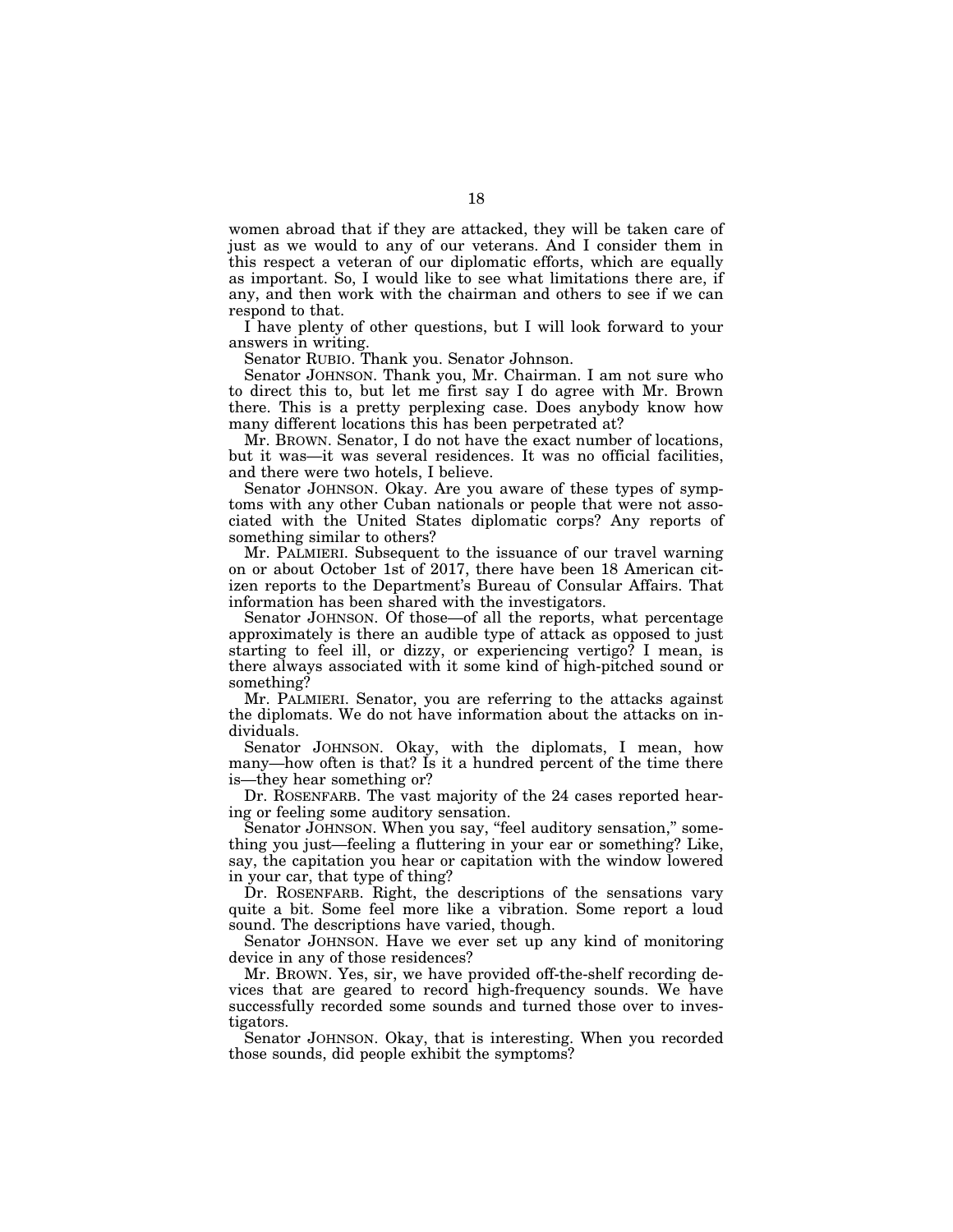women abroad that if they are attacked, they will be taken care of just as we would to any of our veterans. And I consider them in this respect a veteran of our diplomatic efforts, which are equally as important. So, I would like to see what limitations there are, if any, and then work with the chairman and others to see if we can respond to that.

I have plenty of other questions, but I will look forward to your answers in writing.

Senator RUBIO. Thank you. Senator Johnson.

Senator JOHNSON. Thank you, Mr. Chairman. I am not sure who to direct this to, but let me first say I do agree with Mr. Brown there. This is a pretty perplexing case. Does anybody know how many different locations this has been perpetrated at?

Mr. BROWN. Senator, I do not have the exact number of locations, but it was—it was several residences. It was no official facilities, and there were two hotels, I believe.

Senator JOHNSON. Okay. Are you aware of these types of symptoms with any other Cuban nationals or people that were not associated with the United States diplomatic corps? Any reports of something similar to others?

Mr. PALMIERI. Subsequent to the issuance of our travel warning on or about October 1st of 2017, there have been 18 American citizen reports to the Department's Bureau of Consular Affairs. That information has been shared with the investigators.

Senator JOHNSON. Of those—of all the reports, what percentage approximately is there an audible type of attack as opposed to just starting to feel ill, or dizzy, or experiencing vertigo? I mean, is there always associated with it some kind of high-pitched sound or something?

Mr. PALMIERI. Senator, you are referring to the attacks against the diplomats. We do not have information about the attacks on individuals.

Senator JOHNSON. Okay, with the diplomats, I mean, how many—how often is that? Is it a hundred percent of the time there is—they hear something or?

Dr. ROSENFARB. The vast majority of the 24 cases reported hearing or feeling some auditory sensation.

Senator JOHNSON. When you say, "feel auditory sensation," something you just—feeling a fluttering in your ear or something? Like, say, the capitation you hear or capitation with the window lowered in your car, that type of thing?

Dr. ROSENFARB. Right, the descriptions of the sensations vary quite a bit. Some feel more like a vibration. Some report a loud sound. The descriptions have varied, though.

Senator JOHNSON. Have we ever set up any kind of monitoring device in any of those residences?

Mr. BROWN. Yes, sir, we have provided off-the-shelf recording devices that are geared to record high-frequency sounds. We have successfully recorded some sounds and turned those over to investigators.

Senator JOHNSON. Okay, that is interesting. When you recorded those sounds, did people exhibit the symptoms?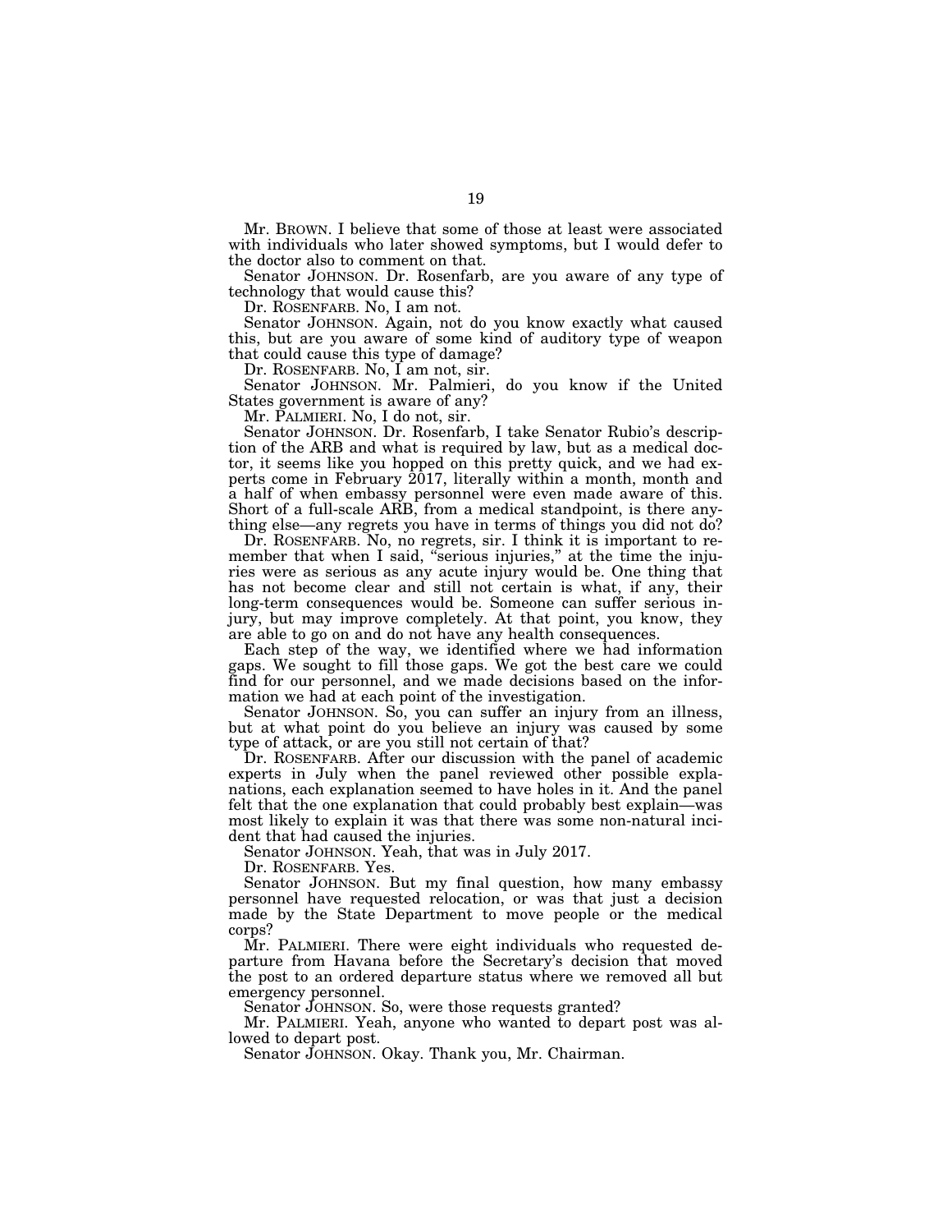Mr. BROWN. I believe that some of those at least were associated with individuals who later showed symptoms, but I would defer to the doctor also to comment on that.

Senator JOHNSON. Dr. Rosenfarb, are you aware of any type of technology that would cause this?

Dr. ROSENFARB. No, I am not.

Senator JOHNSON. Again, not do you know exactly what caused this, but are you aware of some kind of auditory type of weapon that could cause this type of damage?

Dr. ROSENFARB. No, I am not, sir.

Senator JOHNSON. Mr. Palmieri, do you know if the United States government is aware of any?

Mr. PALMIERI. No, I do not, sir.

Senator JOHNSON. Dr. Rosenfarb, I take Senator Rubio's description of the ARB and what is required by law, but as a medical doctor, it seems like you hopped on this pretty quick, and we had experts come in February 2017, literally within a month, month and a half of when embassy personnel were even made aware of this. Short of a full-scale ARB, from a medical standpoint, is there anything else—any regrets you have in terms of things you did not do?

Dr. ROSENFARB. No, no regrets, sir. I think it is important to remember that when I said, "serious injuries," at the time the injuries were as serious as any acute injury would be. One thing that has not become clear and still not certain is what, if any, their long-term consequences would be. Someone can suffer serious injury, but may improve completely. At that point, you know, they are able to go on and do not have any health consequences.

Each step of the way, we identified where we had information gaps. We sought to fill those gaps. We got the best care we could find for our personnel, and we made decisions based on the information we had at each point of the investigation.

Senator JOHNSON. So, you can suffer an injury from an illness, but at what point do you believe an injury was caused by some type of attack, or are you still not certain of that?

Dr. ROSENFARB. After our discussion with the panel of academic experts in July when the panel reviewed other possible explanations, each explanation seemed to have holes in it. And the panel felt that the one explanation that could probably best explain—was most likely to explain it was that there was some non-natural incident that had caused the injuries.

Senator JOHNSON. Yeah, that was in July 2017.

Dr. ROSENFARB. Yes.

Senator JOHNSON. But my final question, how many embassy personnel have requested relocation, or was that just a decision made by the State Department to move people or the medical corps?

Mr. PALMIERI. There were eight individuals who requested departure from Havana before the Secretary's decision that moved the post to an ordered departure status where we removed all but emergency personnel.

Senator JOHNSON. So, were those requests granted?

Mr. PALMIERI. Yeah, anyone who wanted to depart post was allowed to depart post.

Senator JOHNSON. Okay. Thank you, Mr. Chairman.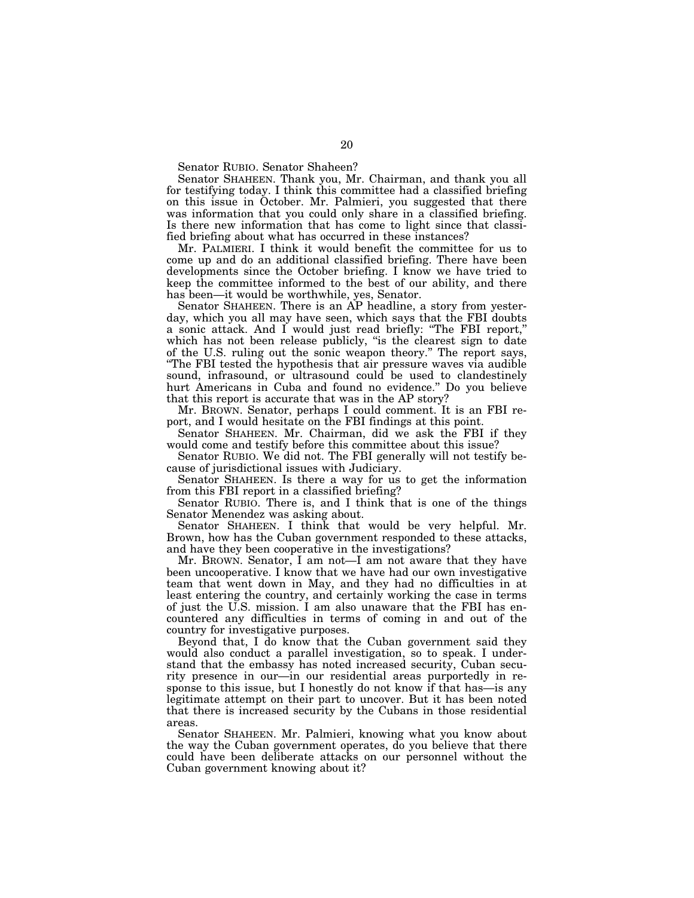Senator RUBIO. Senator Shaheen?

Senator SHAHEEN. Thank you, Mr. Chairman, and thank you all for testifying today. I think this committee had a classified briefing on this issue in October. Mr. Palmieri, you suggested that there was information that you could only share in a classified briefing. Is there new information that has come to light since that classified briefing about what has occurred in these instances?

Mr. PALMIERI. I think it would benefit the committee for us to come up and do an additional classified briefing. There have been developments since the October briefing. I know we have tried to keep the committee informed to the best of our ability, and there has been—it would be worthwhile, yes, Senator.

Senator SHAHEEN. There is an AP headline, a story from yesterday, which you all may have seen, which says that the FBI doubts a sonic attack. And I would just read briefly: "The FBI report," which has not been release publicly, "is the clearest sign to date of the U.S. ruling out the sonic weapon theory." The report says, "The FBI tested the hypothesis that air pressure waves via audible sound, infrasound, or ultrasound could be used to clandestinely hurt Americans in Cuba and found no evidence." Do you believe that this report is accurate that was in the AP story?

Mr. BROWN. Senator, perhaps I could comment. It is an FBI report, and I would hesitate on the FBI findings at this point.

Senator SHAHEEN. Mr. Chairman, did we ask the FBI if they would come and testify before this committee about this issue?

Senator RUBIO. We did not. The FBI generally will not testify because of jurisdictional issues with Judiciary.

Senator SHAHEEN. Is there a way for us to get the information from this FBI report in a classified briefing?

Senator RUBIO. There is, and I think that is one of the things Senator Menendez was asking about.

Senator SHAHEEN. I think that would be very helpful. Mr. Brown, how has the Cuban government responded to these attacks, and have they been cooperative in the investigations?

Mr. BROWN. Senator, I am not—I am not aware that they have been uncooperative. I know that we have had our own investigative team that went down in May, and they had no difficulties in at least entering the country, and certainly working the case in terms of just the U.S. mission. I am also unaware that the FBI has encountered any difficulties in terms of coming in and out of the country for investigative purposes.

Beyond that, I do know that the Cuban government said they would also conduct a parallel investigation, so to speak. I understand that the embassy has noted increased security, Cuban security presence in our—in our residential areas purportedly in response to this issue, but I honestly do not know if that has—is any legitimate attempt on their part to uncover. But it has been noted that there is increased security by the Cubans in those residential areas.

Senator SHAHEEN. Mr. Palmieri, knowing what you know about the way the Cuban government operates, do you believe that there could have been deliberate attacks on our personnel without the Cuban government knowing about it?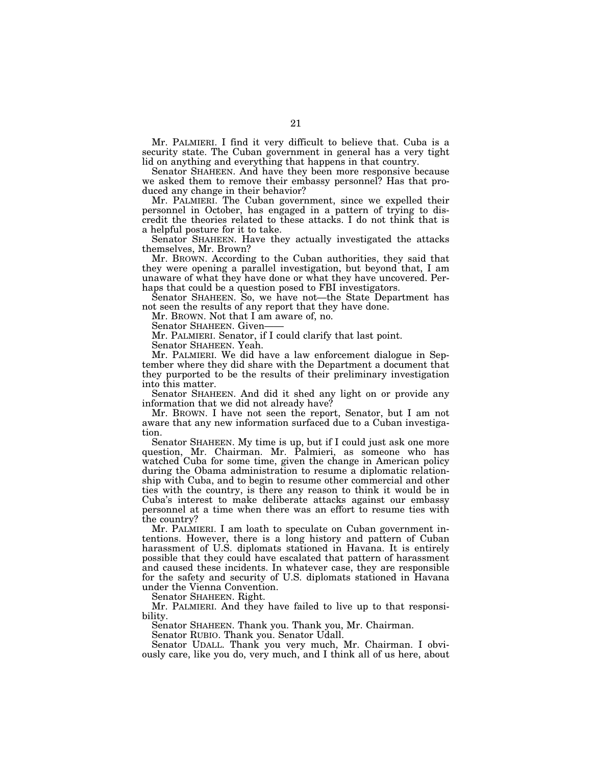Mr. PALMIERI. I find it very difficult to believe that. Cuba is a security state. The Cuban government in general has a very tight lid on anything and everything that happens in that country.

Senator SHAHEEN. And have they been more responsive because we asked them to remove their embassy personnel? Has that produced any change in their behavior?

Mr. PALMIERI. The Cuban government, since we expelled their personnel in October, has engaged in a pattern of trying to discredit the theories related to these attacks. I do not think that is a helpful posture for it to take.

Senator SHAHEEN. Have they actually investigated the attacks themselves, Mr. Brown?

Mr. BROWN. According to the Cuban authorities, they said that they were opening a parallel investigation, but beyond that, I am unaware of what they have done or what they have uncovered. Perhaps that could be a question posed to FBI investigators.

Senator SHAHEEN. So, we have not—the State Department has not seen the results of any report that they have done.

Mr. BROWN. Not that I am aware of, no.

Senator SHAHEEN. Given——

Mr. PALMIERI. Senator, if I could clarify that last point.

Senator SHAHEEN. Yeah.

Mr. PALMIERI. We did have a law enforcement dialogue in September where they did share with the Department a document that they purported to be the results of their preliminary investigation into this matter.

Senator SHAHEEN. And did it shed any light on or provide any information that we did not already have?

Mr. BROWN. I have not seen the report, Senator, but I am not aware that any new information surfaced due to a Cuban investigation.

Senator SHAHEEN. My time is up, but if I could just ask one more question, Mr. Chairman. Mr. Palmieri, as someone who has watched Cuba for some time, given the change in American policy during the Obama administration to resume a diplomatic relationship with Cuba, and to begin to resume other commercial and other ties with the country, is there any reason to think it would be in Cuba's interest to make deliberate attacks against our embassy personnel at a time when there was an effort to resume ties with the country?

Mr. PALMIERI. I am loath to speculate on Cuban government intentions. However, there is a long history and pattern of Cuban harassment of U.S. diplomats stationed in Havana. It is entirely possible that they could have escalated that pattern of harassment and caused these incidents. In whatever case, they are responsible for the safety and security of U.S. diplomats stationed in Havana under the Vienna Convention.

Senator SHAHEEN. Right.

Mr. PALMIERI. And they have failed to live up to that responsibility.

Senator SHAHEEN. Thank you. Thank you, Mr. Chairman.

Senator RUBIO. Thank you. Senator Udall.

Senator UDALL. Thank you very much, Mr. Chairman. I obviously care, like you do, very much, and I think all of us here, about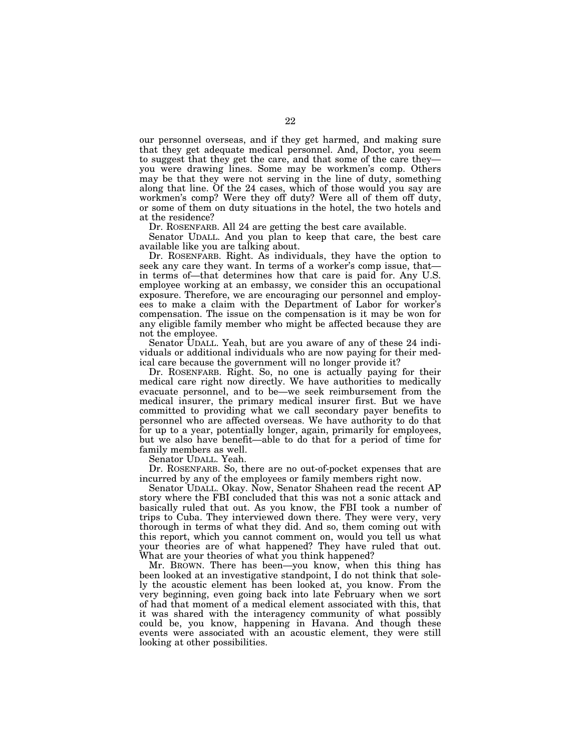our personnel overseas, and if they get harmed, and making sure that they get adequate medical personnel. And, Doctor, you seem to suggest that they get the care, and that some of the care they—you were drawing lines. Some may be workmen's comp. Others may be that they were not serving in the line of duty, something along that line. Of the 24 cases, which of those would you say are workmen's comp? Were they off duty? Were all of them off duty, or some of them on duty situations in the hotel, the two hotels and at the residence?

Dr. ROSENFARB. All 24 are getting the best care available.

Senator UDALL. And you plan to keep that care, the best care available like you are talking about.

Dr. ROSENFARB. Right. As individuals, they have the option to seek any care they want. In terms of a worker's comp issue, that—in terms of—that determines how that care is paid for. Any U.S. employee working at an embassy, we consider this an occupational exposure. Therefore, we are encouraging our personnel and employees to make a claim with the Department of Labor for worker's compensation. The issue on the compensation is it may be won for any eligible family member who might be affected because they are not the employee.

Senator UDALL. Yeah, but are you aware of any of these 24 individuals or additional individuals who are now paying for their medical care because the government will no longer provide it?

Dr. ROSENFARB. Right. So, no one is actually paying for their medical care right now directly. We have authorities to medically evacuate personnel, and to be—we seek reimbursement from the medical insurer, the primary medical insurer first. But we have committed to providing what we call secondary payer benefits to personnel who are affected overseas. We have authority to do that for up to a year, potentially longer, again, primarily for employees, but we also have benefit—able to do that for a period of time for family members as well.

Senator UDALL. Yeah.

Dr. ROSENFARB. So, there are no out-of-pocket expenses that are incurred by any of the employees or family members right now.

Senator UDALL. Okay. Now, Senator Shaheen read the recent AP story where the FBI concluded that this was not a sonic attack and basically ruled that out. As you know, the FBI took a number of trips to Cuba. They interviewed down there. They were very, very thorough in terms of what they did. And so, them coming out with this report, which you cannot comment on, would you tell us what your theories are of what happened? They have ruled that out. What are your theories of what you think happened?

Mr. BROWN. There has been—you know, when this thing has been looked at an investigative standpoint, I do not think that solely the acoustic element has been looked at, you know. From the very beginning, even going back into late February when we sort of had that moment of a medical element associated with this, that it was shared with the interagency community of what possibly could be, you know, happening in Havana. And though these events were associated with an acoustic element, they were still looking at other possibilities.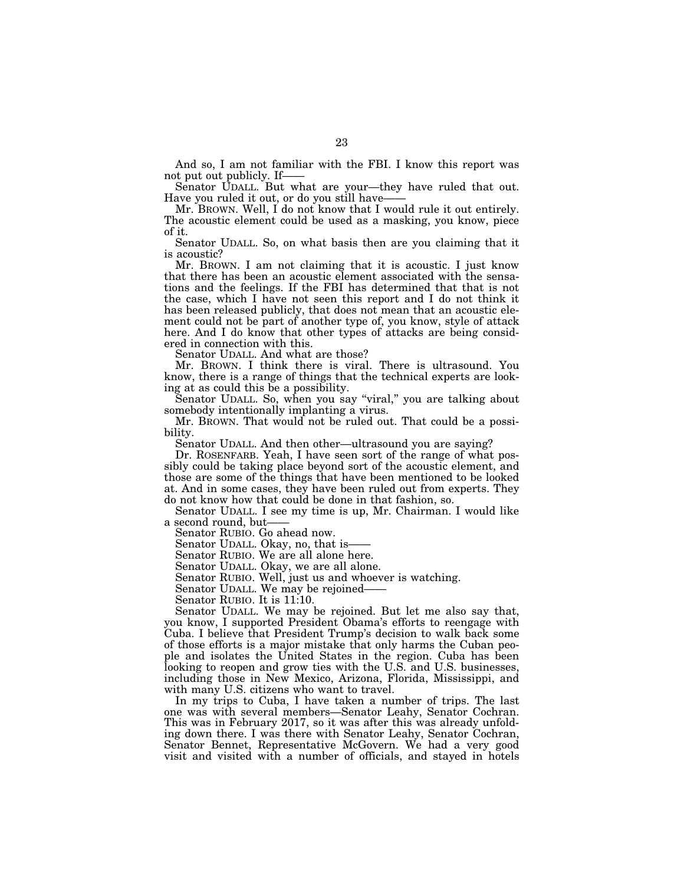And so, I am not familiar with the FBI. I know this report was not put out publicly. If——

Senator UDALL. But what are your—they have ruled that out. Have you ruled it out, or do you still have——

Mr. BROWN. Well, I do not know that I would rule it out entirely. The acoustic element could be used as a masking, you know, piece of it.

Senator UDALL. So, on what basis then are you claiming that it is acoustic?

Mr. BROWN. I am not claiming that it is acoustic. I just know that there has been an acoustic element associated with the sensations and the feelings. If the FBI has determined that that is not the case, which I have not seen this report and I do not think it has been released publicly, that does not mean that an acoustic element could not be part of another type of, you know, style of attack here. And I do know that other types of attacks are being considered in connection with this.

Senator UDALL. And what are those?

Mr. BROWN. I think there is viral. There is ultrasound. You know, there is a range of things that the technical experts are looking at as could this be a possibility.

Senator UDALL. So, when you say "viral," you are talking about somebody intentionally implanting a virus.

Mr. BROWN. That would not be ruled out. That could be a possibility.

Senator UDALL. And then other—ultrasound you are saying?

Dr. ROSENFARB. Yeah, I have seen sort of the range of what possibly could be taking place beyond sort of the acoustic element, and those are some of the things that have been mentioned to be looked at. And in some cases, they have been ruled out from experts. They do not know how that could be done in that fashion, so.

Senator UDALL. I see my time is up, Mr. Chairman. I would like a second round, but——

Senator RUBIO. Go ahead now.

Senator UDALL. Okay, no, that is——

Senator RUBIO. We are all alone here.

Senator UDALL. Okay, we are all alone.

Senator RUBIO. Well, just us and whoever is watching.

Senator UDALL. We may be rejoined——

Senator RUBIO. It is 11:10.

Senator UDALL. We may be rejoined. But let me also say that, you know, I supported President Obama's efforts to reengage with Cuba. I believe that President Trump's decision to walk back some of those efforts is a major mistake that only harms the Cuban people and isolates the United States in the region. Cuba has been looking to reopen and grow ties with the U.S. and U.S. businesses, including those in New Mexico, Arizona, Florida, Mississippi, and with many U.S. citizens who want to travel.

In my trips to Cuba, I have taken a number of trips. The last one was with several members—Senator Leahy, Senator Cochran. This was in February 2017, so it was after this was already unfolding down there. I was there with Senator Leahy, Senator Cochran, Senator Bennet, Representative McGovern. We had a very good visit and visited with a number of officials, and stayed in hotels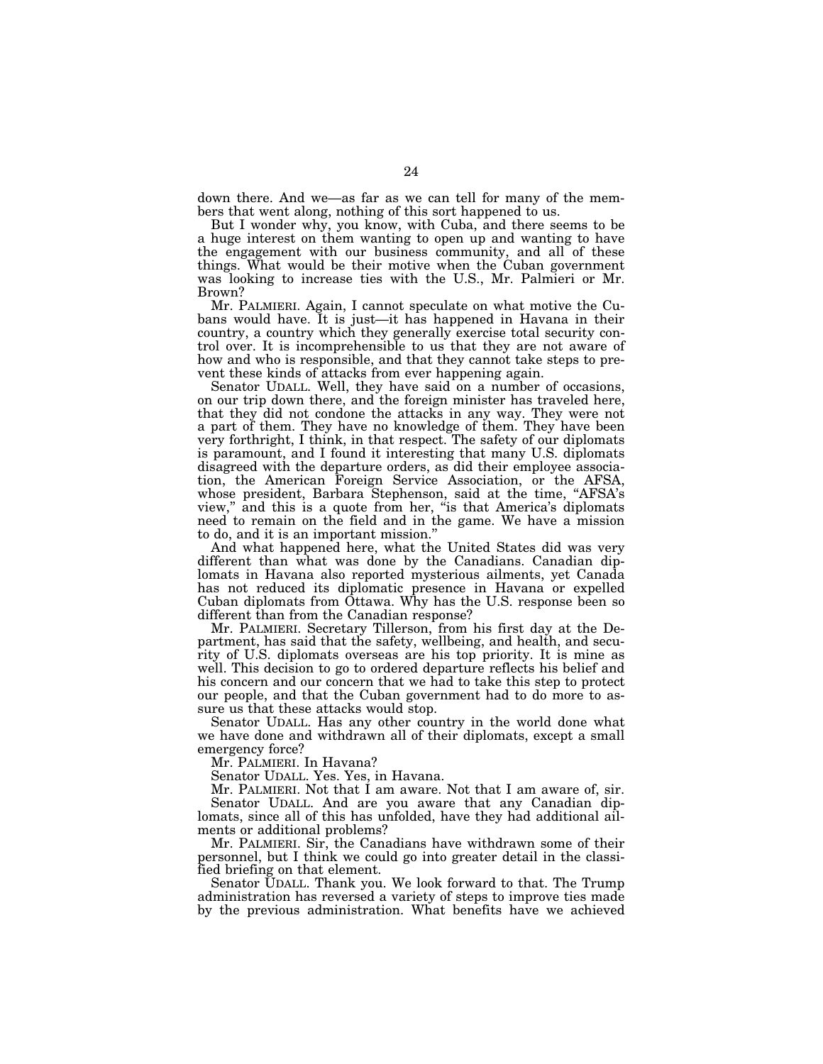down there. And we—as far as we can tell for many of the members that went along, nothing of this sort happened to us.

But I wonder why, you know, with Cuba, and there seems to be a huge interest on them wanting to open up and wanting to have the engagement with our business community, and all of these things. What would be their motive when the Cuban government was looking to increase ties with the U.S., Mr. Palmieri or Mr. Brown?

Mr. PALMIERI. Again, I cannot speculate on what motive the Cubans would have. It is just—it has happened in Havana in their country, a country which they generally exercise total security control over. It is incomprehensible to us that they are not aware of how and who is responsible, and that they cannot take steps to prevent these kinds of attacks from ever happening again.

Senator UDALL. Well, they have said on a number of occasions, on our trip down there, and the foreign minister has traveled here, that they did not condone the attacks in any way. They were not a part of them. They have no knowledge of them. They have been very forthright, I think, in that respect. The safety of our diplomats is paramount, and I found it interesting that many U.S. diplomats disagreed with the departure orders, as did their employee association, the American Foreign Service Association, or the AFSA, whose president, Barbara Stephenson, said at the time, "AFSA's view," and this is a quote from her, "is that America's diplomats need to remain on the field and in the game. We have a mission to do, and it is an important mission."

And what happened here, what the United States did was very different than what was done by the Canadians. Canadian diplomats in Havana also reported mysterious ailments, yet Canada has not reduced its diplomatic presence in Havana or expelled Cuban diplomats from Ottawa. Why has the U.S. response been so different than from the Canadian response?

Mr. PALMIERI. Secretary Tillerson, from his first day at the Department, has said that the safety, wellbeing, and health, and security of U.S. diplomats overseas are his top priority. It is mine as well. This decision to go to ordered departure reflects his belief and his concern and our concern that we had to take this step to protect our people, and that the Cuban government had to do more to assure us that these attacks would stop.

Senator UDALL. Has any other country in the world done what we have done and withdrawn all of their diplomats, except a small emergency force?

Mr. PALMIERI. In Havana?

Senator UDALL. Yes. Yes, in Havana.

Mr. PALMIERI. Not that I am aware. Not that I am aware of, sir.

Senator UDALL. And are you aware that any Canadian diplomats, since all of this has unfolded, have they had additional ailments or additional problems?

Mr. PALMIERI. Sir, the Canadians have withdrawn some of their personnel, but I think we could go into greater detail in the classified briefing on that element.

Senator UDALL. Thank you. We look forward to that. The Trump administration has reversed a variety of steps to improve ties made by the previous administration. What benefits have we achieved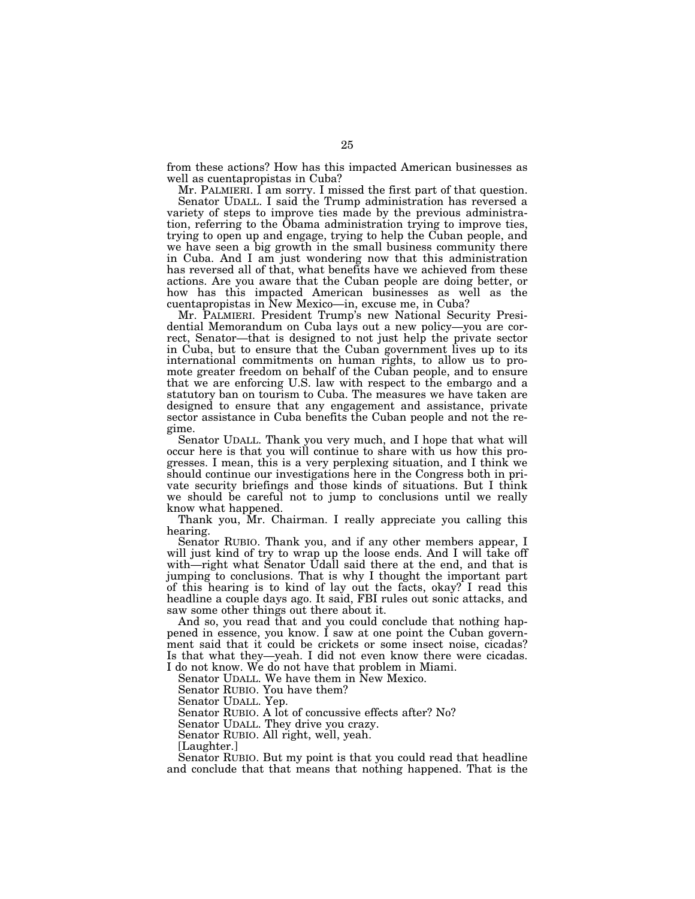from these actions? How has this impacted American businesses as well as cuentapropistas in Cuba?

Mr. PALMIERI. I am sorry. I missed the first part of that question.

Senator UDALL. I said the Trump administration has reversed a variety of steps to improve ties made by the previous administration, referring to the Obama administration trying to improve ties, trying to open up and engage, trying to help the Cuban people, and we have seen a big growth in the small business community there in Cuba. And I am just wondering now that this administration has reversed all of that, what benefits have we achieved from these actions. Are you aware that the Cuban people are doing better, or how has this impacted American businesses as well as the cuentapropistas in New Mexico—in, excuse me, in Cuba?

Mr. PALMIERI. President Trump's new National Security Presidential Memorandum on Cuba lays out a new policy—you are correct, Senator—that is designed to not just help the private sector in Cuba, but to ensure that the Cuban government lives up to its international commitments on human rights, to allow us to promote greater freedom on behalf of the Cuban people, and to ensure that we are enforcing U.S. law with respect to the embargo and a statutory ban on tourism to Cuba. The measures we have taken are designed to ensure that any engagement and assistance, private sector assistance in Cuba benefits the Cuban people and not the regime.

Senator UDALL. Thank you very much, and I hope that what will occur here is that you will continue to share with us how this progresses. I mean, this is a very perplexing situation, and I think we should continue our investigations here in the Congress both in private security briefings and those kinds of situations. But I think we should be careful not to jump to conclusions until we really know what happened.

Thank you, Mr. Chairman. I really appreciate you calling this hearing.

Senator RUBIO. Thank you, and if any other members appear, I will just kind of try to wrap up the loose ends. And I will take off with—right what Senator Udall said there at the end, and that is jumping to conclusions. That is why I thought the important part of this hearing is to kind of lay out the facts, okay? I read this headline a couple days ago. It said, FBI rules out sonic attacks, and saw some other things out there about it.

And so, you read that and you could conclude that nothing happened in essence, you know. I saw at one point the Cuban government said that it could be crickets or some insect noise, cicadas? Is that what they—yeah. I did not even know there were cicadas. I do not know. We do not have that problem in Miami.

Senator UDALL. We have them in New Mexico.

Senator RUBIO. You have them?

Senator UDALL. Yep.

Senator RUBIO. A lot of concussive effects after? No?

Senator UDALL. They drive you crazy.

Senator RUBIO. All right, well, yeah.

[Laughter.]

Senator RUBIO. But my point is that you could read that headline and conclude that that means that nothing happened. That is the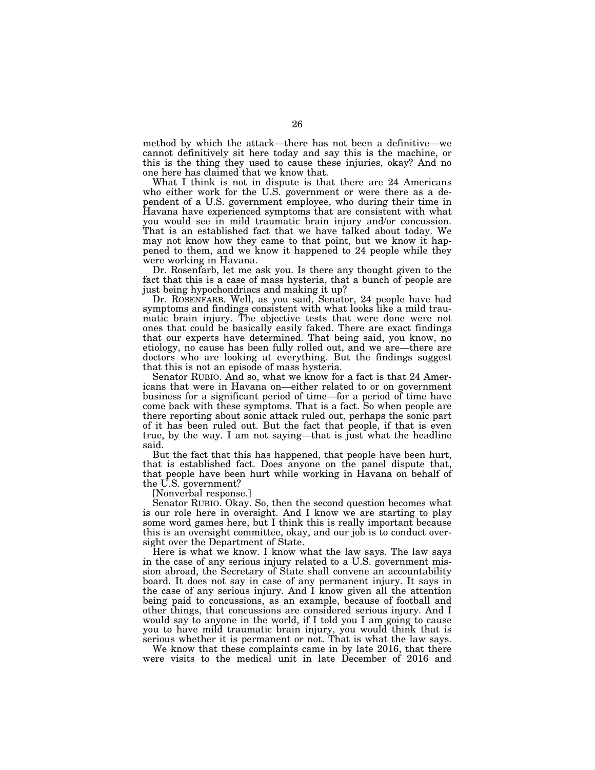method by which the attack—there has not been a definitive—we cannot definitively sit here today and say this is the machine, or this is the thing they used to cause these injuries, okay? And no one here has claimed that we know that.

What I think is not in dispute is that there are 24 Americans who either work for the U.S. government or were there as a dependent of a U.S. government employee, who during their time in Havana have experienced symptoms that are consistent with what you would see in mild traumatic brain injury and/or concussion. That is an established fact that we have talked about today. We may not know how they came to that point, but we know it happened to them, and we know it happened to 24 people while they were working in Havana.

Dr. Rosenfarb, let me ask you. Is there any thought given to the fact that this is a case of mass hysteria, that a bunch of people are just being hypochondriacs and making it up?

Dr. ROSENFARB. Well, as you said, Senator, 24 people have had symptoms and findings consistent with what looks like a mild traumatic brain injury. The objective tests that were done were not ones that could be basically easily faked. There are exact findings that our experts have determined. That being said, you know, no etiology, no cause has been fully rolled out, and we are—there are doctors who are looking at everything. But the findings suggest that this is not an episode of mass hysteria.

Senator RUBIO. And so, what we know for a fact is that 24 Americans that were in Havana on—either related to or on government business for a significant period of time—for a period of time have come back with these symptoms. That is a fact. So when people are there reporting about sonic attack ruled out, perhaps the sonic part of it has been ruled out. But the fact that people, if that is even true, by the way. I am not saying—that is just what the headline said.

But the fact that this has happened, that people have been hurt, that is established fact. Does anyone on the panel dispute that, that people have been hurt while working in Havana on behalf of the U.S. government?

[Nonverbal response.]

Senator RUBIO. Okay. So, then the second question becomes what is our role here in oversight. And I know we are starting to play some word games here, but I think this is really important because this is an oversight committee, okay, and our job is to conduct oversight over the Department of State.

Here is what we know. I know what the law says. The law says in the case of any serious injury related to a U.S. government mission abroad, the Secretary of State shall convene an accountability board. It does not say in case of any permanent injury. It says in the case of any serious injury. And I know given all the attention being paid to concussions, as an example, because of football and other things, that concussions are considered serious injury. And I would say to anyone in the world, if I told you I am going to cause you to have mild traumatic brain injury, you would think that is serious whether it is permanent or not. That is what the law says.

We know that these complaints came in by late 2016, that there were visits to the medical unit in late December of 2016 and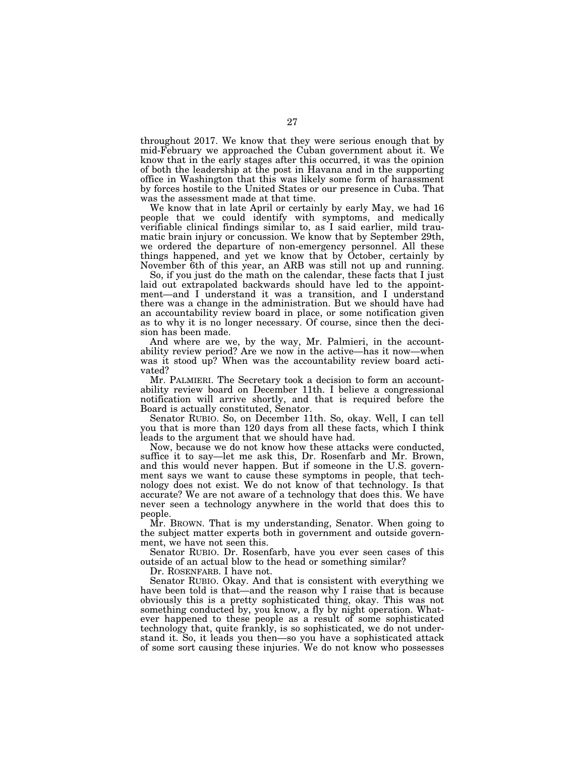throughout 2017. We know that they were serious enough that by mid-February we approached the Cuban government about it. We know that in the early stages after this occurred, it was the opinion of both the leadership at the post in Havana and in the supporting office in Washington that this was likely some form of harassment by forces hostile to the United States or our presence in Cuba. That was the assessment made at that time.

We know that in late April or certainly by early May, we had 16 people that we could identify with symptoms, and medically verifiable clinical findings similar to, as I said earlier, mild traumatic brain injury or concussion. We know that by September 29th, we ordered the departure of non-emergency personnel. All these things happened, and yet we know that by October, certainly by November 6th of this year, an ARB was still not up and running.

So, if you just do the math on the calendar, these facts that I just laid out extrapolated backwards should have led to the appointment—and I understand it was a transition, and I understand there was a change in the administration. But we should have had an accountability review board in place, or some notification given as to why it is no longer necessary. Of course, since then the decision has been made.

And where are we, by the way, Mr. Palmieri, in the accountability review period? Are we now in the active—has it now—when was it stood up? When was the accountability review board activated?

Mr. PALMIERI. The Secretary took a decision to form an accountability review board on December 11th. I believe a congressional notification will arrive shortly, and that is required before the Board is actually constituted, Senator.

Senator RUBIO. So, on December 11th. So, okay. Well, I can tell you that is more than 120 days from all these facts, which I think leads to the argument that we should have had.

Now, because we do not know how these attacks were conducted, suffice it to say—let me ask this, Dr. Rosenfarb and Mr. Brown, and this would never happen. But if someone in the U.S. government says we want to cause these symptoms in people, that technology does not exist. We do not know of that technology. Is that accurate? We are not aware of a technology that does this. We have never seen a technology anywhere in the world that does this to people.

Mr. BROWN. That is my understanding, Senator. When going to the subject matter experts both in government and outside government, we have not seen this.

Senator RUBIO. Dr. Rosenfarb, have you ever seen cases of this outside of an actual blow to the head or something similar?

Dr. ROSENFARB. I have not.

Senator RUBIO. Okay. And that is consistent with everything we have been told is that—and the reason why I raise that is because obviously this is a pretty sophisticated thing, okay. This was not something conducted by, you know, a fly by night operation. Whatever happened to these people as a result of some sophisticated technology that, quite frankly, is so sophisticated, we do not understand it. So, it leads you then—so you have a sophisticated attack of some sort causing these injuries. We do not know who possesses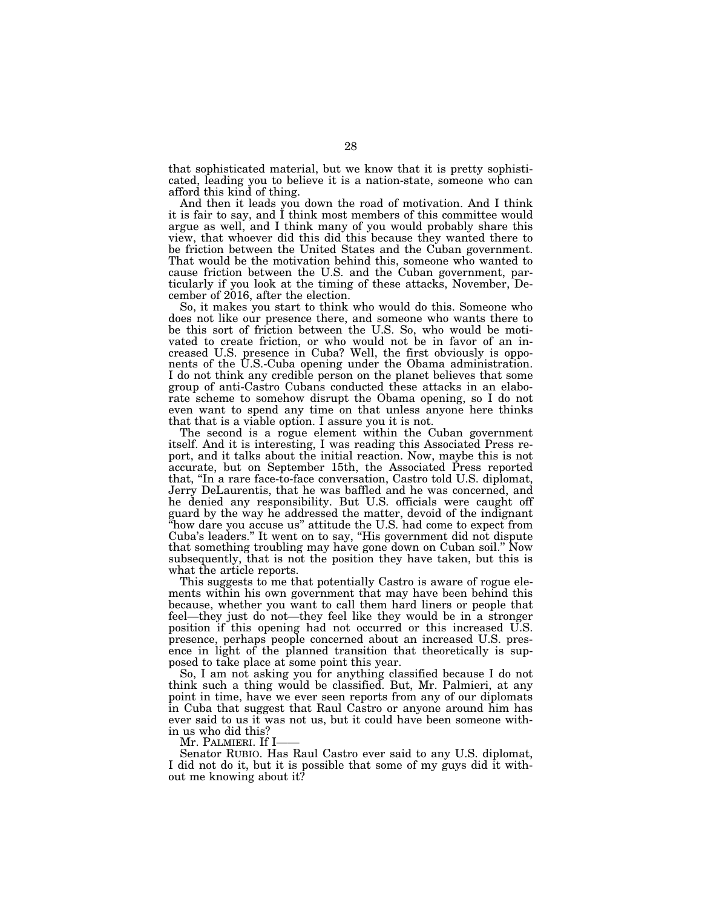that sophisticated material, but we know that it is pretty sophisticated, leading you to believe it is a nation-state, someone who can afford this kind of thing.

And then it leads you down the road of motivation. And I think it is fair to say, and I think most members of this committee would argue as well, and I think many of you would probably share this view, that whoever did this did this because they wanted there to be friction between the United States and the Cuban government. That would be the motivation behind this, someone who wanted to cause friction between the U.S. and the Cuban government, particularly if you look at the timing of these attacks, November, December of 2016, after the election.

So, it makes you start to think who would do this. Someone who does not like our presence there, and someone who wants there to be this sort of friction between the U.S. So, who would be motivated to create friction, or who would not be in favor of an increased U.S. presence in Cuba? Well, the first obviously is opponents of the U.S.-Cuba opening under the Obama administration. I do not think any credible person on the planet believes that some group of anti-Castro Cubans conducted these attacks in an elaborate scheme to somehow disrupt the Obama opening, so I do not even want to spend any time on that unless anyone here thinks that that is a viable option. I assure you it is not.

The second is a rogue element within the Cuban government itself. And it is interesting, I was reading this Associated Press report, and it talks about the initial reaction. Now, maybe this is not accurate, but on September 15th, the Associated Press reported that, "In a rare face-to-face conversation, Castro told U.S. diplomat, Jerry DeLaurentis, that he was baffled and he was concerned, and he denied any responsibility. But U.S. officials were caught off guard by the way he addressed the matter, devoid of the indignant "how dare you accuse us" attitude the U.S. had come to expect from Cuba's leaders." It went on to say, "His government did not dispute that something troubling may have gone down on Cuban soil." Now subsequently, that is not the position they have taken, but this is what the article reports.

This suggests to me that potentially Castro is aware of rogue elements within his own government that may have been behind this because, whether you want to call them hard liners or people that feel—they just do not—they feel like they would be in a stronger position if this opening had not occurred or this increased U.S. presence, perhaps people concerned about an increased U.S. presence in light of the planned transition that theoretically is supposed to take place at some point this year.

So, I am not asking you for anything classified because I do not think such a thing would be classified. But, Mr. Palmieri, at any point in time, have we ever seen reports from any of our diplomats in Cuba that suggest that Raul Castro or anyone around him has ever said to us it was not us, but it could have been someone within us who did this?

Mr. PALMIERI. If I——

Senator RUBIO. Has Raul Castro ever said to any U.S. diplomat, I did not do it, but it is possible that some of my guys did it without me knowing about it?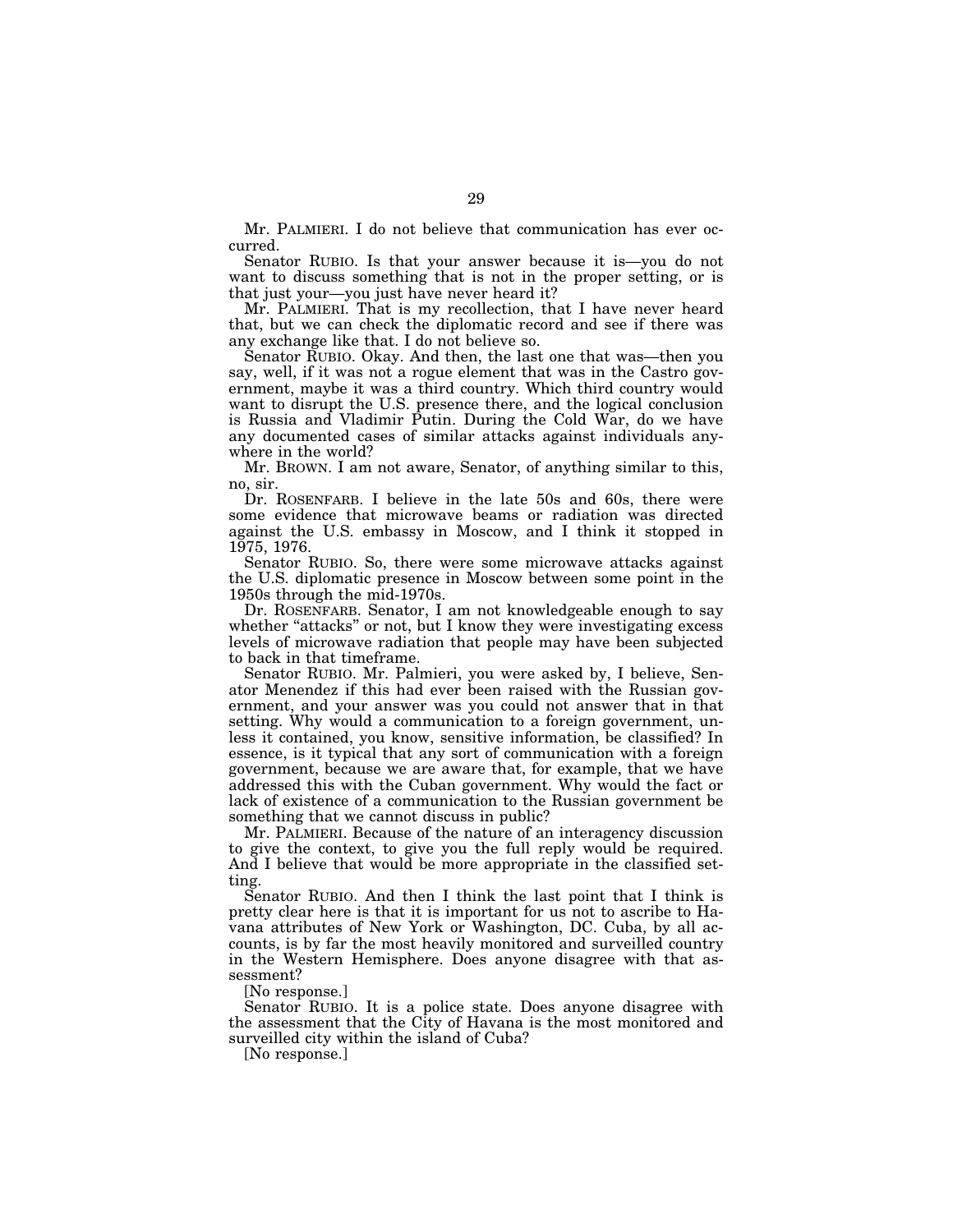Mr. PALMIERI. I do not believe that communication has ever occurred.

Senator RUBIO. Is that your answer because it is—you do not want to discuss something that is not in the proper setting, or is that just your—you just have never heard it?

Mr. PALMIERI. That is my recollection, that I have never heard that, but we can check the diplomatic record and see if there was any exchange like that. I do not believe so.

Senator RUBIO. Okay. And then, the last one that was—then you say, well, if it was not a rogue element that was in the Castro government, maybe it was a third country. Which third country would want to disrupt the U.S. presence there, and the logical conclusion is Russia and Vladimir Putin. During the Cold War, do we have any documented cases of similar attacks against individuals anywhere in the world?

Mr. BROWN. I am not aware, Senator, of anything similar to this, no, sir.

Dr. ROSENFARB. I believe in the late 50s and 60s, there were some evidence that microwave beams or radiation was directed against the U.S. embassy in Moscow, and I think it stopped in 1975, 1976.

Senator RUBIO. So, there were some microwave attacks against the U.S. diplomatic presence in Moscow between some point in the 1950s through the mid-1970s.

Dr. ROSENFARB. Senator, I am not knowledgeable enough to say whether "attacks" or not, but I know they were investigating excess levels of microwave radiation that people may have been subjected to back in that timeframe.

Senator RUBIO. Mr. Palmieri, you were asked by, I believe, Senator Menendez if this had ever been raised with the Russian government, and your answer was you could not answer that in that setting. Why would a communication to a foreign government, unless it contained, you know, sensitive information, be classified? In essence, is it typical that any sort of communication with a foreign government, because we are aware that, for example, that we have addressed this with the Cuban government. Why would the fact or lack of existence of a communication to the Russian government be something that we cannot discuss in public?

Mr. PALMIERI. Because of the nature of an interagency discussion to give the context, to give you the full reply would be required. And I believe that would be more appropriate in the classified setting.

Senator RUBIO. And then I think the last point that I think is pretty clear here is that it is important for us not to ascribe to Havana attributes of New York or Washington, DC. Cuba, by all accounts, is by far the most heavily monitored and surveilled country in the Western Hemisphere. Does anyone disagree with that assessment?

[No response.]

Senator RUBIO. It is a police state. Does anyone disagree with the assessment that the City of Havana is the most monitored and surveilled city within the island of Cuba?

[No response.]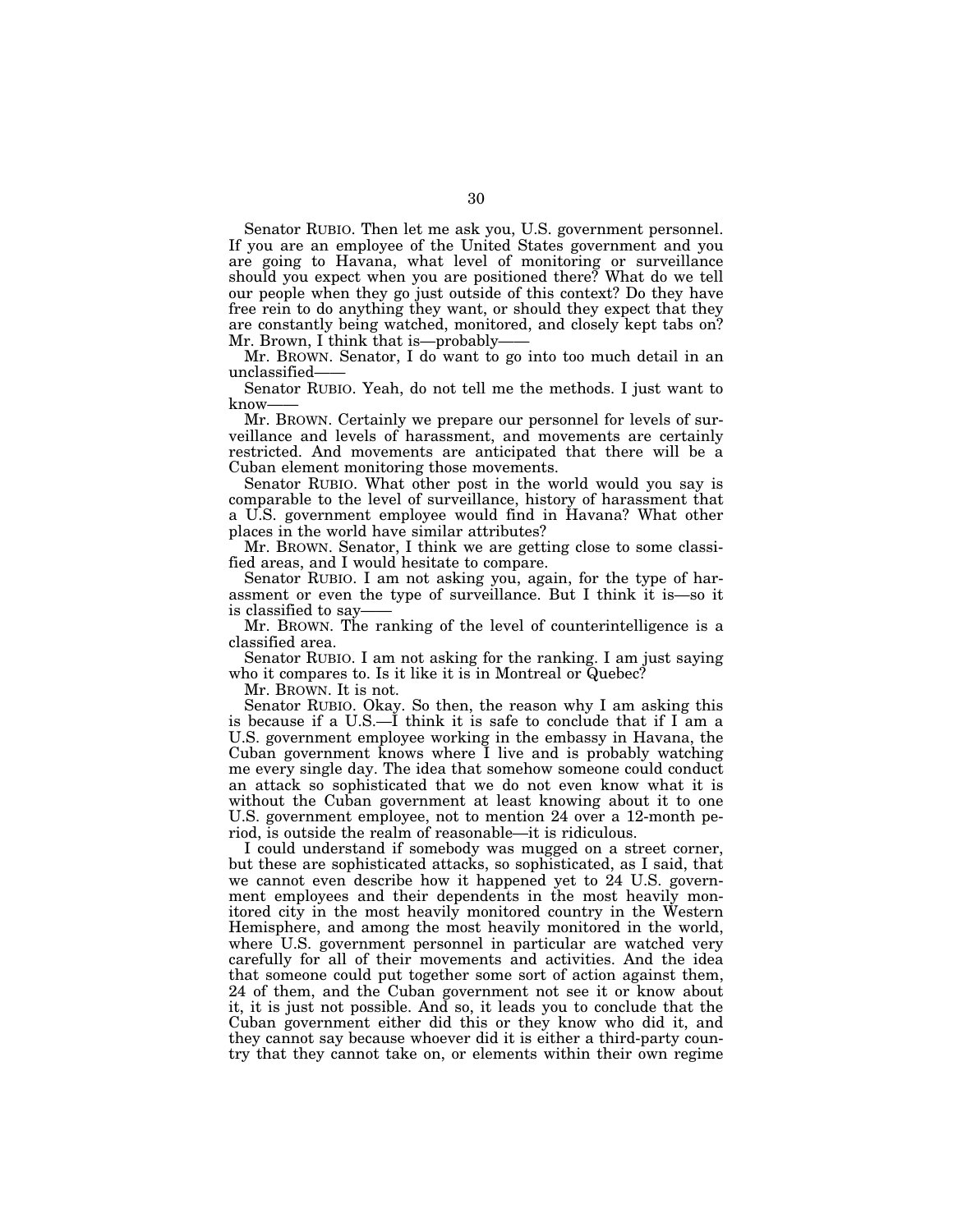Senator RUBIO. Then let me ask you, U.S. government personnel. If you are an employee of the United States government and you are going to Havana, what level of monitoring or surveillance should you expect when you are positioned there? What do we tell our people when they go just outside of this context? Do they have free rein to do anything they want, or should they expect that they are constantly being watched, monitored, and closely kept tabs on? Mr. Brown, I think that is—probably——

Mr. BROWN. Senator, I do want to go into too much detail in an unclassified——

Senator RUBIO. Yeah, do not tell me the methods. I just want to know——

Mr. BROWN. Certainly we prepare our personnel for levels of surveillance and levels of harassment, and movements are certainly restricted. And movements are anticipated that there will be a Cuban element monitoring those movements.

Senator RUBIO. What other post in the world would you say is comparable to the level of surveillance, history of harassment that a U.S. government employee would find in Havana? What other places in the world have similar attributes?

Mr. BROWN. Senator, I think we are getting close to some classified areas, and I would hesitate to compare.

Senator RUBIO. I am not asking you, again, for the type of harassment or even the type of surveillance. But I think it is—so it is classified to say——

Mr. BROWN. The ranking of the level of counterintelligence is a classified area.

Senator RUBIO. I am not asking for the ranking. I am just saying who it compares to. Is it like it is in Montreal or Quebec?

Mr. BROWN. It is not.

Senator RUBIO. Okay. So then, the reason why I am asking this is because if a U.S.—I think it is safe to conclude that if I am a U.S. government employee working in the embassy in Havana, the Cuban government knows where I live and is probably watching me every single day. The idea that somehow someone could conduct an attack so sophisticated that we do not even know what it is without the Cuban government at least knowing about it to one U.S. government employee, not to mention 24 over a 12-month period, is outside the realm of reasonable—it is ridiculous.

I could understand if somebody was mugged on a street corner, but these are sophisticated attacks, so sophisticated, as I said, that we cannot even describe how it happened yet to 24 U.S. government employees and their dependents in the most heavily monitored city in the most heavily monitored country in the Western Hemisphere, and among the most heavily monitored in the world, where U.S. government personnel in particular are watched very carefully for all of their movements and activities. And the idea that someone could put together some sort of action against them, 24 of them, and the Cuban government not see it or know about it, it is just not possible. And so, it leads you to conclude that the Cuban government either did this or they know who did it, and they cannot say because whoever did it is either a third-party country that they cannot take on, or elements within their own regime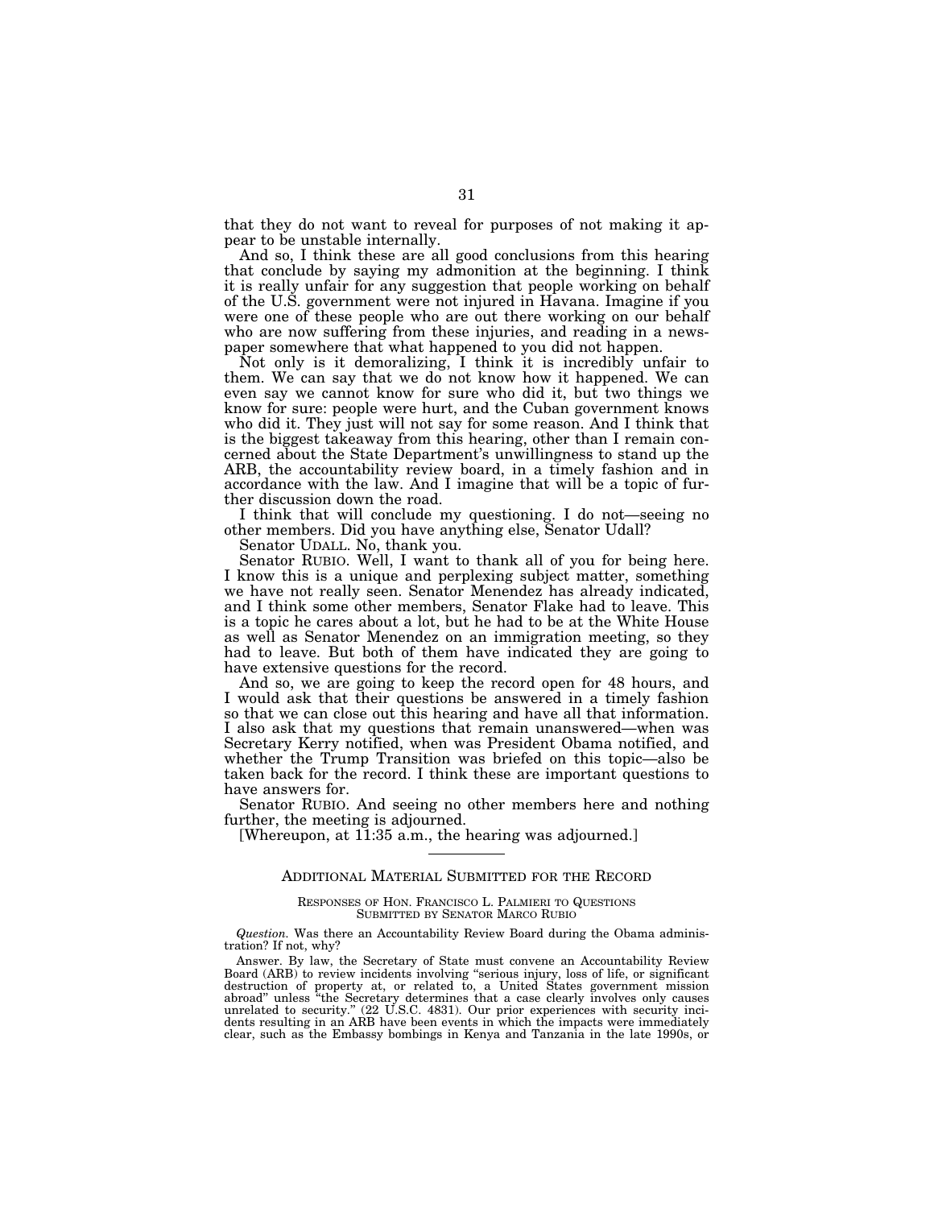that they do not want to reveal for purposes of not making it appear to be unstable internally.

And so, I think these are all good conclusions from this hearing that conclude by saying my admonition at the beginning. I think it is really unfair for any suggestion that people working on behalf of the U.S. government were not injured in Havana. Imagine if you were one of these people who are out there working on our behalf who are now suffering from these injuries, and reading in a newspaper somewhere that what happened to you did not happen.

Not only is it demoralizing, I think it is incredibly unfair to them. We can say that we do not know how it happened. We can even say we cannot know for sure who did it, but two things we know for sure: people were hurt, and the Cuban government knows who did it. They just will not say for some reason. And I think that is the biggest takeaway from this hearing, other than I remain concerned about the State Department's unwillingness to stand up the ARB, the accountability review board, in a timely fashion and in accordance with the law. And I imagine that will be a topic of further discussion down the road.

I think that will conclude my questioning. I do not—seeing no other members. Did you have anything else, Senator Udall?

Senator UDALL. No, thank you.

Senator RUBIO. Well, I want to thank all of you for being here. I know this is a unique and perplexing subject matter, something we have not really seen. Senator Menendez has already indicated, and I think some other members, Senator Flake had to leave. This is a topic he cares about a lot, but he had to be at the White House as well as Senator Menendez on an immigration meeting, so they had to leave. But both of them have indicated they are going to have extensive questions for the record.

And so, we are going to keep the record open for 48 hours, and I would ask that their questions be answered in a timely fashion so that we can close out this hearing and have all that information. I also ask that my questions that remain unanswered—when was Secretary Kerry notified, when was President Obama notified, and whether the Trump Transition was briefed on this topic—also be taken back for the record. I think these are important questions to have answers for.

Senator RUBIO. And seeing no other members here and nothing further, the meeting is adjourned.

[Whereupon, at 11:35 a.m., the hearing was adjourned.]

---

## ADDITIONAL MATERIAL SUBMITTED FOR THE RECORD

### RESPONSES OF HON. FRANCISCO L. PALMIERI TO QUESTIONS SUBMITTED BY SENATOR MARCO RUBIO

*Question.* Was there an Accountability Review Board during the Obama administration? If not, why?

Answer. By law, the Secretary of State must convene an Accountability Review Board (ARB) to review incidents involving "serious injury, loss of life, or significant destruction of property at, or related to, a United States government mission abroad" unless "the Secretary determines that a case clearly involves only causes unrelated to security." (22 U.S.C. 4831). Our prior experiences with security incidents resulting in an ARB have been events in which the impacts were immediately clear, such as the Embassy bombings in Kenya and Tanzania in the late 1990s, or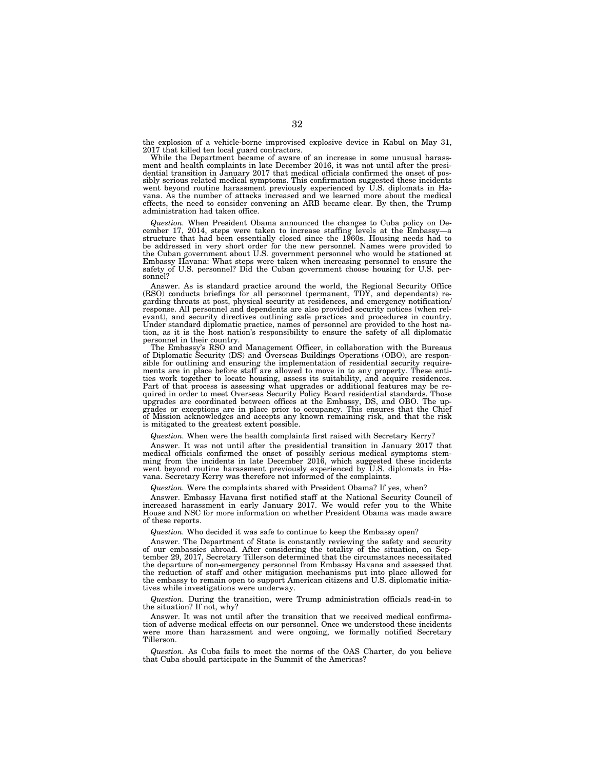the explosion of a vehicle-borne improvised explosive device in Kabul on May 31, 2017 that killed ten local guard contractors.

While the Department became of aware of an increase in some unusual harassment and health complaints in late December 2016, it was not until after the presidential transition in January 2017 that medical officials confirmed the onset of possibly serious related medical symptoms. This confirmation suggested these incidents went beyond routine harassment previously experienced by U.S. diplomats in Havana. As the number of attacks increased and we learned more about the medical effects, the need to consider convening an ARB became clear. By then, the Trump administration had taken office.

*Question.* When President Obama announced the changes to Cuba policy on December 17, 2014, steps were taken to increase staffing levels at the Embassy—a structure that had been essentially closed since the 1960s. Housing needs had to be addressed in very short order for the new personnel. Names were provided to the Cuban government about U.S. government personnel who would be stationed at Embassy Havana: What steps were taken when increasing personnel to ensure the safety of U.S. personnel? Did the Cuban government choose housing for U.S. personnel?

Answer. As is standard practice around the world, the Regional Security Office (RSO) conducts briefings for all personnel (permanent, TDY, and dependents) regarding threats at post, physical security at residences, and emergency notification/response. All personnel and dependents are also provided security notices (when relevant), and security directives outlining safe practices and procedures in country. Under standard diplomatic practice, names of personnel are provided to the host nation, as it is the host nation's responsibility to ensure the safety of all diplomatic personnel in their country.

The Embassy's RSO and Management Officer, in collaboration with the Bureaus of Diplomatic Security (DS) and Overseas Buildings Operations (OBO), are responsible for outlining and ensuring the implementation of residential security requirements are in place before staff are allowed to move in to any property. These entities work together to locate housing, assess its suitability, and acquire residences. Part of that process is assessing what upgrades or additional features may be required in order to meet Overseas Security Policy Board residential standards. Those upgrades are coordinated between offices at the Embassy, DS, and OBO. The upgrades or exceptions are in place prior to occupancy. This ensures that the Chief of Mission acknowledges and accepts any known remaining risk, and that the risk is mitigated to the greatest extent possible.

*Question.* When were the health complaints first raised with Secretary Kerry?

Answer. It was not until after the presidential transition in January 2017 that medical officials confirmed the onset of possibly serious medical symptoms stemming from the incidents in late December 2016, which suggested these incidents went beyond routine harassment previously experienced by U.S. diplomats in Havana. Secretary Kerry was therefore not informed of the complaints.

*Question.* Were the complaints shared with President Obama? If yes, when?

Answer. Embassy Havana first notified staff at the National Security Council of increased harassment in early January 2017. We would refer you to the White House and NSC for more information on whether President Obama was made aware of these reports.

*Question.* Who decided it was safe to continue to keep the Embassy open?

Answer. The Department of State is constantly reviewing the safety and security of our embassies abroad. After considering the totality of the situation, on September 29, 2017, Secretary Tillerson determined that the circumstances necessitated the departure of non-emergency personnel from Embassy Havana and assessed that the reduction of staff and other mitigation mechanisms put into place allowed for the embassy to remain open to support American citizens and U.S. diplomatic initiatives while investigations were underway.

*Question.* During the transition, were Trump administration officials read-in to the situation? If not, why?

Answer. It was not until after the transition that we received medical confirmation of adverse medical effects on our personnel. Once we understood these incidents were more than harassment and were ongoing, we formally notified Secretary Tillerson.

*Question.* As Cuba fails to meet the norms of the OAS Charter, do you believe that Cuba should participate in the Summit of the Americas?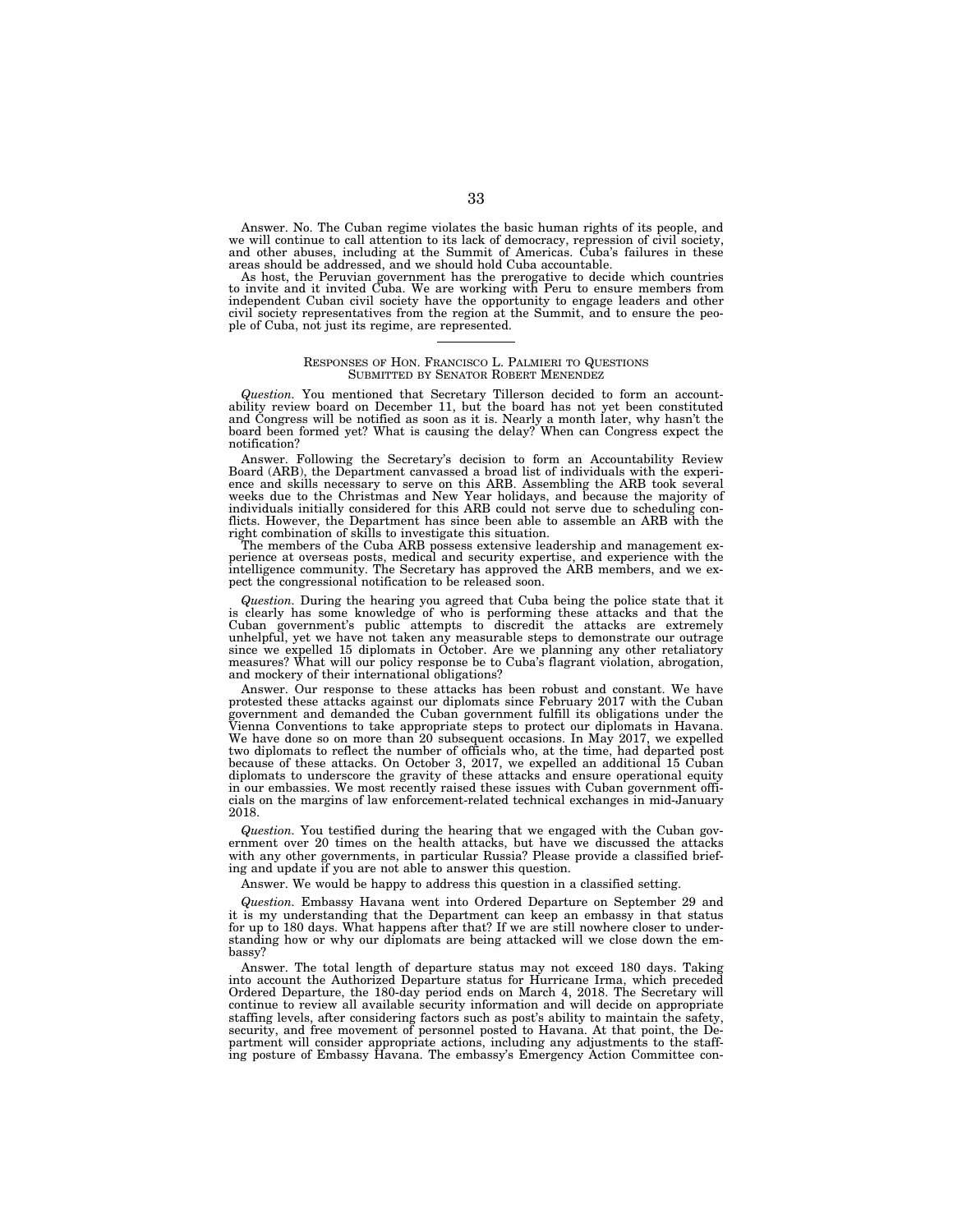Answer. No. The Cuban regime violates the basic human rights of its people, and we will continue to call attention to its lack of democracy, repression of civil society, and other abuses, including at the Summit of Americas. Cuba's failures in these areas should be addressed, and we should hold Cuba accountable.

As host, the Peruvian government has the prerogative to decide which countries to invite and it invited Cuba. We are working with Peru to ensure members from independent Cuban civil society have the opportunity to engage leaders and other civil society representatives from the region at the Summit, and to ensure the people of Cuba, not just its regime, are represented.

---

## RESPONSES OF HON. FRANCISCO L. PALMIERI TO QUESTIONS SUBMITTED BY SENATOR ROBERT MENENDEZ

*Question.* You mentioned that Secretary Tillerson decided to form an accountability review board on December 11, but the board has not yet been constituted and Congress will be notified as soon as it is. Nearly a month later, why hasn't the board been formed yet? What is causing the delay? When can Congress expect the notification?

Answer. Following the Secretary's decision to form an Accountability Review Board (ARB), the Department canvassed a broad list of individuals with the experience and skills necessary to serve on this ARB. Assembling the ARB took several weeks due to the Christmas and New Year holidays, and because the majority of individuals initially considered for this ARB could not serve due to scheduling conflicts. However, the Department has since been able to assemble an ARB with the right combination of skills to investigate this situation.

The members of the Cuba ARB possess extensive leadership and management experience at overseas posts, medical and security expertise, and experience with the intelligence community. The Secretary has approved the ARB members, and we expect the congressional notification to be released soon.

*Question.* During the hearing you agreed that Cuba being the police state that it is clearly has some knowledge of who is performing these attacks and that the Cuban government's public attempts to discredit the attacks are extremely unhelpful, yet we have not taken any measurable steps to demonstrate our outrage since we expelled 15 diplomats in October. Are we planning any other retaliatory measures? What will our policy response be to Cuba's flagrant violation, abrogation, and mockery of their international obligations?

Answer. Our response to these attacks has been robust and constant. We have protested these attacks against our diplomats since February 2017 with the Cuban government and demanded the Cuban government fulfill its obligations under the Vienna Conventions to take appropriate steps to protect our diplomats in Havana. We have done so on more than 20 subsequent occasions. In May 2017, we expelled two diplomats to reflect the number of officials who, at the time, had departed post because of these attacks. On October 3, 2017, we expelled an additional 15 Cuban diplomats to underscore the gravity of these attacks and ensure operational equity in our embassies. We most recently raised these issues with Cuban government officials on the margins of law enforcement-related technical exchanges in mid-January 2018.

*Question.* You testified during the hearing that we engaged with the Cuban government over 20 times on the health attacks, but have we discussed the attacks with any other governments, in particular Russia? Please provide a classified briefing and update if you are not able to answer this question.

Answer. We would be happy to address this question in a classified setting.

*Question.* Embassy Havana went into Ordered Departure on September 29 and it is my understanding that the Department can keep an embassy in that status for up to 180 days. What happens after that? If we are still nowhere closer to understanding how or why our diplomats are being attacked will we close down the embassy?

Answer. The total length of departure status may not exceed 180 days. Taking into account the Authorized Departure status for Hurricane Irma, which preceded Ordered Departure, the 180-day period ends on March 4, 2018. The Secretary will continue to review all available security information and will decide on appropriate staffing levels, after considering factors such as post's ability to maintain the safety, security, and free movement of personnel posted to Havana. At that point, the Department will consider appropriate actions, including any adjustments to the staffing posture of Embassy Havana. The embassy's Emergency Action Committee con-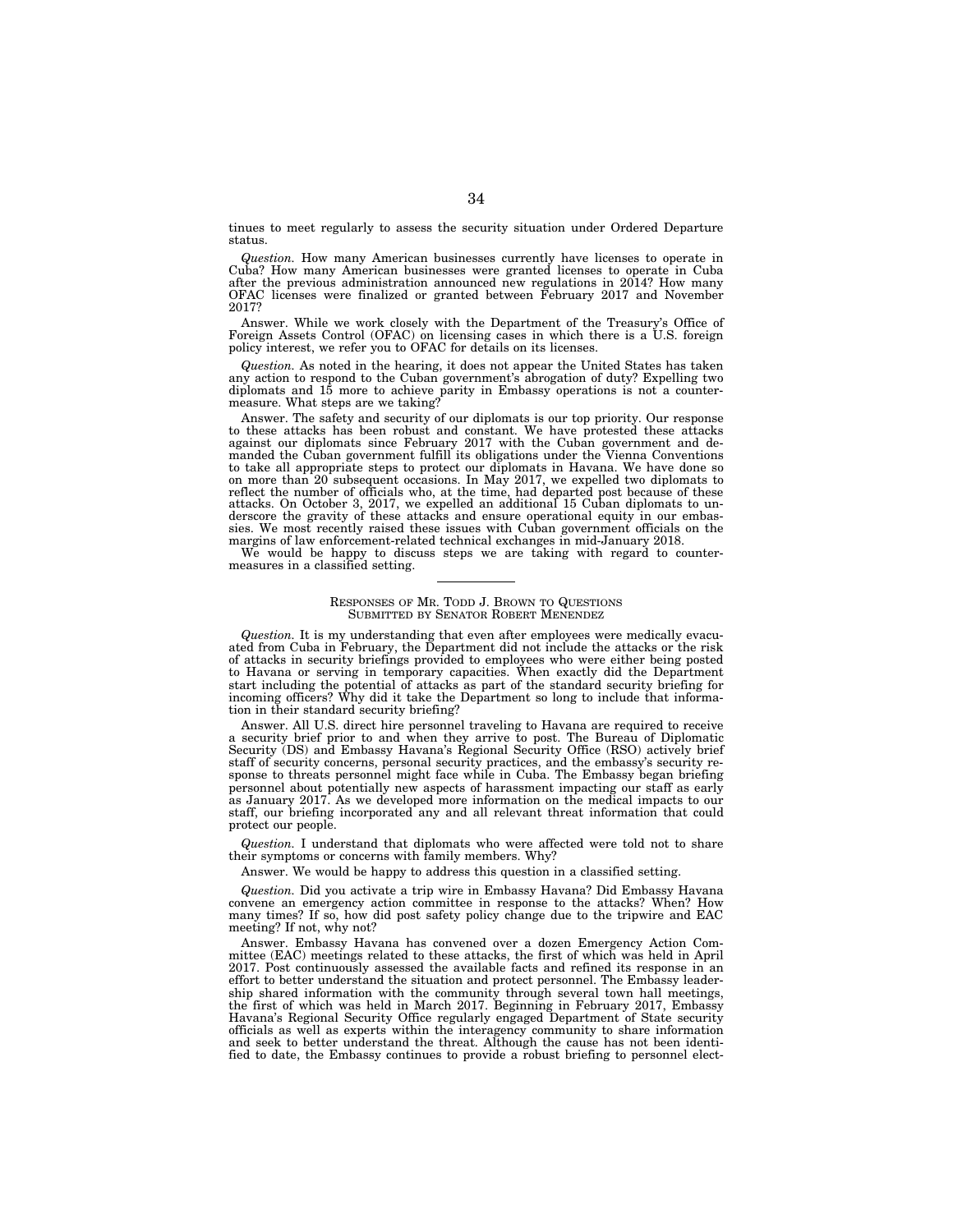tinues to meet regularly to assess the security situation under Ordered Departure status.

*Question.* How many American businesses currently have licenses to operate in Cuba? How many American businesses were granted licenses to operate in Cuba after the previous administration announced new regulations in 2014? How many OFAC licenses were finalized or granted between February 2017 and November 2017?

Answer. While we work closely with the Department of the Treasury's Office of Foreign Assets Control (OFAC) on licensing cases in which there is a U.S. foreign policy interest, we refer you to OFAC for details on its licenses.

*Question.* As noted in the hearing, it does not appear the United States has taken any action to respond to the Cuban government's abrogation of duty? Expelling two diplomats and 15 more to achieve parity in Embassy operations is not a countermeasure. What steps are we taking?

Answer. The safety and security of our diplomats is our top priority. Our response to these attacks has been robust and constant. We have protested these attacks against our diplomats since February 2017 with the Cuban government and demanded the Cuban government fulfill its obligations under the Vienna Conventions to take all appropriate steps to protect our diplomats in Havana. We have done so on more than 20 subsequent occasions. In May 2017, we expelled two diplomats to reflect the number of officials who, at the time, had departed post because of these attacks. On October 3, 2017, we expelled an additional 15 Cuban diplomats to underscore the gravity of these attacks and ensure operational equity in our embassies. We most recently raised these issues with Cuban government officials on the margins of law enforcement-related technical exchanges in mid-January 2018.

We would be happy to discuss steps we are taking with regard to countermeasures in a classified setting.

---

RESPONSES OF MR. TODD J. BROWN TO QUESTIONS SUBMITTED BY SENATOR ROBERT MENENDEZ

*Question.* It is my understanding that even after employees were medically evacuated from Cuba in February, the Department did not include the attacks or the risk of attacks in security briefings provided to employees who were either being posted to Havana or serving in temporary capacities. When exactly did the Department start including the potential of attacks as part of the standard security briefing for incoming officers? Why did it take the Department so long to include that information in their standard security briefing?

Answer. All U.S. direct hire personnel traveling to Havana are required to receive a security brief prior to and when they arrive to post. The Bureau of Diplomatic Security (DS) and Embassy Havana's Regional Security Office (RSO) actively brief staff of security concerns, personal security practices, and the embassy's security response to threats personnel might face while in Cuba. The Embassy began briefing personnel about potentially new aspects of harassment impacting our staff as early as January 2017. As we developed more information on the medical impacts to our staff, our briefing incorporated any and all relevant threat information that could protect our people.

*Question.* I understand that diplomats who were affected were told not to share their symptoms or concerns with family members. Why?

Answer. We would be happy to address this question in a classified setting.

*Question.* Did you activate a trip wire in Embassy Havana? Did Embassy Havana convene an emergency action committee in response to the attacks? When? How many times? If so, how did post safety policy change due to the tripwire and EAC meeting? If not, why not?

Answer. Embassy Havana has convened over a dozen Emergency Action Committee (EAC) meetings related to these attacks, the first of which was held in April 2017. Post continuously assessed the available facts and refined its response in an effort to better understand the situation and protect personnel. The Embassy leadership shared information with the community through several town hall meetings, the first of which was held in March 2017. Beginning in February 2017, Embassy Havana's Regional Security Office regularly engaged Department of State security officials as well as experts within the interagency community to share information and seek to better understand the threat. Although the cause has not been identified to date, the Embassy continues to provide a robust briefing to personnel elect-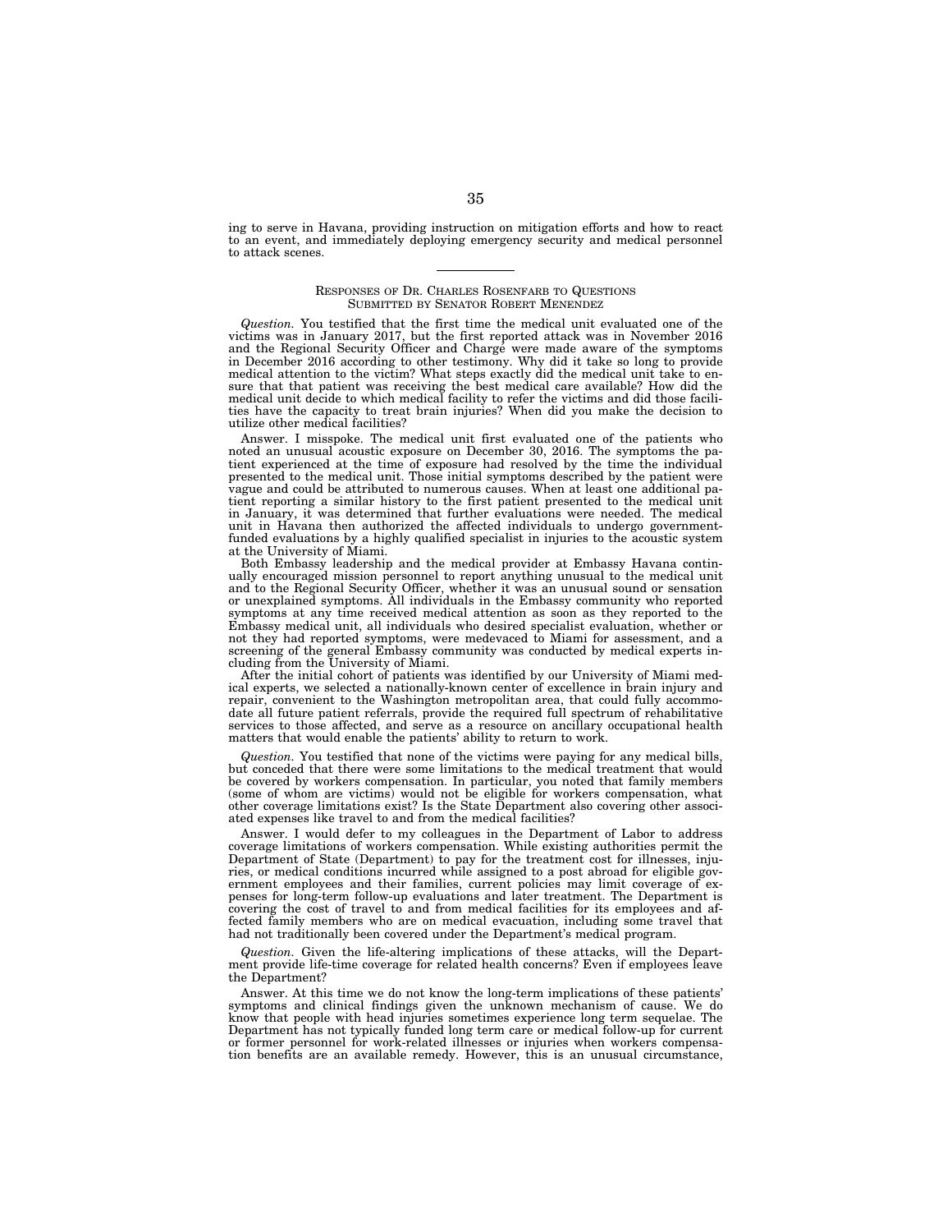ing to serve in Havana, providing instruction on mitigation efforts and how to react to an event, and immediately deploying emergency security and medical personnel to attack scenes.

---

RESPONSES OF DR. CHARLES ROSENFARB TO QUESTIONS SUBMITTED BY SENATOR ROBERT MENENDEZ

*Question.* You testified that the first time the medical unit evaluated one of the victims was in January 2017, but the first reported attack was in November 2016 and the Regional Security Officer and Charge were made aware of the symptoms in December 2016 according to other testimony. Why did it take so long to provide medical attention to the victim? What steps exactly did the medical unit take to ensure that that patient was receiving the best medical care available? How did the medical unit decide to which medical facility to refer the victims and did those facilities have the capacity to treat brain injuries? When did you make the decision to utilize other medical facilities?

Answer. I misspoke. The medical unit first evaluated one of the patients who noted an unusual acoustic exposure on December 30, 2016. The symptoms the patient experienced at the time of exposure had resolved by the time the individual presented to the medical unit. Those initial symptoms described by the patient were vague and could be attributed to numerous causes. When at least one additional patient reporting a similar history to the first patient presented to the medical unit in January, it was determined that further evaluations were needed. The medical unit in Havana then authorized the affected individuals to undergo government-funded evaluations by a highly qualified specialist in injuries to the acoustic system at the University of Miami.

Both Embassy leadership and the medical provider at Embassy Havana continually encouraged mission personnel to report anything unusual to the medical unit and to the Regional Security Officer, whether it was an unusual sound or sensation or unexplained symptoms. All individuals in the Embassy community who reported symptoms at any time received medical attention as soon as they reported to the Embassy medical unit, all individuals who desired specialist evaluation, whether or not they had reported symptoms, were medevaced to Miami for assessment, and a screening of the general Embassy community was conducted by medical experts including from the University of Miami.

After the initial cohort of patients was identified by our University of Miami medical experts, we selected a nationally-known center of excellence in brain injury and repair, convenient to the Washington metropolitan area, that could fully accommodate all future patient referrals, provide the required full spectrum of rehabilitative services to those affected, and serve as a resource on ancillary occupational health matters that would enable the patients' ability to return to work.

*Question.* You testified that none of the victims were paying for any medical bills, but conceded that there were some limitations to the medical treatment that would be covered by workers compensation. In particular, you noted that family members (some of whom are victims) would not be eligible for workers compensation, what other coverage limitations exist? Is the State Department also covering other associated expenses like travel to and from the medical facilities?

Answer. I would defer to my colleagues in the Department of Labor to address coverage limitations of workers compensation. While existing authorities permit the Department of State (Department) to pay for the treatment cost for illnesses, injuries, or medical conditions incurred while assigned to a post abroad for eligible government employees and their families, current policies may limit coverage of expenses for long-term follow-up evaluations and later treatment. The Department is covering the cost of travel to and from medical facilities for its employees and affected family members who are on medical evacuation, including some travel that had not traditionally been covered under the Department's medical program.

*Question.* Given the life-altering implications of these attacks, will the Department provide life-time coverage for related health concerns? Even if employees leave the Department?

Answer. At this time we do not know the long-term implications of these patients' symptoms and clinical findings given the unknown mechanism of cause. We do know that people with head injuries sometimes experience long term sequelae. The Department has not typically funded long term care or medical follow-up for current or former personnel for work-related illnesses or injuries when workers compensation benefits are an available remedy. However, this is an unusual circumstance,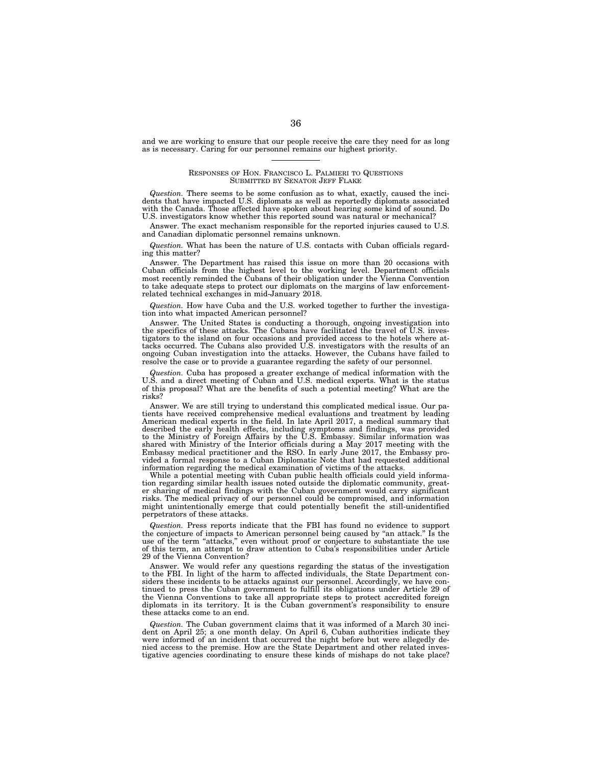and we are working to ensure that our people receive the care they need for as long as is necessary. Caring for our personnel remains our highest priority.

---

RESPONSES OF HON. FRANCISCO L. PALMIERI TO QUESTIONS SUBMITTED BY SENATOR JEFF FLAKE

*Question.* There seems to be some confusion as to what, exactly, caused the incidents that have impacted U.S. diplomats as well as reportedly diplomats associated with the Canada. Those affected have spoken about hearing some kind of sound. Do U.S. investigators know whether this reported sound was natural or mechanical?

Answer. The exact mechanism responsible for the reported injuries caused to U.S. and Canadian diplomatic personnel remains unknown.

*Question.* What has been the nature of U.S. contacts with Cuban officials regarding this matter?

Answer. The Department has raised this issue on more than 20 occasions with Cuban officials from the highest level to the working level. Department officials most recently reminded the Cubans of their obligation under the Vienna Convention to take adequate steps to protect our diplomats on the margins of law enforcement-related technical exchanges in mid-January 2018.

*Question.* How have Cuba and the U.S. worked together to further the investigation into what impacted American personnel?

Answer. The United States is conducting a thorough, ongoing investigation into the specifics of these attacks. The Cubans have facilitated the travel of U.S. investigators to the island on four occasions and provided access to the hotels where attacks occurred. The Cubans also provided U.S. investigators with the results of an ongoing Cuban investigation into the attacks. However, the Cubans have failed to resolve the case or to provide a guarantee regarding the safety of our personnel.

*Question.* Cuba has proposed a greater exchange of medical information with the U.S. and a direct meeting of Cuban and U.S. medical experts. What is the status of this proposal? What are the benefits of such a potential meeting? What are the risks?

Answer. We are still trying to understand this complicated medical issue. Our patients have received comprehensive medical evaluations and treatment by leading American medical experts in the field. In late April 2017, a medical summary that described the early health effects, including symptoms and findings, was provided to the Ministry of Foreign Affairs by the U.S. Embassy. Similar information was shared with Ministry of the Interior officials during a May 2017 meeting with the Embassy medical practitioner and the RSO. In early June 2017, the Embassy provided a formal response to a Cuban Diplomatic Note that had requested additional information regarding the medical examination of victims of the attacks.

While a potential meeting with Cuban public health officials could yield information regarding similar health issues noted outside the diplomatic community, greater sharing of medical findings with the Cuban government would carry significant risks. The medical privacy of our personnel could be compromised, and information might unintentionally emerge that could potentially benefit the still-unidentified perpetrators of these attacks.

*Question.* Press reports indicate that the FBI has found no evidence to support the conjecture of impacts to American personnel being caused by "an attack." Is the use of the term "attacks," even without proof or conjecture to substantiate the use of this term, an attempt to draw attention to Cuba's responsibilities under Article 29 of the Vienna Convention?

Answer. We would refer any questions regarding the status of the investigation to the FBI. In light of the harm to affected individuals, the State Department considers these incidents to be attacks against our personnel. Accordingly, we have continued to press the Cuban government to fulfill its obligations under Article 29 of the Vienna Conventions to take all appropriate steps to protect accredited foreign diplomats in its territory. It is the Cuban government's responsibility to ensure these attacks come to an end.

*Question.* The Cuban government claims that it was informed of a March 30 incident on April 25; a one month delay. On April 6, Cuban authorities indicate they were informed of an incident that occurred the night before but were allegedly denied access to the premise. How are the State Department and other related investigative agencies coordinating to ensure these kinds of mishaps do not take place?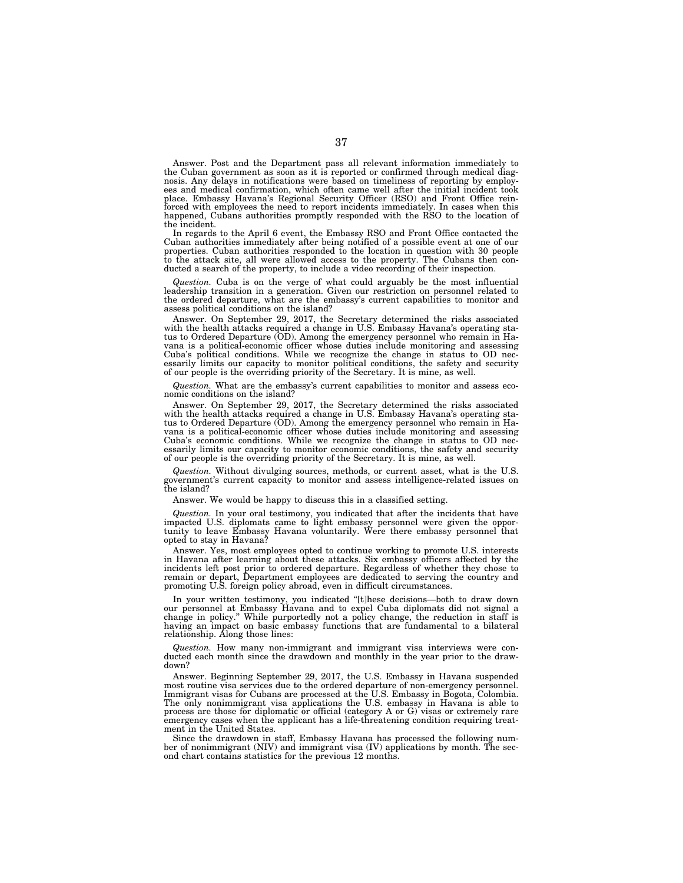Answer. Post and the Department pass all relevant information immediately to the Cuban government as soon as it is reported or confirmed through medical diagnosis. Any delays in notifications were based on timeliness of reporting by employees and medical confirmation, which often came well after the initial incident took place. Embassy Havana's Regional Security Officer (RSO) and Front Office reinforced with employees the need to report incidents immediately. In cases when this happened, Cubans authorities promptly responded with the RSO to the location of the incident.

In regards to the April 6 event, the Embassy RSO and Front Office contacted the Cuban authorities immediately after being notified of a possible event at one of our properties. Cuban authorities responded to the location in question with 30 people to the attack site, all were allowed access to the property. The Cubans then conducted a search of the property, to include a video recording of their inspection.

*Question.* Cuba is on the verge of what could arguably be the most influential leadership transition in a generation. Given our restriction on personnel related to the ordered departure, what are the embassy's current capabilities to monitor and assess political conditions on the island?

Answer. On September 29, 2017, the Secretary determined the risks associated with the health attacks required a change in U.S. Embassy Havana's operating status to Ordered Departure (OD). Among the emergency personnel who remain in Havana is a political-economic officer whose duties include monitoring and assessing Cuba's political conditions. While we recognize the change in status to OD necessarily limits our capacity to monitor political conditions, the safety and security of our people is the overriding priority of the Secretary. It is mine, as well.

*Question.* What are the embassy's current capabilities to monitor and assess economic conditions on the island?

Answer. On September 29, 2017, the Secretary determined the risks associated with the health attacks required a change in U.S. Embassy Havana's operating status to Ordered Departure (OD). Among the emergency personnel who remain in Havana is a political-economic officer whose duties include monitoring and assessing Cuba's economic conditions. While we recognize the change in status to OD necessarily limits our capacity to monitor economic conditions, the safety and security of our people is the overriding priority of the Secretary. It is mine, as well.

*Question.* Without divulging sources, methods, or current asset, what is the U.S. government's current capacity to monitor and assess intelligence-related issues on the island?

Answer. We would be happy to discuss this in a classified setting.

*Question.* In your oral testimony, you indicated that after the incidents that have impacted U.S. diplomats came to light embassy personnel were given the opportunity to leave Embassy Havana voluntarily. Were there embassy personnel that opted to stay in Havana?

Answer. Yes, most employees opted to continue working to promote U.S. interests in Havana after learning about these attacks. Six embassy officers affected by the incidents left post prior to ordered departure. Regardless of whether they chose to remain or depart, Department employees are dedicated to serving the country and promoting U.S. foreign policy abroad, even in difficult circumstances.

In your written testimony, you indicated "[t]hese decisions—both to draw down our personnel at Embassy Havana and to expel Cuba diplomats did not signal a change in policy." While purportedly not a policy change, the reduction in staff is having an impact on basic embassy functions that are fundamental to a bilateral relationship. Along those lines:

*Question.* How many non-immigrant and immigrant visa interviews were conducted each month since the drawdown and monthly in the year prior to the drawdown?

Answer. Beginning September 29, 2017, the U.S. Embassy in Havana suspended most routine visa services due to the ordered departure of non-emergency personnel. Immigrant visas for Cubans are processed at the U.S. Embassy in Bogota, Colombia. The only nonimmigrant visa applications the U.S. embassy in Havana is able to process are those for diplomatic or official (category A or G) visas or extremely rare emergency cases when the applicant has a life-threatening condition requiring treatment in the United States.

Since the drawdown in staff, Embassy Havana has processed the following number of nonimmigrant (NIV) and immigrant visa (IV) applications by month. The second chart contains statistics for the previous 12 months.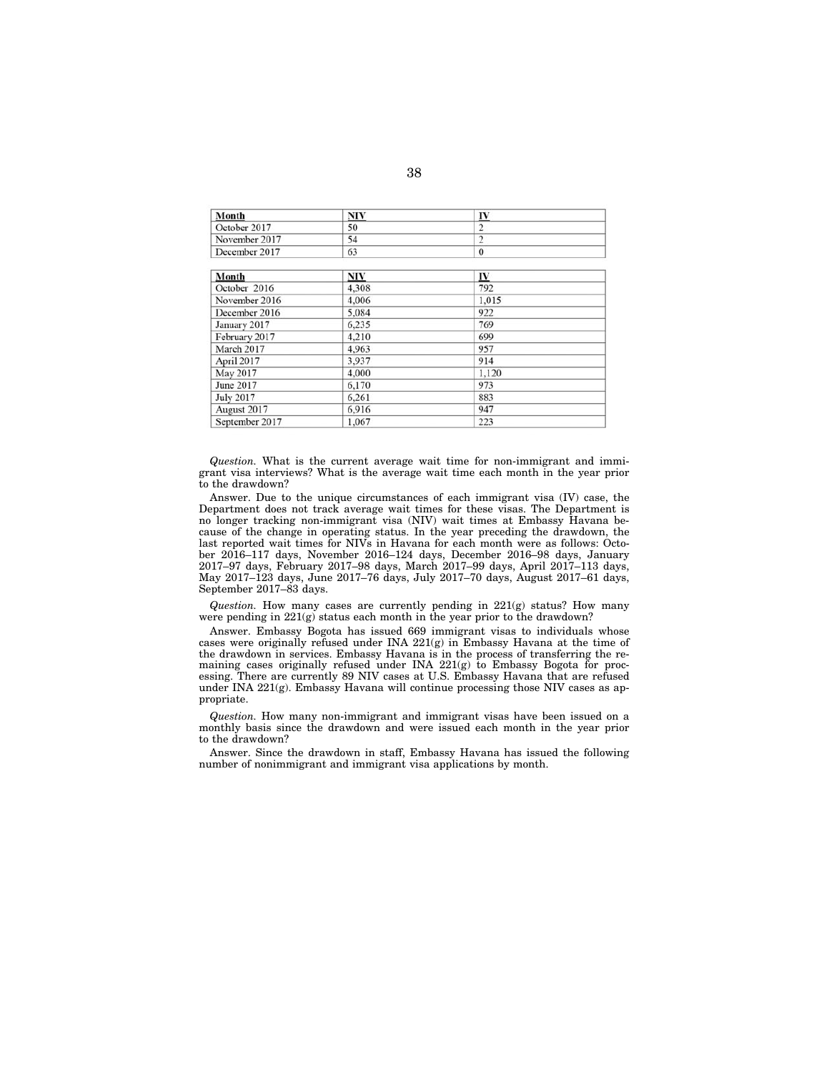| Month | NIV | IV |
|---|---|---|
| October 2017 | 50 | 2 |
| November 2017 | 54 | 2 |
| December 2017 | 63 | 0 |

| Month | NIV | IV |
|---|---|---|
| October 2016 | 4,308 | 792 |
| November 2016 | 4,006 | 1,015 |
| December 2016 | 5,084 | 922 |
| January 2017 | 6,235 | 769 |
| February 2017 | 4,210 | 699 |
| March 2017 | 4,963 | 957 |
| April 2017 | 3,937 | 914 |
| May 2017 | 4,000 | 1,120 |
| June 2017 | 6,170 | 973 |
| July 2017 | 6,261 | 883 |
| August 2017 | 6,916 | 947 |
| September 2017 | 1,067 | 223 |

*Question.* What is the current average wait time for non-immigrant and immigrant visa interviews? What is the average wait time each month in the year prior to the drawdown?

Answer. Due to the unique circumstances of each immigrant visa (IV) case, the Department does not track average wait times for these visas. The Department is no longer tracking non-immigrant visa (NIV) wait times at Embassy Havana because of the change in operating status. In the year preceding the drawdown, the last reported wait times for NIVs in Havana for each month were as follows: October 2016–117 days, November 2016–124 days, December 2016–98 days, January 2017–97 days, February 2017–98 days, March 2017–99 days, April 2017–113 days, May 2017–123 days, June 2017–76 days, July 2017–70 days, August 2017–61 days, September 2017–83 days.

*Question.* How many cases are currently pending in 221(g) status? How many were pending in 221(g) status each month in the year prior to the drawdown?

Answer. Embassy Bogota has issued 669 immigrant visas to individuals whose cases were originally refused under INA 221(g) in Embassy Havana at the time of the drawdown in services. Embassy Havana is in the process of transferring the remaining cases originally refused under INA 221(g) to Embassy Bogota for processing. There are currently 89 NIV cases at U.S. Embassy Havana that are refused under INA 221(g). Embassy Havana will continue processing those NIV cases as appropriate.

*Question.* How many non-immigrant and immigrant visas have been issued on a monthly basis since the drawdown and were issued each month in the year prior to the drawdown?

Answer. Since the drawdown in staff, Embassy Havana has issued the following number of nonimmigrant and immigrant visa applications by month.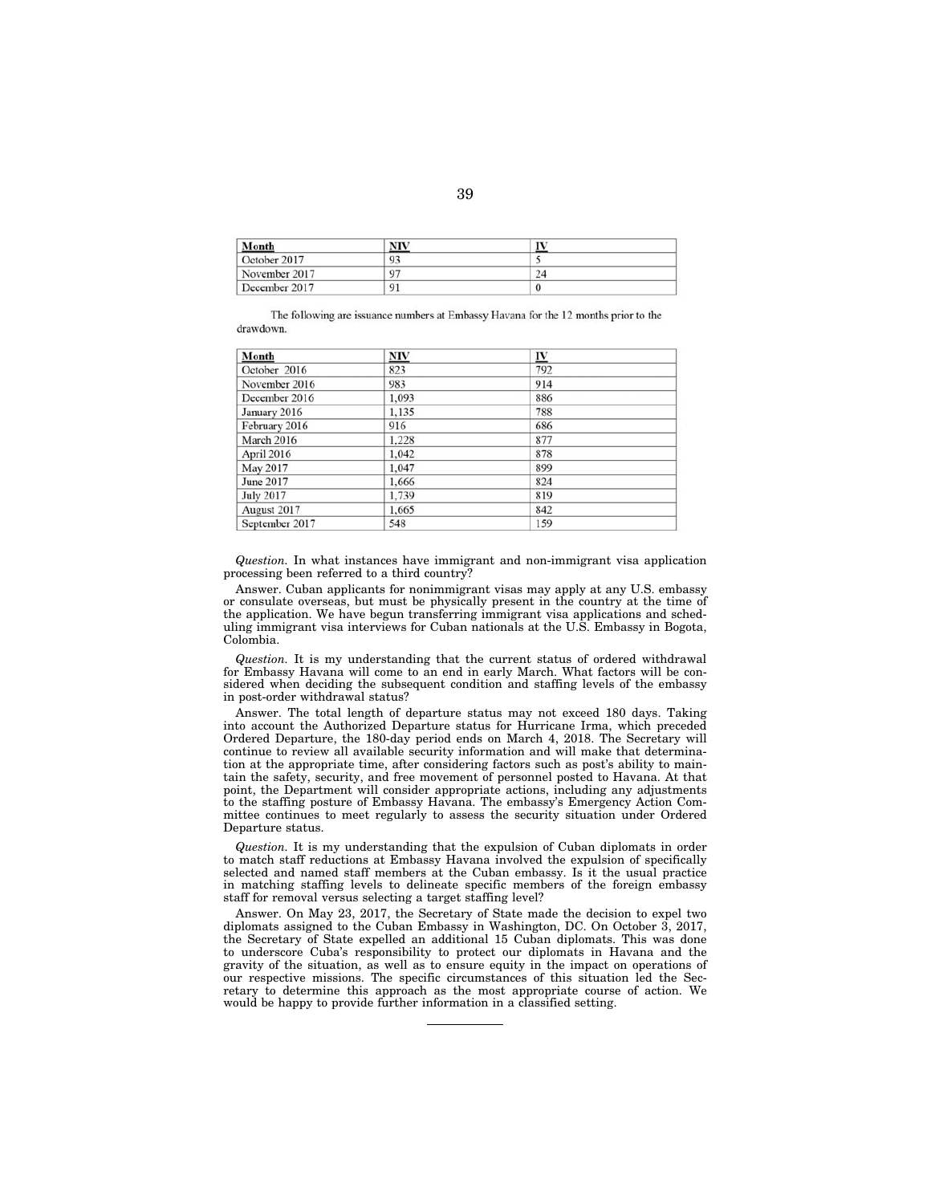| Month | NIV | IV |
|---|---|---|
| October 2017 | 93 | 5 |
| November 2017 | 97 | 24 |
| December 2017 | 91 | 0 |

The following are issuance numbers at Embassy Havana for the 12 months prior to the drawdown.

| Month | NIV | IV |
|---|---|---|
| October 2016 | 823 | 792 |
| November 2016 | 983 | 914 |
| December 2016 | 1,093 | 886 |
| January 2016 | 1,135 | 788 |
| February 2016 | 916 | 686 |
| March 2016 | 1,228 | 877 |
| April 2016 | 1,042 | 878 |
| May 2017 | 1,047 | 899 |
| June 2017 | 1,666 | 824 |
| July 2017 | 1,739 | 819 |
| August 2017 | 1,665 | 842 |
| September 2017 | 548 | 159 |

*Question.* In what instances have immigrant and non-immigrant visa application processing been referred to a third country?

Answer. Cuban applicants for nonimmigrant visas may apply at any U.S. embassy or consulate overseas, but must be physically present in the country at the time of the application. We have begun transferring immigrant visa applications and scheduling immigrant visa interviews for Cuban nationals at the U.S. Embassy in Bogota, Colombia.

*Question.* It is my understanding that the current status of ordered withdrawal for Embassy Havana will come to an end in early March. What factors will be considered when deciding the subsequent condition and staffing levels of the embassy in post-order withdrawal status?

Answer. The total length of departure status may not exceed 180 days. Taking into account the Authorized Departure status for Hurricane Irma, which preceded Ordered Departure, the 180-day period ends on March 4, 2018. The Secretary will continue to review all available security information and will make that determination at the appropriate time, after considering factors such as post's ability to maintain the safety, security, and free movement of personnel posted to Havana. At that point, the Department will consider appropriate actions, including any adjustments to the staffing posture of Embassy Havana. The embassy's Emergency Action Committee continues to meet regularly to assess the security situation under Ordered Departure status.

*Question.* It is my understanding that the expulsion of Cuban diplomats in order to match staff reductions at Embassy Havana involved the expulsion of specifically selected and named staff members at the Cuban embassy. Is it the usual practice in matching staffing levels to delineate specific members of the foreign embassy staff for removal versus selecting a target staffing level?

Answer. On May 23, 2017, the Secretary of State made the decision to expel two diplomats assigned to the Cuban Embassy in Washington, DC. On October 3, 2017, the Secretary of State expelled an additional 15 Cuban diplomats. This was done to underscore Cuba's responsibility to protect our diplomats in Havana and the gravity of the situation, as well as to ensure equity in the impact on operations of our respective missions. The specific circumstances of this situation led the Secretary to determine this approach as the most appropriate course of action. We would be happy to provide further information in a classified setting.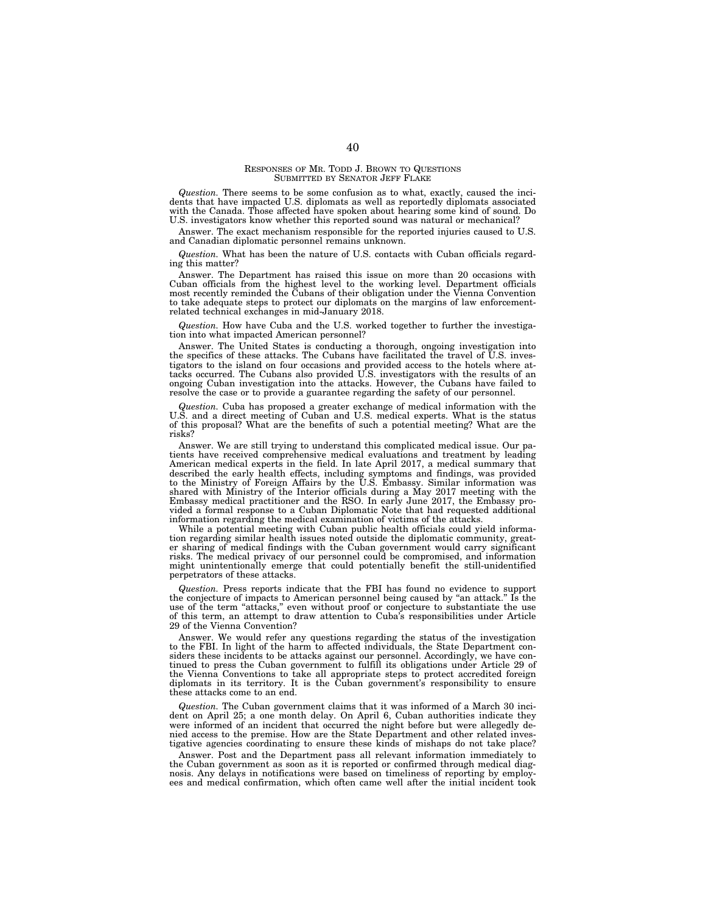RESPONSES OF MR. TODD J. BROWN TO QUESTIONS SUBMITTED BY SENATOR JEFF FLAKE

*Question.* There seems to be some confusion as to what, exactly, caused the incidents that have impacted U.S. diplomats as well as reportedly diplomats associated with the Canada. Those affected have spoken about hearing some kind of sound. Do U.S. investigators know whether this reported sound was natural or mechanical?

Answer. The exact mechanism responsible for the reported injuries caused to U.S. and Canadian diplomatic personnel remains unknown.

*Question.* What has been the nature of U.S. contacts with Cuban officials regarding this matter?

Answer. The Department has raised this issue on more than 20 occasions with Cuban officials from the highest level to the working level. Department officials most recently reminded the Cubans of their obligation under the Vienna Convention to take adequate steps to protect our diplomats on the margins of law enforcement-related technical exchanges in mid-January 2018.

*Question.* How have Cuba and the U.S. worked together to further the investigation into what impacted American personnel?

Answer. The United States is conducting a thorough, ongoing investigation into the specifics of these attacks. The Cubans have facilitated the travel of U.S. investigators to the island on four occasions and provided access to the hotels where attacks occurred. The Cubans also provided U.S. investigators with the results of an ongoing Cuban investigation into the attacks. However, the Cubans have failed to resolve the case or to provide a guarantee regarding the safety of our personnel.

*Question.* Cuba has proposed a greater exchange of medical information with the U.S. and a direct meeting of Cuban and U.S. medical experts. What is the status of this proposal? What are the benefits of such a potential meeting? What are the risks?

Answer. We are still trying to understand this complicated medical issue. Our patients have received comprehensive medical evaluations and treatment by leading American medical experts in the field. In late April 2017, a medical summary that described the early health effects, including symptoms and findings, was provided to the Ministry of Foreign Affairs by the U.S. Embassy. Similar information was shared with Ministry of the Interior officials during a May 2017 meeting with the Embassy medical practitioner and the RSO. In early June 2017, the Embassy provided a formal response to a Cuban Diplomatic Note that had requested additional information regarding the medical examination of victims of the attacks.

While a potential meeting with Cuban public health officials could yield information regarding similar health issues noted outside the diplomatic community, greater sharing of medical findings with the Cuban government would carry significant risks. The medical privacy of our personnel could be compromised, and information might unintentionally emerge that could potentially benefit the still-unidentified perpetrators of these attacks.

*Question.* Press reports indicate that the FBI has found no evidence to support the conjecture of impacts to American personnel being caused by "an attack." Is the use of the term "attacks," even without proof or conjecture to substantiate the use of this term, an attempt to draw attention to Cuba's responsibilities under Article 29 of the Vienna Convention?

Answer. We would refer any questions regarding the status of the investigation to the FBI. In light of the harm to affected individuals, the State Department considers these incidents to be attacks against our personnel. Accordingly, we have continued to press the Cuban government to fulfill its obligations under Article 29 of the Vienna Conventions to take all appropriate steps to protect accredited foreign diplomats in its territory. It is the Cuban government's responsibility to ensure these attacks come to an end.

*Question.* The Cuban government claims that it was informed of a March 30 incident on April 25; a one month delay. On April 6, Cuban authorities indicate they were informed of an incident that occurred the night before but were allegedly denied access to the premise. How are the State Department and other related investigative agencies coordinating to ensure these kinds of mishaps do not take place?

Answer. Post and the Department pass all relevant information immediately to the Cuban government as soon as it is reported or confirmed through medical diagnosis. Any delays in notifications were based on timeliness of reporting by employees and medical confirmation, which often came well after the initial incident took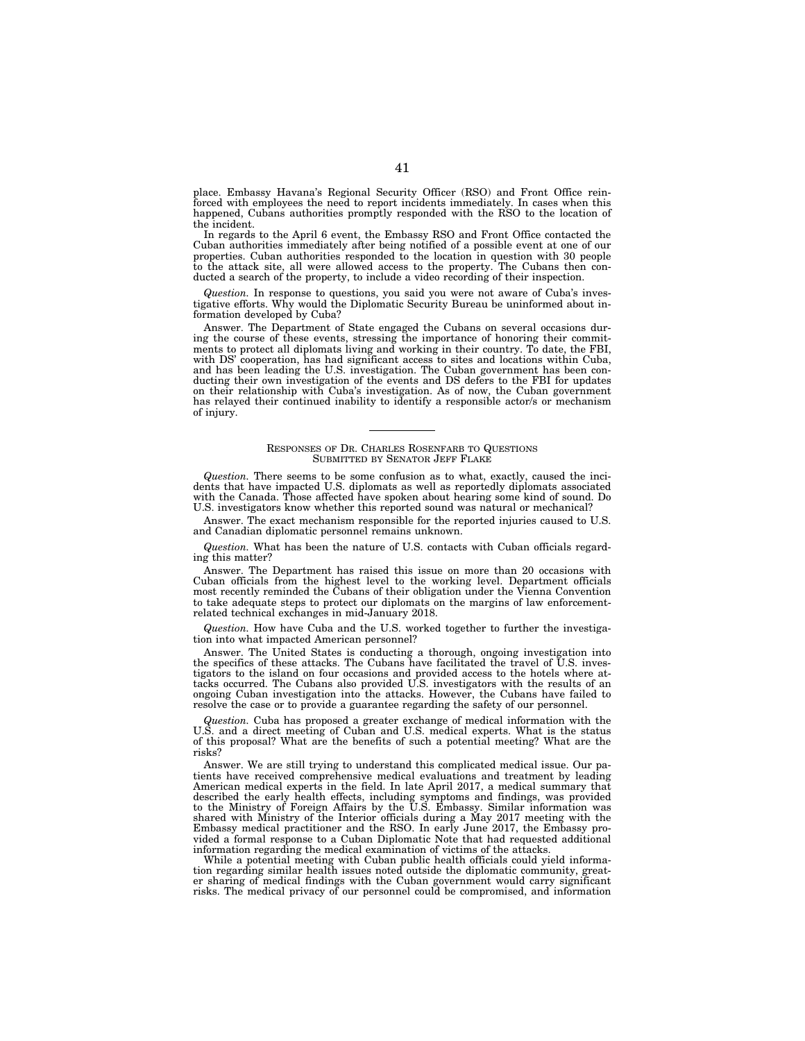place. Embassy Havana's Regional Security Officer (RSO) and Front Office reinforced with employees the need to report incidents immediately. In cases when this happened, Cubans authorities promptly responded with the RSO to the location of the incident.

In regards to the April 6 event, the Embassy RSO and Front Office contacted the Cuban authorities immediately after being notified of a possible event at one of our properties. Cuban authorities responded to the location in question with 30 people to the attack site, all were allowed access to the property. The Cubans then conducted a search of the property, to include a video recording of their inspection.

*Question.* In response to questions, you said you were not aware of Cuba's investigative efforts. Why would the Diplomatic Security Bureau be uninformed about information developed by Cuba?

Answer. The Department of State engaged the Cubans on several occasions during the course of these events, stressing the importance of honoring their commitments to protect all diplomats living and working in their country. To date, the FBI, with DS' cooperation, has had significant access to sites and locations within Cuba, and has been leading the U.S. investigation. The Cuban government has been conducting their own investigation of the events and DS defers to the FBI for updates on their relationship with Cuba's investigation. As of now, the Cuban government has relayed their continued inability to identify a responsible actor/s or mechanism of injury.

---

RESPONSES OF DR. CHARLES ROSENFARB TO QUESTIONS
SUBMITTED BY SENATOR JEFF FLAKE

*Question.* There seems to be some confusion as to what, exactly, caused the incidents that have impacted U.S. diplomats as well as reportedly diplomats associated with the Canada. Those affected have spoken about hearing some kind of sound. Do U.S. investigators know whether this reported sound was natural or mechanical?

Answer. The exact mechanism responsible for the reported injuries caused to U.S. and Canadian diplomatic personnel remains unknown.

*Question.* What has been the nature of U.S. contacts with Cuban officials regarding this matter?

Answer. The Department has raised this issue on more than 20 occasions with Cuban officials from the highest level to the working level. Department officials most recently reminded the Cubans of their obligation under the Vienna Convention to take adequate steps to protect our diplomats on the margins of law enforcement-related technical exchanges in mid-January 2018.

*Question.* How have Cuba and the U.S. worked together to further the investigation into what impacted American personnel?

Answer. The United States is conducting a thorough, ongoing investigation into the specifics of these attacks. The Cubans have facilitated the travel of U.S. investigators to the island on four occasions and provided access to the hotels where attacks occurred. The Cubans also provided U.S. investigators with the results of an ongoing Cuban investigation into the attacks. However, the Cubans have failed to resolve the case or to provide a guarantee regarding the safety of our personnel.

*Question.* Cuba has proposed a greater exchange of medical information with the U.S. and a direct meeting of Cuban and U.S. medical experts. What is the status of this proposal? What are the benefits of such a potential meeting? What are the risks?

Answer. We are still trying to understand this complicated medical issue. Our patients have received comprehensive medical evaluations and treatment by leading American medical experts in the field. In late April 2017, a medical summary that described the early health effects, including symptoms and findings, was provided to the Ministry of Foreign Affairs by the U.S. Embassy. Similar information was shared with Ministry of the Interior officials during a May 2017 meeting with the Embassy medical practitioner and the RSO. In early June 2017, the Embassy provided a formal response to a Cuban Diplomatic Note that had requested additional information regarding the medical examination of victims of the attacks.

While a potential meeting with Cuban public health officials could yield information regarding similar health issues noted outside the diplomatic community, greater sharing of medical findings with the Cuban government would carry significant risks. The medical privacy of our personnel could be compromised, and information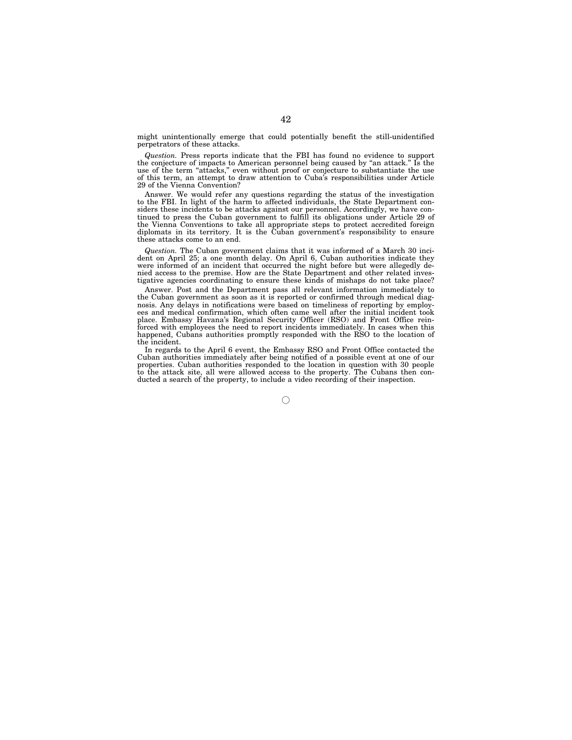might unintentionally emerge that could potentially benefit the still-unidentified perpetrators of these attacks.

*Question.* Press reports indicate that the FBI has found no evidence to support the conjecture of impacts to American personnel being caused by "an attack." Is the use of the term "attacks," even without proof or conjecture to substantiate the use of this term, an attempt to draw attention to Cuba's responsibilities under Article 29 of the Vienna Convention?

Answer. We would refer any questions regarding the status of the investigation to the FBI. In light of the harm to affected individuals, the State Department considers these incidents to be attacks against our personnel. Accordingly, we have continued to press the Cuban government to fulfill its obligations under Article 29 of the Vienna Conventions to take all appropriate steps to protect accredited foreign diplomats in its territory. It is the Cuban government's responsibility to ensure these attacks come to an end.

*Question.* The Cuban government claims that it was informed of a March 30 incident on April 25; a one month delay. On April 6, Cuban authorities indicate they were informed of an incident that occurred the night before but were allegedly denied access to the premise. How are the State Department and other related investigative agencies coordinating to ensure these kinds of mishaps do not take place?

Answer. Post and the Department pass all relevant information immediately to the Cuban government as soon as it is reported or confirmed through medical diagnosis. Any delays in notifications were based on timeliness of reporting by employees and medical confirmation, which often came well after the initial incident took place. Embassy Havana's Regional Security Officer (RSO) and Front Office reinforced with employees the need to report incidents immediately. In cases when this happened, Cubans authorities promptly responded with the RSO to the location of the incident.

In regards to the April 6 event, the Embassy RSO and Front Office contacted the Cuban authorities immediately after being notified of a possible event at one of our properties. Cuban authorities responded to the location in question with 30 people to the attack site, all were allowed access to the property. The Cubans then conducted a search of the property, to include a video recording of their inspection.